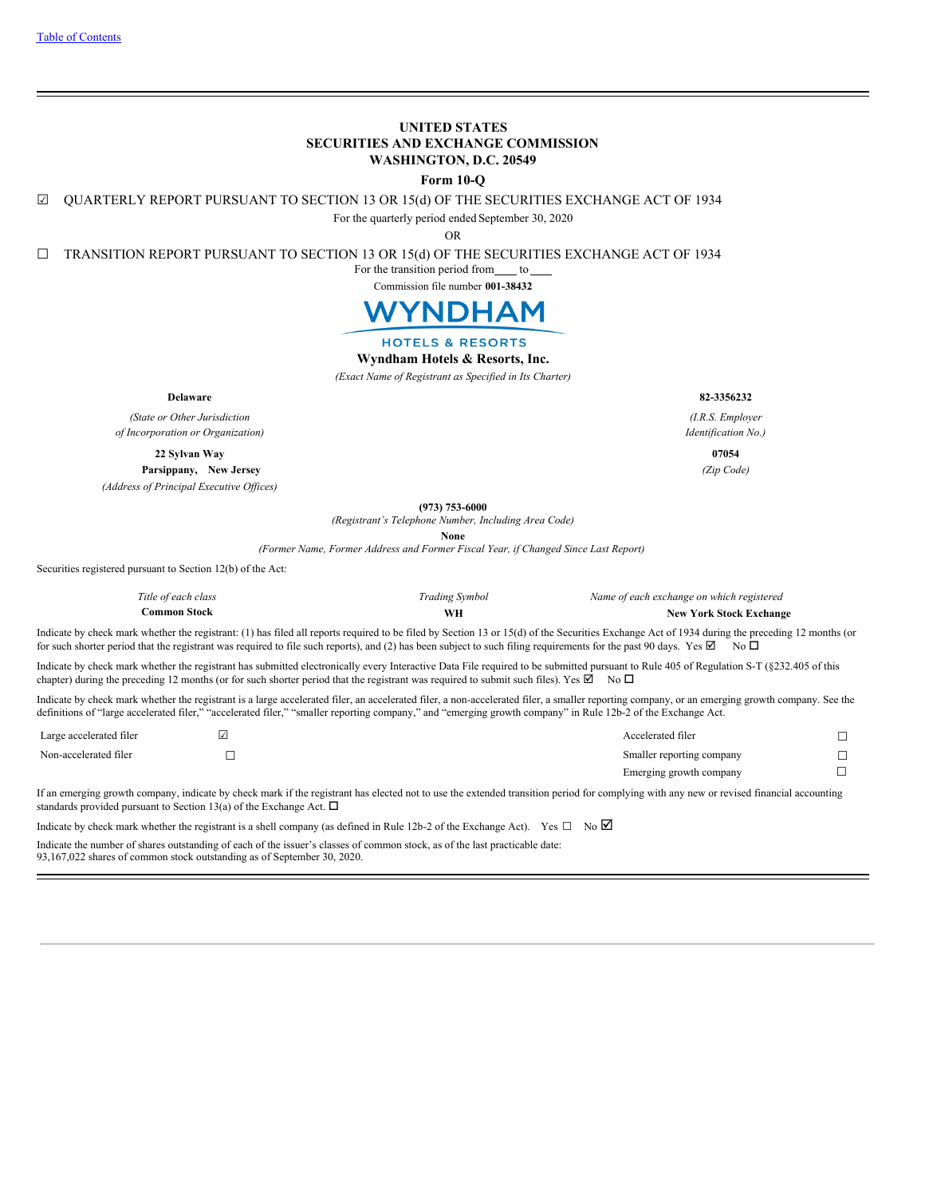[Table of Contents]

# UNITED STATES
# SECURITIES AND EXCHANGE COMMISSION
## WASHINGTON, D.C. 20549

**Form 10-Q**

☑ QUARTERLY REPORT PURSUANT TO SECTION 13 OR 15(d) OF THE SECURITIES EXCHANGE ACT OF 1934

For the quarterly period ended September 30, 2020

OR

☐ TRANSITION REPORT PURSUANT TO SECTION 13 OR 15(d) OF THE SECURITIES EXCHANGE ACT OF 1934

For the transition period from \_\_\_\_ to \_\_\_\_

Commission file number **001-38432**

WYNDHAM HOTELS & RESORTS

**Wyndham Hotels & Resorts, Inc.**

*(Exact Name of Registrant as Specified in Its Charter)*

| **Delaware** | **82-3356232** |
|---|---|
| *(State or Other Jurisdiction of Incorporation or Organization)* | *(I.R.S. Employer Identification No.)* |
| **22 Sylvan Way Parsippany, New Jersey** | **07054** |
| *(Address of Principal Executive Offices)* | *(Zip Code)* |

**(973) 753-6000**

*(Registrant's Telephone Number, Including Area Code)*

**None**

*(Former Name, Former Address and Former Fiscal Year, if Changed Since Last Report)*

Securities registered pursuant to Section 12(b) of the Act:

| *Title of each class* | *Trading Symbol* | *Name of each exchange on which registered* |
|---|---|---|
| **Common Stock** | **WH** | **New York Stock Exchange** |

Indicate by check mark whether the registrant: (1) has filed all reports required to be filed by Section 13 or 15(d) of the Securities Exchange Act of 1934 during the preceding 12 months (or for such shorter period that the registrant was required to file such reports), and (2) has been subject to such filing requirements for the past 90 days. Yes ☑ No ☐

Indicate by check mark whether the registrant has submitted electronically every Interactive Data File required to be submitted pursuant to Rule 405 of Regulation S-T (§232.405 of this chapter) during the preceding 12 months (or for such shorter period that the registrant was required to submit such files). Yes ☑ No ☐

Indicate by check mark whether the registrant is a large accelerated filer, an accelerated filer, a non-accelerated filer, a smaller reporting company, or an emerging growth company. See the definitions of "large accelerated filer," "accelerated filer," "smaller reporting company," and "emerging growth company" in Rule 12b-2 of the Exchange Act.

| | | | |
|---|---|---|---|
| Large accelerated filer | ☑ | Accelerated filer | ☐ |
| Non-accelerated filer | ☐ | Smaller reporting company | ☐ |
| | | Emerging growth company | ☐ |

If an emerging growth company, indicate by check mark if the registrant has elected not to use the extended transition period for complying with any new or revised financial accounting standards provided pursuant to Section 13(a) of the Exchange Act. ☐

Indicate by check mark whether the registrant is a shell company (as defined in Rule 12b-2 of the Exchange Act). Yes ☐ No ☑

Indicate the number of shares outstanding of each of the issuer's classes of common stock, as of the last practicable date:
93,167,022 shares of common stock outstanding as of September 30, 2020.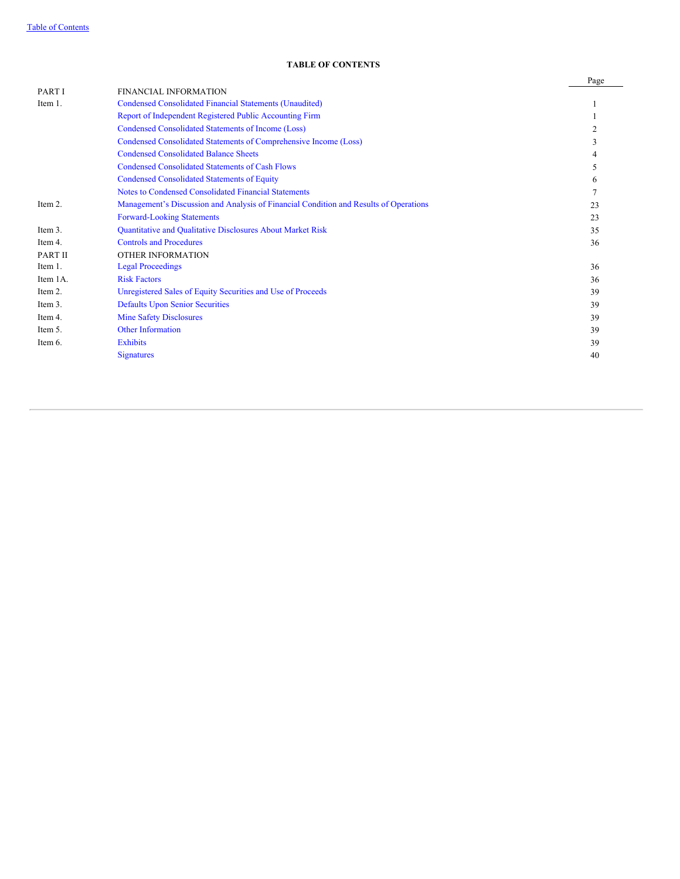Table of Contents

**TABLE OF CONTENTS**

| | | Page |
|---|---|---|
| PART I | FINANCIAL INFORMATION | |
| Item 1. | Condensed Consolidated Financial Statements (Unaudited) | 1 |
| | Report of Independent Registered Public Accounting Firm | 1 |
| | Condensed Consolidated Statements of Income (Loss) | 2 |
| | Condensed Consolidated Statements of Comprehensive Income (Loss) | 3 |
| | Condensed Consolidated Balance Sheets | 4 |
| | Condensed Consolidated Statements of Cash Flows | 5 |
| | Condensed Consolidated Statements of Equity | 6 |
| | Notes to Condensed Consolidated Financial Statements | 7 |
| Item 2. | Management's Discussion and Analysis of Financial Condition and Results of Operations | 23 |
| | Forward-Looking Statements | 23 |
| Item 3. | Quantitative and Qualitative Disclosures About Market Risk | 35 |
| Item 4. | Controls and Procedures | 36 |
| PART II | OTHER INFORMATION | |
| Item 1. | Legal Proceedings | 36 |
| Item 1A. | Risk Factors | 36 |
| Item 2. | Unregistered Sales of Equity Securities and Use of Proceeds | 39 |
| Item 3. | Defaults Upon Senior Securities | 39 |
| Item 4. | Mine Safety Disclosures | 39 |
| Item 5. | Other Information | 39 |
| Item 6. | Exhibits | 39 |
| | Signatures | 40 |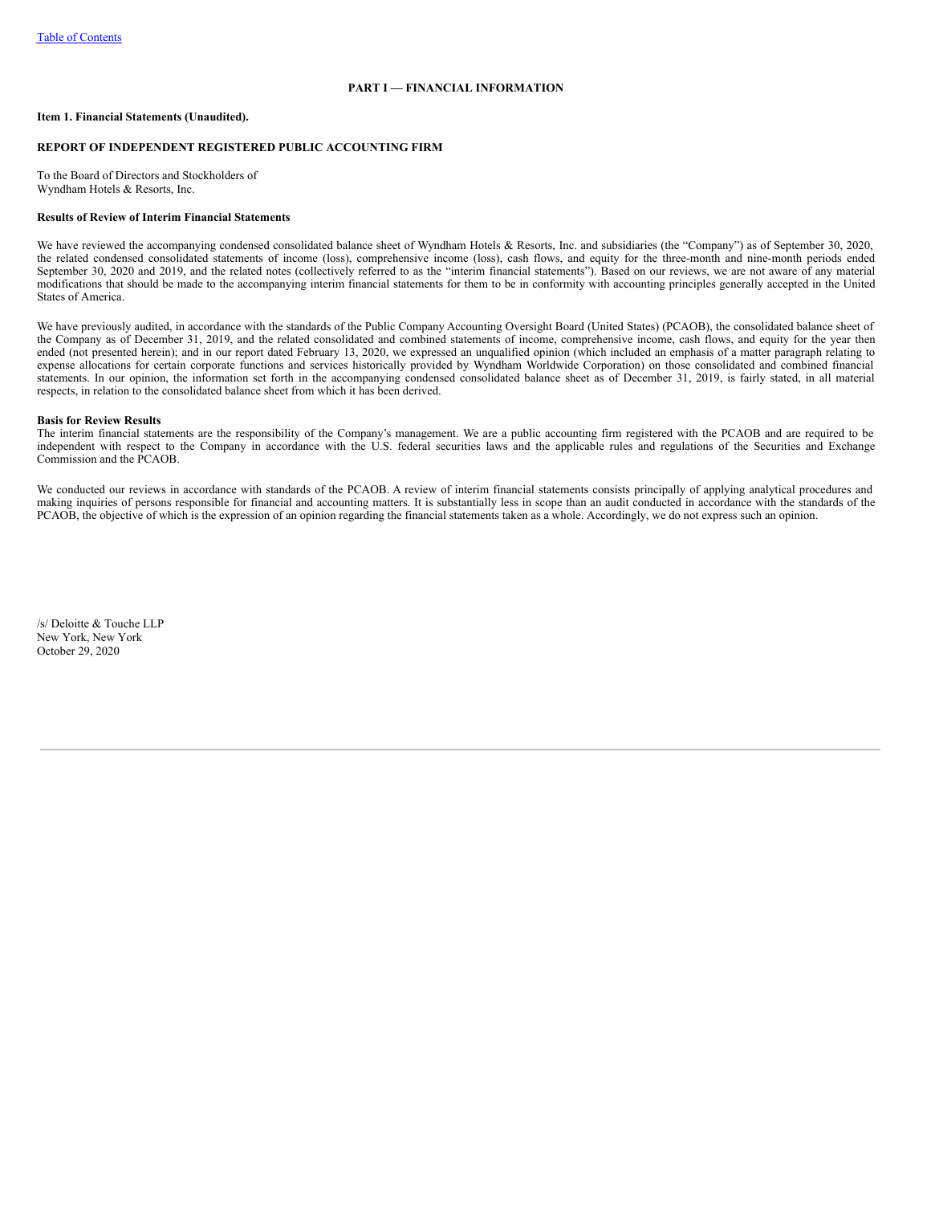## PART I — FINANCIAL INFORMATION

**Item 1. Financial Statements (Unaudited).**

**REPORT OF INDEPENDENT REGISTERED PUBLIC ACCOUNTING FIRM**

To the Board of Directors and Stockholders of
Wyndham Hotels & Resorts, Inc.

**Results of Review of Interim Financial Statements**

We have reviewed the accompanying condensed consolidated balance sheet of Wyndham Hotels & Resorts, Inc. and subsidiaries (the "Company") as of September 30, 2020, the related condensed consolidated statements of income (loss), comprehensive income (loss), cash flows, and equity for the three-month and nine-month periods ended September 30, 2020 and 2019, and the related notes (collectively referred to as the "interim financial statements"). Based on our reviews, we are not aware of any material modifications that should be made to the accompanying interim financial statements for them to be in conformity with accounting principles generally accepted in the United States of America.

We have previously audited, in accordance with the standards of the Public Company Accounting Oversight Board (United States) (PCAOB), the consolidated balance sheet of the Company as of December 31, 2019, and the related consolidated and combined statements of income, comprehensive income, cash flows, and equity for the year then ended (not presented herein); and in our report dated February 13, 2020, we expressed an unqualified opinion (which included an emphasis of a matter paragraph relating to expense allocations for certain corporate functions and services historically provided by Wyndham Worldwide Corporation) on those consolidated and combined financial statements. In our opinion, the information set forth in the accompanying condensed consolidated balance sheet as of December 31, 2019, is fairly stated, in all material respects, in relation to the consolidated balance sheet from which it has been derived.

**Basis for Review Results**

The interim financial statements are the responsibility of the Company's management. We are a public accounting firm registered with the PCAOB and are required to be independent with respect to the Company in accordance with the U.S. federal securities laws and the applicable rules and regulations of the Securities and Exchange Commission and the PCAOB.

We conducted our reviews in accordance with standards of the PCAOB. A review of interim financial statements consists principally of applying analytical procedures and making inquiries of persons responsible for financial and accounting matters. It is substantially less in scope than an audit conducted in accordance with the standards of the PCAOB, the objective of which is the expression of an opinion regarding the financial statements taken as a whole. Accordingly, we do not express such an opinion.

/s/ Deloitte & Touche LLP
New York, New York
October 29, 2020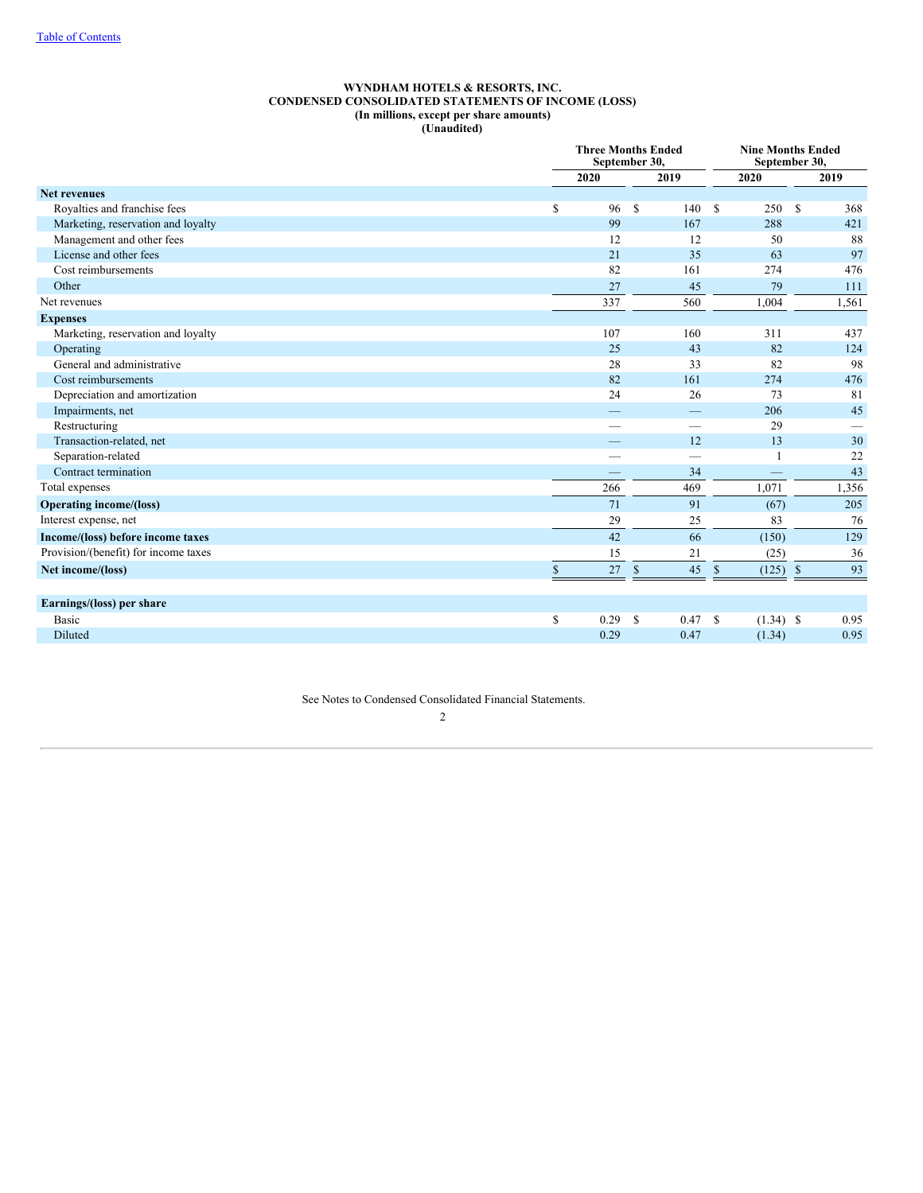# WYNDHAM HOTELS & RESORTS, INC.
## CONDENSED CONSOLIDATED STATEMENTS OF INCOME (LOSS)
### (In millions, except per share amounts)
### (Unaudited)

| | Three Months Ended September 30, | | Nine Months Ended September 30, | |
|---|---|---|---|---|
| | 2020 | 2019 | 2020 | 2019 |
| **Net revenues** | | | | |
| Royalties and franchise fees | $ 96 | $ 140 | $ 250 | $ 368 |
| Marketing, reservation and loyalty | 99 | 167 | 288 | 421 |
| Management and other fees | 12 | 12 | 50 | 88 |
| License and other fees | 21 | 35 | 63 | 97 |
| Cost reimbursements | 82 | 161 | 274 | 476 |
| Other | 27 | 45 | 79 | 111 |
| Net revenues | 337 | 560 | 1,004 | 1,561 |
| **Expenses** | | | | |
| Marketing, reservation and loyalty | 107 | 160 | 311 | 437 |
| Operating | 25 | 43 | 82 | 124 |
| General and administrative | 28 | 33 | 82 | 98 |
| Cost reimbursements | 82 | 161 | 274 | 476 |
| Depreciation and amortization | 24 | 26 | 73 | 81 |
| Impairments, net | — | — | 206 | 45 |
| Restructuring | — | — | 29 | — |
| Transaction-related, net | — | 12 | 13 | 30 |
| Separation-related | — | — | 1 | 22 |
| Contract termination | — | 34 | — | 43 |
| Total expenses | 266 | 469 | 1,071 | 1,356 |
| **Operating income/(loss)** | 71 | 91 | (67) | 205 |
| Interest expense, net | 29 | 25 | 83 | 76 |
| **Income/(loss) before income taxes** | 42 | 66 | (150) | 129 |
| Provision/(benefit) for income taxes | 15 | 21 | (25) | 36 |
| **Net income/(loss)** | $ 27 | $ 45 | $ (125) | $ 93 |
| | | | | |
| **Earnings/(loss) per share** | | | | |
| Basic | $ 0.29 | $ 0.47 | $ (1.34) | $ 0.95 |
| Diluted | 0.29 | 0.47 | (1.34) | 0.95 |

See Notes to Condensed Consolidated Financial Statements.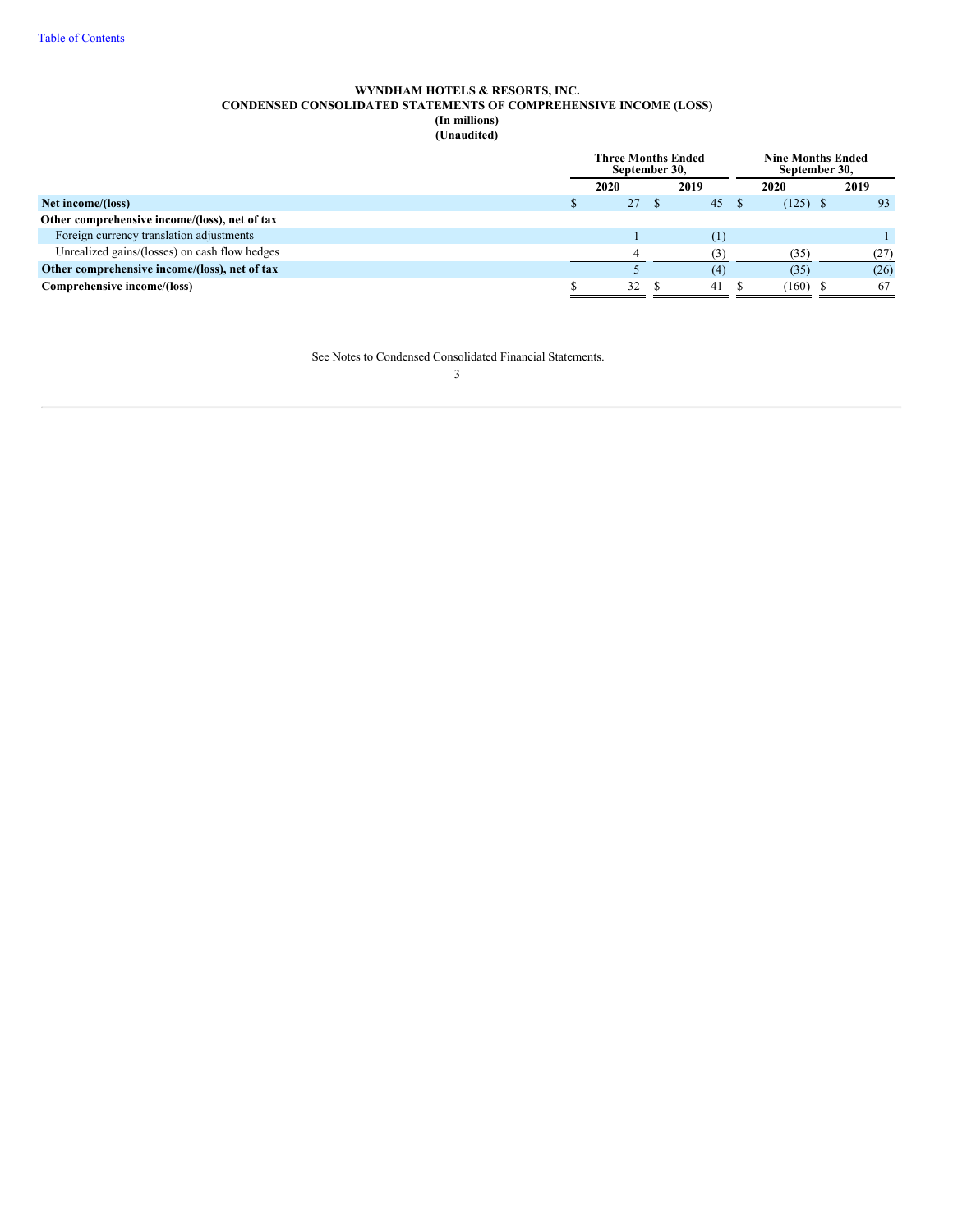# WYNDHAM HOTELS & RESORTS, INC.
## CONDENSED CONSOLIDATED STATEMENTS OF COMPREHENSIVE INCOME (LOSS)
**(In millions)**
**(Unaudited)**

| | Three Months Ended September 30, | | Nine Months Ended September 30, | |
|---|---|---|---|---|
| | 2020 | 2019 | 2020 | 2019 |
| **Net income/(loss)** | $ 27 | $ 45 | $ (125) | $ 93 |
| **Other comprehensive income/(loss), net of tax** | | | | |
| Foreign currency translation adjustments | 1 | (1) | — | 1 |
| Unrealized gains/(losses) on cash flow hedges | 4 | (3) | (35) | (27) |
| **Other comprehensive income/(loss), net of tax** | 5 | (4) | (35) | (26) |
| **Comprehensive income/(loss)** | $ 32 | $ 41 | $ (160) | $ 67 |

See Notes to Condensed Consolidated Financial Statements.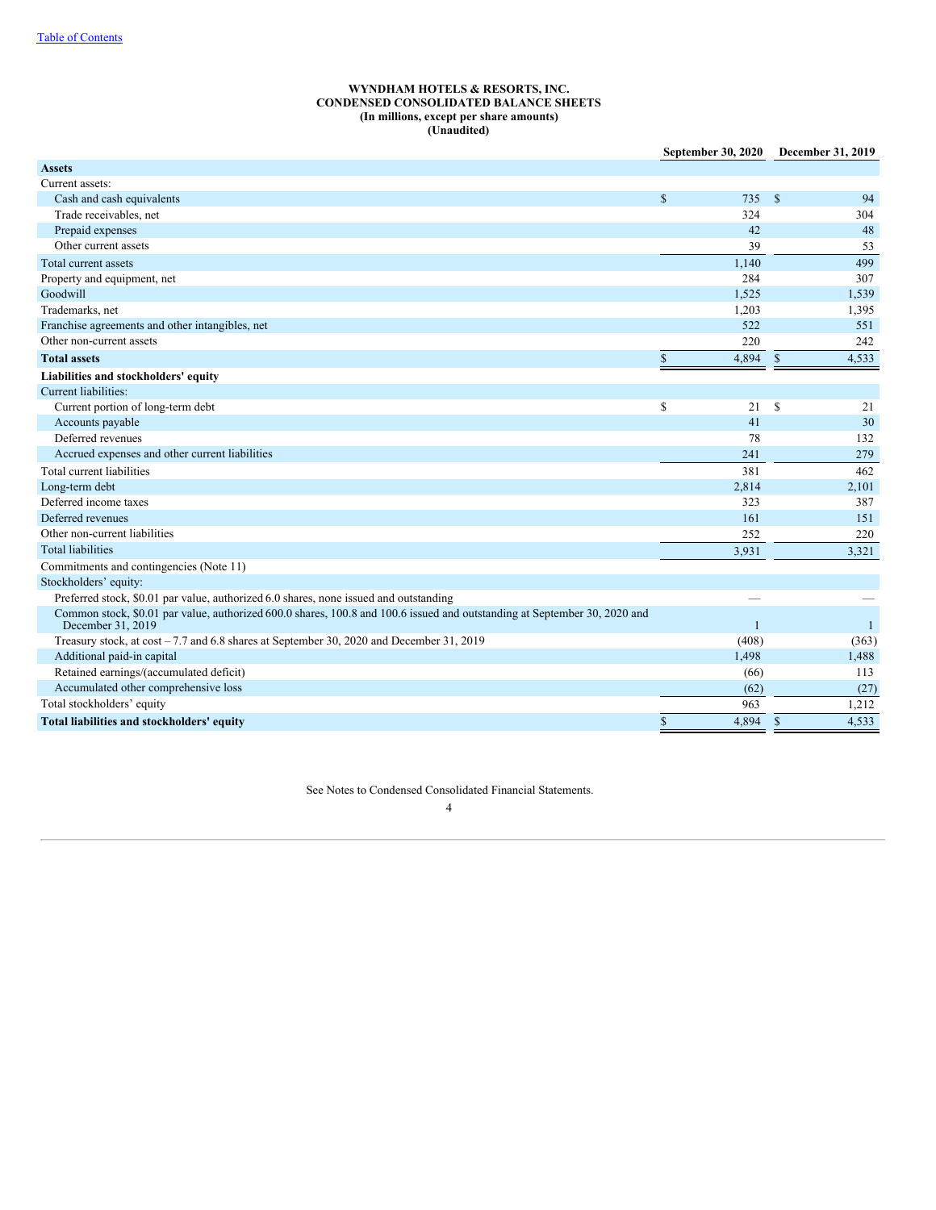[Table of Contents](#)

**WYNDHAM HOTELS & RESORTS, INC.**
**CONDENSED CONSOLIDATED BALANCE SHEETS**
**(In millions, except per share amounts)**
**(Unaudited)**

| | September 30, 2020 | December 31, 2019 |
|---|---|---|
| **Assets** | | |
| Current assets: | | |
| Cash and cash equivalents | $ 735 | $ 94 |
| Trade receivables, net | 324 | 304 |
| Prepaid expenses | 42 | 48 |
| Other current assets | 39 | 53 |
| Total current assets | 1,140 | 499 |
| Property and equipment, net | 284 | 307 |
| Goodwill | 1,525 | 1,539 |
| Trademarks, net | 1,203 | 1,395 |
| Franchise agreements and other intangibles, net | 522 | 551 |
| Other non-current assets | 220 | 242 |
| **Total assets** | $ 4,894 | $ 4,533 |
| **Liabilities and stockholders' equity** | | |
| Current liabilities: | | |
| Current portion of long-term debt | $ 21 | $ 21 |
| Accounts payable | 41 | 30 |
| Deferred revenues | 78 | 132 |
| Accrued expenses and other current liabilities | 241 | 279 |
| Total current liabilities | 381 | 462 |
| Long-term debt | 2,814 | 2,101 |
| Deferred income taxes | 323 | 387 |
| Deferred revenues | 161 | 151 |
| Other non-current liabilities | 252 | 220 |
| Total liabilities | 3,931 | 3,321 |
| Commitments and contingencies (Note 11) | | |
| Stockholders' equity: | | |
| Preferred stock, $0.01 par value, authorized 6.0 shares, none issued and outstanding | — | — |
| Common stock, $0.01 par value, authorized 600.0 shares, 100.8 and 100.6 issued and outstanding at September 30, 2020 and December 31, 2019 | 1 | 1 |
| Treasury stock, at cost – 7.7 and 6.8 shares at September 30, 2020 and December 31, 2019 | (408) | (363) |
| Additional paid-in capital | 1,498 | 1,488 |
| Retained earnings/(accumulated deficit) | (66) | 113 |
| Accumulated other comprehensive loss | (62) | (27) |
| Total stockholders' equity | 963 | 1,212 |
| **Total liabilities and stockholders' equity** | $ 4,894 | $ 4,533 |

See Notes to Condensed Consolidated Financial Statements.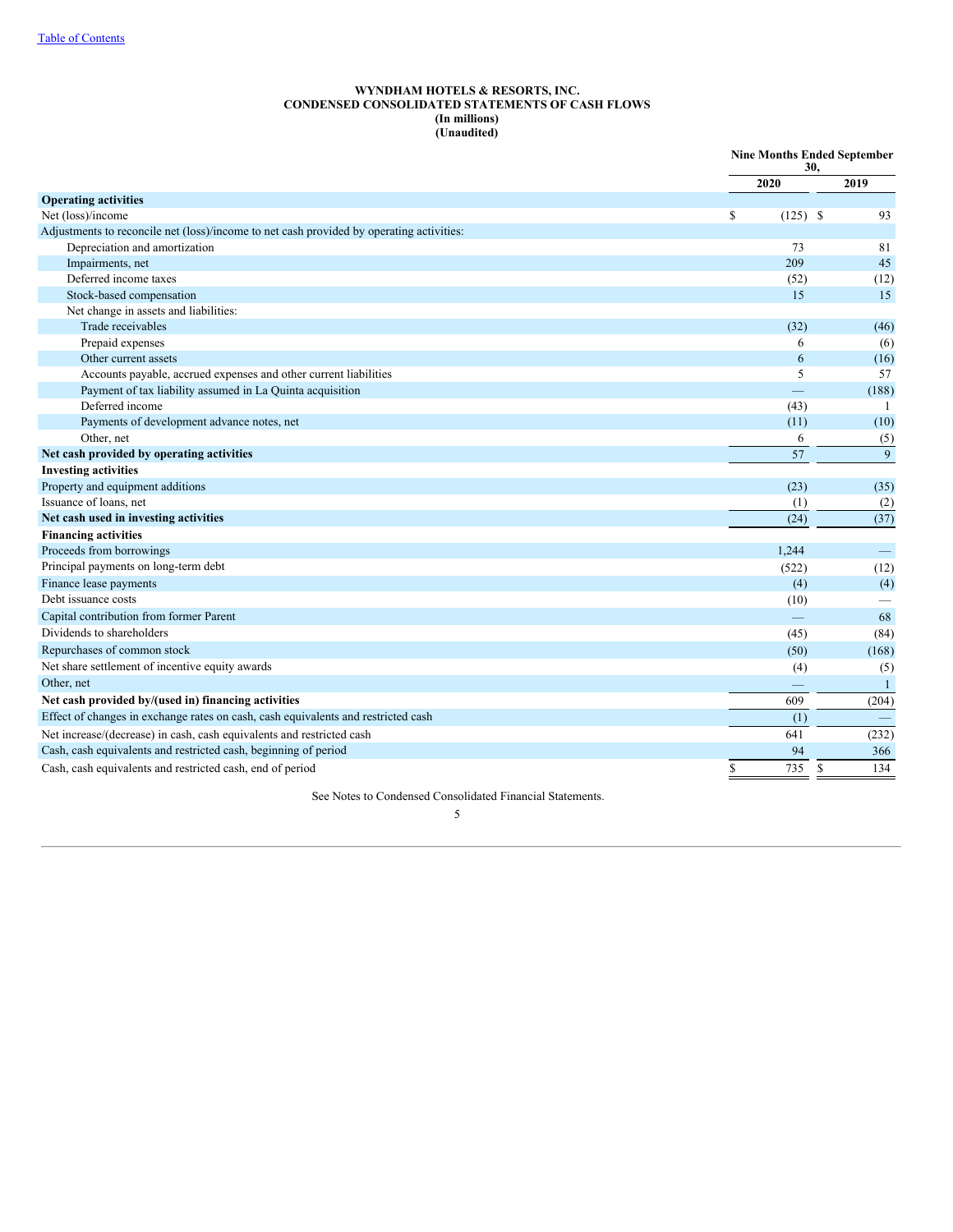# WYNDHAM HOTELS & RESORTS, INC.
## CONDENSED CONSOLIDATED STATEMENTS OF CASH FLOWS
**(In millions)**
**(Unaudited)**

| | Nine Months Ended September 30, | |
|---|---|---|
| | 2020 | 2019 |
| **Operating activities** | | |
| Net (loss)/income | $ (125) | $ 93 |
| Adjustments to reconcile net (loss)/income to net cash provided by operating activities: | | |
| Depreciation and amortization | 73 | 81 |
| Impairments, net | 209 | 45 |
| Deferred income taxes | (52) | (12) |
| Stock-based compensation | 15 | 15 |
| Net change in assets and liabilities: | | |
| Trade receivables | (32) | (46) |
| Prepaid expenses | 6 | (6) |
| Other current assets | 6 | (16) |
| Accounts payable, accrued expenses and other current liabilities | 5 | 57 |
| Payment of tax liability assumed in La Quinta acquisition | — | (188) |
| Deferred income | (43) | 1 |
| Payments of development advance notes, net | (11) | (10) |
| Other, net | 6 | (5) |
| **Net cash provided by operating activities** | 57 | 9 |
| **Investing activities** | | |
| Property and equipment additions | (23) | (35) |
| Issuance of loans, net | (1) | (2) |
| **Net cash used in investing activities** | (24) | (37) |
| **Financing activities** | | |
| Proceeds from borrowings | 1,244 | — |
| Principal payments on long-term debt | (522) | (12) |
| Finance lease payments | (4) | (4) |
| Debt issuance costs | (10) | — |
| Capital contribution from former Parent | — | 68 |
| Dividends to shareholders | (45) | (84) |
| Repurchases of common stock | (50) | (168) |
| Net share settlement of incentive equity awards | (4) | (5) |
| Other, net | — | 1 |
| **Net cash provided by/(used in) financing activities** | 609 | (204) |
| Effect of changes in exchange rates on cash, cash equivalents and restricted cash | (1) | — |
| Net increase/(decrease) in cash, cash equivalents and restricted cash | 641 | (232) |
| Cash, cash equivalents and restricted cash, beginning of period | 94 | 366 |
| Cash, cash equivalents and restricted cash, end of period | $ 735 | $ 134 |

See Notes to Condensed Consolidated Financial Statements.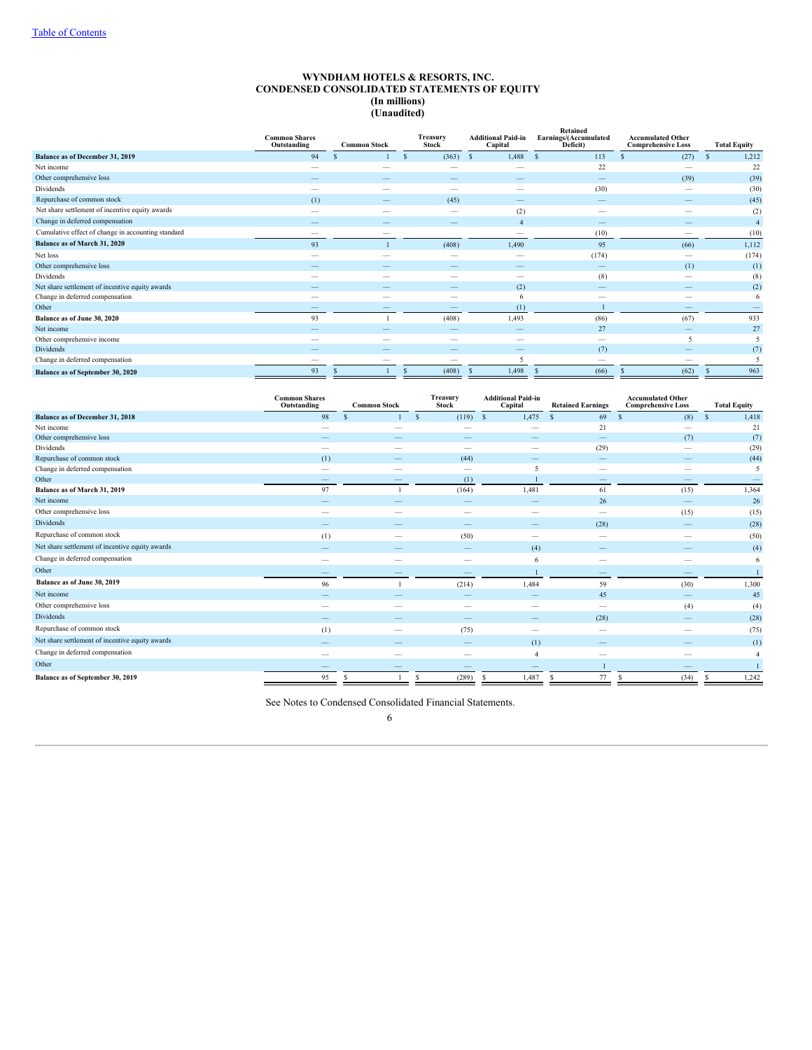# WYNDHAM HOTELS & RESORTS, INC.
# CONDENSED CONSOLIDATED STATEMENTS OF EQUITY
## (In millions)
## (Unaudited)

| | Common Shares Outstanding | Common Stock | Treasury Stock | Additional Paid-in Capital | Retained Earnings/(Accumulated Deficit) | Accumulated Other Comprehensive Loss | Total Equity |
|---|---|---|---|---|---|---|---|
| **Balance as of December 31, 2019** | 94 | $ 1 | $ (363) | $ 1,488 | $ 113 | $ (27) | $ 1,212 |
| Net income | — | — | — | — | 22 | — | 22 |
| Other comprehensive loss | — | — | — | — | — | (39) | (39) |
| Dividends | — | — | — | — | (30) | — | (30) |
| Repurchase of common stock | (1) | — | (45) | — | — | — | (45) |
| Net share settlement of incentive equity awards | — | — | — | (2) | — | — | (2) |
| Change in deferred compensation | — | — | — | 4 | — | — | 4 |
| Cumulative effect of change in accounting standard | — | — | | — | (10) | — | (10) |
| **Balance as of March 31, 2020** | 93 | 1 | (408) | 1,490 | 95 | (66) | 1,112 |
| Net loss | — | — | — | — | (174) | — | (174) |
| Other comprehensive loss | — | — | — | — | — | (1) | (1) |
| Dividends | — | — | — | — | (8) | — | (8) |
| Net share settlement of incentive equity awards | — | — | — | (2) | — | — | (2) |
| Change in deferred compensation | — | — | — | 6 | — | — | 6 |
| Other | — | — | — | (1) | 1 | — | — |
| **Balance as of June 30, 2020** | 93 | 1 | (408) | 1,493 | (86) | (67) | 933 |
| Net income | — | — | — | — | 27 | — | 27 |
| Other comprehensive income | — | — | — | — | — | 5 | 5 |
| Dividends | — | — | — | — | (7) | — | (7) |
| Change in deferred compensation | — | — | — | 5 | — | — | 5 |
| **Balance as of September 30, 2020** | 93 | $ 1 | $ (408) | $ 1,498 | $ (66) | $ (62) | $ 963 |

| | Common Shares Outstanding | Common Stock | Treasury Stock | Additional Paid-in Capital | Retained Earnings | Accumulated Other Comprehensive Loss | Total Equity |
|---|---|---|---|---|---|---|---|
| **Balance as of December 31, 2018** | 98 | $ 1 | $ (119) | $ 1,475 | $ 69 | $ (8) | $ 1,418 |
| Net income | — | — | — | — | 21 | — | 21 |
| Other comprehensive loss | — | — | — | — | — | (7) | (7) |
| Dividends | — | — | — | — | (29) | — | (29) |
| Repurchase of common stock | (1) | — | (44) | — | — | — | (44) |
| Change in deferred compensation | — | — | — | 5 | — | — | 5 |
| Other | — | — | (1) | 1 | — | — | — |
| **Balance as of March 31, 2019** | 97 | 1 | (164) | 1,481 | 61 | (15) | 1,364 |
| Net income | — | — | — | — | 26 | — | 26 |
| Other comprehensive loss | — | — | — | — | — | (15) | (15) |
| Dividends | — | — | — | — | (28) | — | (28) |
| Repurchase of common stock | (1) | — | (50) | — | — | — | (50) |
| Net share settlement of incentive equity awards | — | — | — | (4) | — | — | (4) |
| Change in deferred compensation | — | — | — | 6 | — | — | 6 |
| Other | — | — | — | 1 | — | — | 1 |
| **Balance as of June 30, 2019** | 96 | 1 | (214) | 1,484 | 59 | (30) | 1,300 |
| Net income | — | — | — | — | 45 | — | 45 |
| Other comprehensive loss | — | — | — | — | — | (4) | (4) |
| Dividends | — | — | — | — | (28) | — | (28) |
| Repurchase of common stock | (1) | — | (75) | — | — | — | (75) |
| Net share settlement of incentive equity awards | — | — | — | (1) | — | — | (1) |
| Change in deferred compensation | — | — | — | 4 | — | — | 4 |
| Other | — | — | — | — | 1 | — | 1 |
| **Balance as of September 30, 2019** | 95 | $ 1 | $ (289) | $ 1,487 | $ 77 | $ (34) | $ 1,242 |

See Notes to Condensed Consolidated Financial Statements.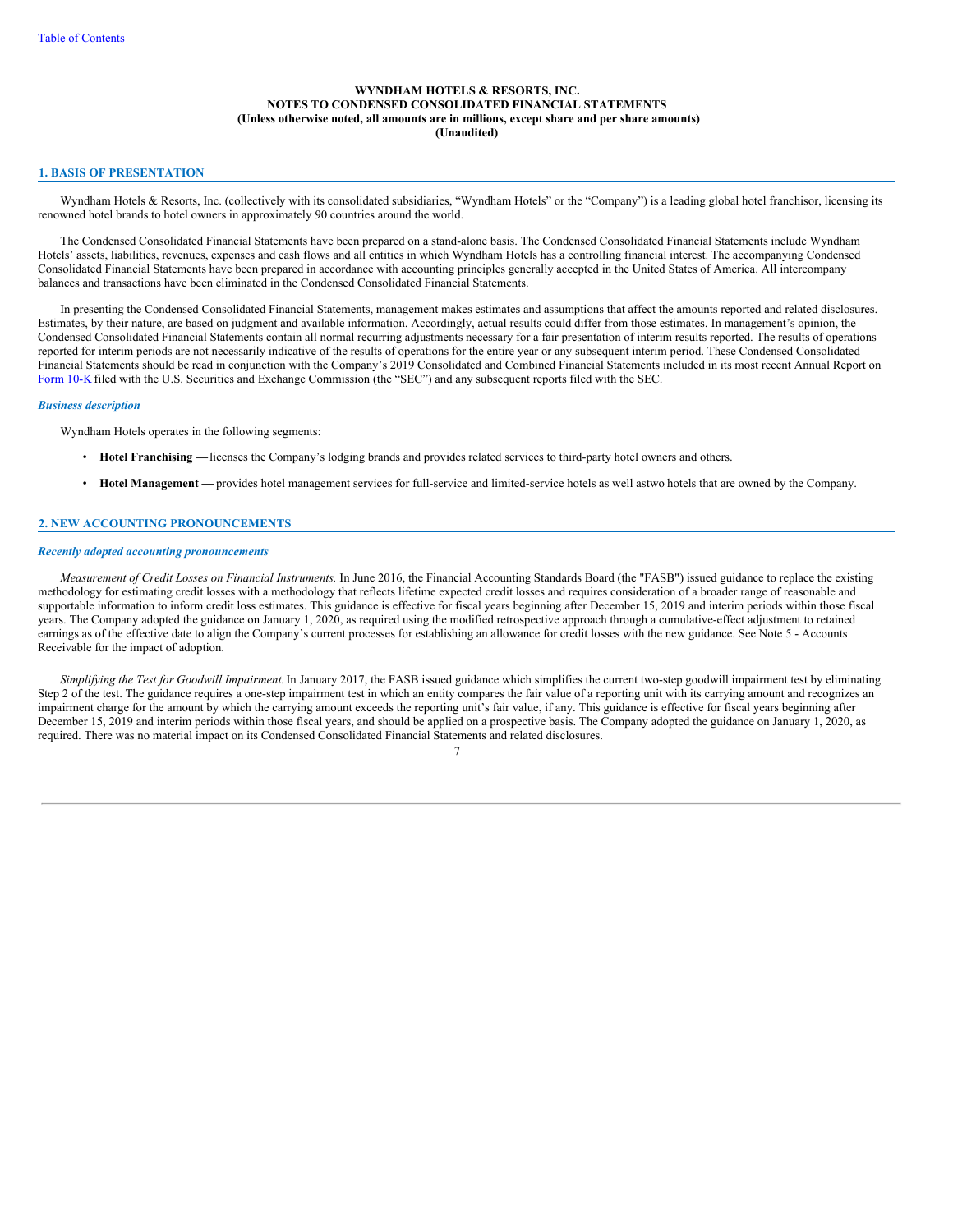# WYNDHAM HOTELS & RESORTS, INC.
## NOTES TO CONDENSED CONSOLIDATED FINANCIAL STATEMENTS
**(Unless otherwise noted, all amounts are in millions, except share and per share amounts)**
**(Unaudited)**

## 1. BASIS OF PRESENTATION

Wyndham Hotels & Resorts, Inc. (collectively with its consolidated subsidiaries, "Wyndham Hotels" or the "Company") is a leading global hotel franchisor, licensing its renowned hotel brands to hotel owners in approximately 90 countries around the world.

The Condensed Consolidated Financial Statements have been prepared on a stand-alone basis. The Condensed Consolidated Financial Statements include Wyndham Hotels' assets, liabilities, revenues, expenses and cash flows and all entities in which Wyndham Hotels has a controlling financial interest. The accompanying Condensed Consolidated Financial Statements have been prepared in accordance with accounting principles generally accepted in the United States of America. All intercompany balances and transactions have been eliminated in the Condensed Consolidated Financial Statements.

In presenting the Condensed Consolidated Financial Statements, management makes estimates and assumptions that affect the amounts reported and related disclosures. Estimates, by their nature, are based on judgment and available information. Accordingly, actual results could differ from those estimates. In management's opinion, the Condensed Consolidated Financial Statements contain all normal recurring adjustments necessary for a fair presentation of interim results reported. The results of operations reported for interim periods are not necessarily indicative of the results of operations for the entire year or any subsequent interim period. These Condensed Consolidated Financial Statements should be read in conjunction with the Company's 2019 Consolidated and Combined Financial Statements included in its most recent Annual Report on Form 10-K filed with the U.S. Securities and Exchange Commission (the "SEC") and any subsequent reports filed with the SEC.

### *Business description*

Wyndham Hotels operates in the following segments:

- **Hotel Franchising —** licenses the Company's lodging brands and provides related services to third-party hotel owners and others.
- **Hotel Management —** provides hotel management services for full-service and limited-service hotels as well astwo hotels that are owned by the Company.

## 2. NEW ACCOUNTING PRONOUNCEMENTS

### *Recently adopted accounting pronouncements*

*Measurement of Credit Losses on Financial Instruments.* In June 2016, the Financial Accounting Standards Board (the "FASB") issued guidance to replace the existing methodology for estimating credit losses with a methodology that reflects lifetime expected credit losses and requires consideration of a broader range of reasonable and supportable information to inform credit loss estimates. This guidance is effective for fiscal years beginning after December 15, 2019 and interim periods within those fiscal years. The Company adopted the guidance on January 1, 2020, as required using the modified retrospective approach through a cumulative-effect adjustment to retained earnings as of the effective date to align the Company's current processes for establishing an allowance for credit losses with the new guidance. See Note 5 - Accounts Receivable for the impact of adoption.

*Simplifying the Test for Goodwill Impairment.* In January 2017, the FASB issued guidance which simplifies the current two-step goodwill impairment test by eliminating Step 2 of the test. The guidance requires a one-step impairment test in which an entity compares the fair value of a reporting unit with its carrying amount and recognizes an impairment charge for the amount by which the carrying amount exceeds the reporting unit's fair value, if any. This guidance is effective for fiscal years beginning after December 15, 2019 and interim periods within those fiscal years, and should be applied on a prospective basis. The Company adopted the guidance on January 1, 2020, as required. There was no material impact on its Condensed Consolidated Financial Statements and related disclosures.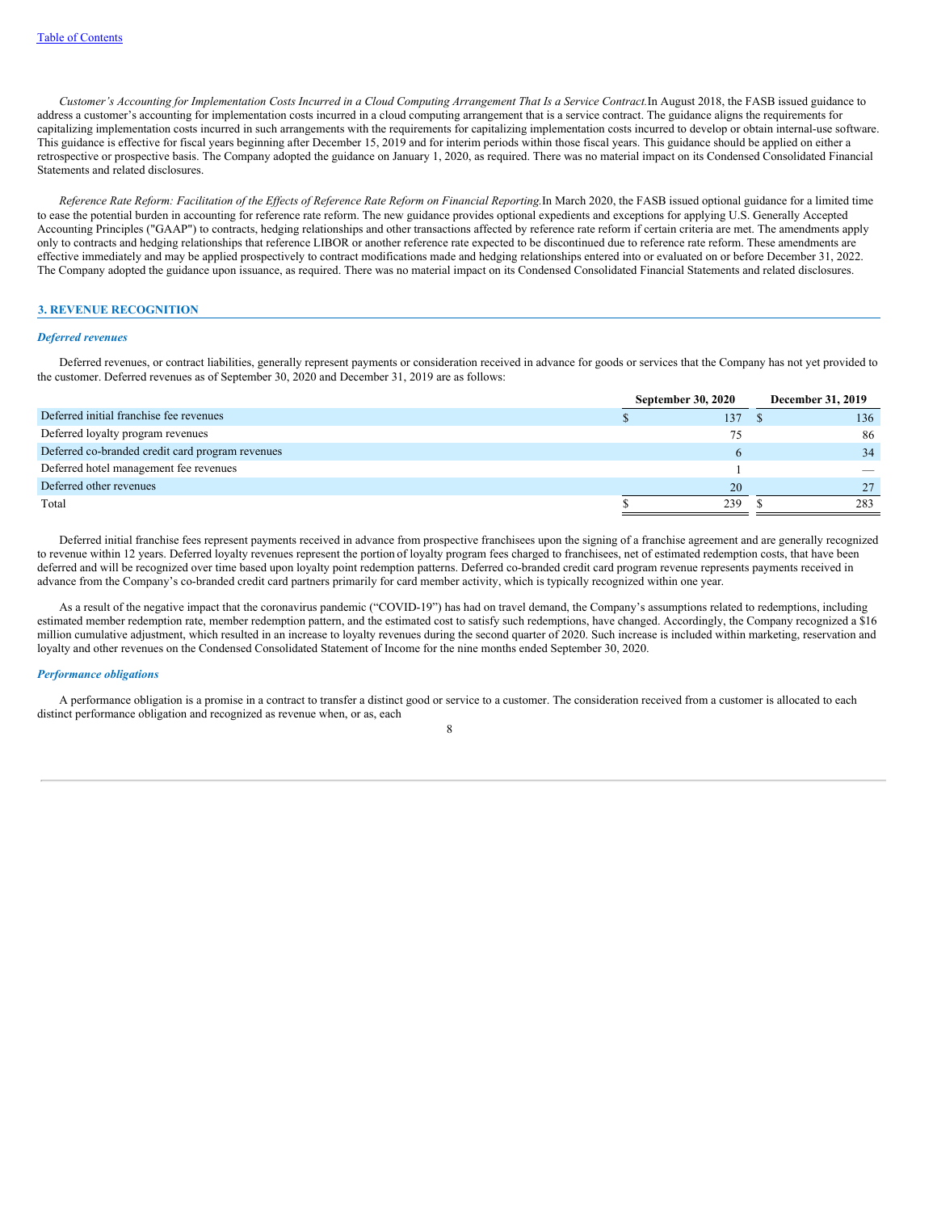*Customer's Accounting for Implementation Costs Incurred in a Cloud Computing Arrangement That Is a Service Contract.* In August 2018, the FASB issued guidance to address a customer's accounting for implementation costs incurred in a cloud computing arrangement that is a service contract. The guidance aligns the requirements for capitalizing implementation costs incurred in such arrangements with the requirements for capitalizing implementation costs incurred to develop or obtain internal-use software. This guidance is effective for fiscal years beginning after December 15, 2019 and for interim periods within those fiscal years. This guidance should be applied on either a retrospective or prospective basis. The Company adopted the guidance on January 1, 2020, as required. There was no material impact on its Condensed Consolidated Financial Statements and related disclosures.

*Reference Rate Reform: Facilitation of the Effects of Reference Rate Reform on Financial Reporting.* In March 2020, the FASB issued optional guidance for a limited time to ease the potential burden in accounting for reference rate reform. The new guidance provides optional expedients and exceptions for applying U.S. Generally Accepted Accounting Principles ("GAAP") to contracts, hedging relationships and other transactions affected by reference rate reform if certain criteria are met. The amendments apply only to contracts and hedging relationships that reference LIBOR or another reference rate expected to be discontinued due to reference rate reform. These amendments are effective immediately and may be applied prospectively to contract modifications made and hedging relationships entered into or evaluated on or before December 31, 2022. The Company adopted the guidance upon issuance, as required. There was no material impact on its Condensed Consolidated Financial Statements and related disclosures.

## 3. REVENUE RECOGNITION

### *Deferred revenues*

Deferred revenues, or contract liabilities, generally represent payments or consideration received in advance for goods or services that the Company has not yet provided to the customer. Deferred revenues as of September 30, 2020 and December 31, 2019 are as follows:

| | September 30, 2020 | December 31, 2019 |
|---|---|---|
| Deferred initial franchise fee revenues | $ 137 | $ 136 |
| Deferred loyalty program revenues | 75 | 86 |
| Deferred co-branded credit card program revenues | 6 | 34 |
| Deferred hotel management fee revenues | 1 | — |
| Deferred other revenues | 20 | 27 |
| Total | $ 239 | $ 283 |

Deferred initial franchise fees represent payments received in advance from prospective franchisees upon the signing of a franchise agreement and are generally recognized to revenue within 12 years. Deferred loyalty revenues represent the portion of loyalty program fees charged to franchisees, net of estimated redemption costs, that have been deferred and will be recognized over time based upon loyalty point redemption patterns. Deferred co-branded credit card program revenue represents payments received in advance from the Company's co-branded credit card partners primarily for card member activity, which is typically recognized within one year.

As a result of the negative impact that the coronavirus pandemic ("COVID-19") has had on travel demand, the Company's assumptions related to redemptions, including estimated member redemption rate, member redemption pattern, and the estimated cost to satisfy such redemptions, have changed. Accordingly, the Company recognized a $16 million cumulative adjustment, which resulted in an increase to loyalty revenues during the second quarter of 2020. Such increase is included within marketing, reservation and loyalty and other revenues on the Condensed Consolidated Statement of Income for the nine months ended September 30, 2020.

### *Performance obligations*

A performance obligation is a promise in a contract to transfer a distinct good or service to a customer. The consideration received from a customer is allocated to each distinct performance obligation and recognized as revenue when, or as, each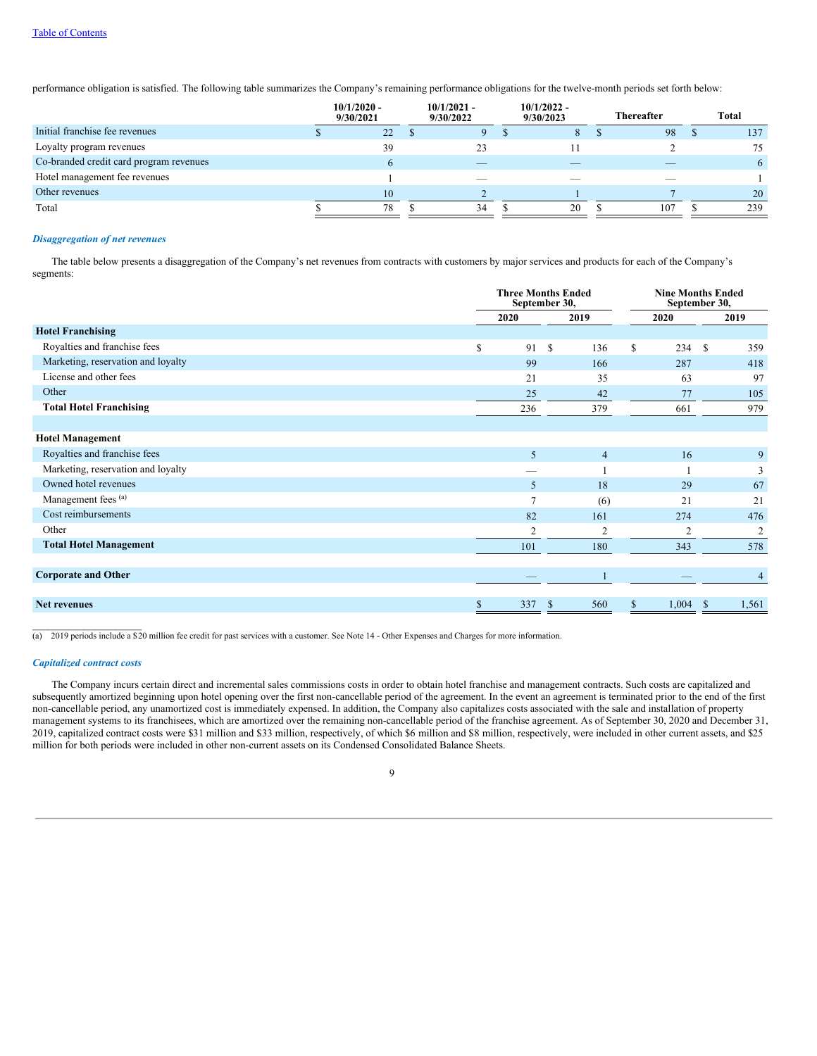performance obligation is satisfied. The following table summarizes the Company's remaining performance obligations for the twelve-month periods set forth below:

| | 10/1/2020 - 9/30/2021 | 10/1/2021 - 9/30/2022 | 10/1/2022 - 9/30/2023 | Thereafter | Total |
|---|---|---|---|---|---|
| Initial franchise fee revenues | $ 22 | $ 9 | $ 8 | $ 98 | $ 137 |
| Loyalty program revenues | 39 | 23 | 11 | 2 | 75 |
| Co-branded credit card program revenues | 6 | — | — | — | 6 |
| Hotel management fee revenues | 1 | — | — | — | 1 |
| Other revenues | 10 | 2 | 1 | 7 | 20 |
| Total | $ 78 | $ 34 | $ 20 | $ 107 | $ 239 |

***Disaggregation of net revenues***

The table below presents a disaggregation of the Company's net revenues from contracts with customers by major services and products for each of the Company's segments:

| | Three Months Ended September 30, | | Nine Months Ended September 30, | |
|---|---|---|---|---|
| | 2020 | 2019 | 2020 | 2019 |
| **Hotel Franchising** | | | | |
| Royalties and franchise fees | $ 91 | $ 136 | $ 234 | $ 359 |
| Marketing, reservation and loyalty | 99 | 166 | 287 | 418 |
| License and other fees | 21 | 35 | 63 | 97 |
| Other | 25 | 42 | 77 | 105 |
| **Total Hotel Franchising** | 236 | 379 | 661 | 979 |
| | | | | |
| **Hotel Management** | | | | |
| Royalties and franchise fees | 5 | 4 | 16 | 9 |
| Marketing, reservation and loyalty | — | 1 | 1 | 3 |
| Owned hotel revenues | 5 | 18 | 29 | 67 |
| Management fees [(a)] | 7 | (6) | 21 | 21 |
| Cost reimbursements | 82 | 161 | 274 | 476 |
| Other | 2 | 2 | 2 | 2 |
| **Total Hotel Management** | 101 | 180 | 343 | 578 |
| | | | | |
| **Corporate and Other** | — | 1 | — | 4 |
| | | | | |
| **Net revenues** | $ 337 | $ 560 | $ 1,004 | $ 1,561 |

(a) 2019 periods include a $20 million fee credit for past services with a customer. See Note 14 - Other Expenses and Charges for more information.

***Capitalized contract costs***

The Company incurs certain direct and incremental sales commissions costs in order to obtain hotel franchise and management contracts. Such costs are capitalized and subsequently amortized beginning upon hotel opening over the first non-cancellable period of the agreement. In the event an agreement is terminated prior to the end of the first non-cancellable period, any unamortized cost is immediately expensed. In addition, the Company also capitalizes costs associated with the sale and installation of property management systems to its franchisees, which are amortized over the remaining non-cancellable period of the franchise agreement. As of September 30, 2020 and December 31, 2019, capitalized contract costs were $31 million and $33 million, respectively, of which $6 million and $8 million, respectively, were included in other current assets, and $25 million for both periods were included in other non-current assets on its Condensed Consolidated Balance Sheets.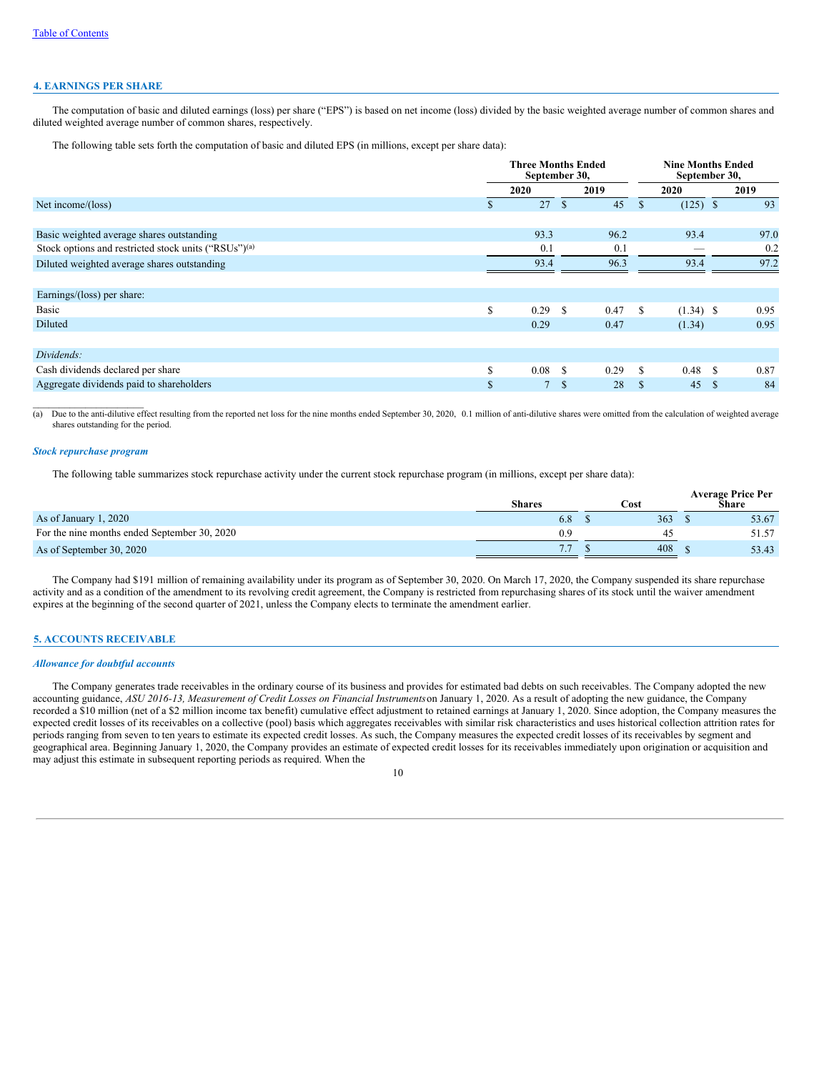## 4. EARNINGS PER SHARE

The computation of basic and diluted earnings (loss) per share ("EPS") is based on net income (loss) divided by the basic weighted average number of common shares and diluted weighted average number of common shares, respectively.

The following table sets forth the computation of basic and diluted EPS (in millions, except per share data):

| | Three Months Ended September 30, | | Nine Months Ended September 30, | |
|---|---|---|---|---|
| | 2020 | 2019 | 2020 | 2019 |
| Net income/(loss) | $ 27 | $ 45 | $ (125) | $ 93 |
| | | | | |
| Basic weighted average shares outstanding | 93.3 | 96.2 | 93.4 | 97.0 |
| Stock options and restricted stock units ("RSUs")[(a)] | 0.1 | 0.1 | — | 0.2 |
| Diluted weighted average shares outstanding | 93.4 | 96.3 | 93.4 | 97.2 |
| | | | | |
| Earnings/(loss) per share: | | | | |
| Basic | $ 0.29 | $ 0.47 | $ (1.34) | $ 0.95 |
| Diluted | 0.29 | 0.47 | (1.34) | 0.95 |
| | | | | |
| *Dividends:* | | | | |
| Cash dividends declared per share | $ 0.08 | $ 0.29 | $ 0.48 | $ 0.87 |
| Aggregate dividends paid to shareholders | $ 7 | $ 28 | $ 45 | $ 84 |

(a) Due to the anti-dilutive effect resulting from the reported net loss for the nine months ended September 30, 2020, 0.1 million of anti-dilutive shares were omitted from the calculation of weighted average shares outstanding for the period.

### *Stock repurchase program*

The following table summarizes stock repurchase activity under the current stock repurchase program (in millions, except per share data):

| | Shares | Cost | Average Price Per Share |
|---|---|---|---|
| As of January 1, 2020 | 6.8 | $ 363 | $ 53.67 |
| For the nine months ended September 30, 2020 | 0.9 | 45 | 51.57 |
| As of September 30, 2020 | 7.7 | $ 408 | $ 53.43 |

The Company had $191 million of remaining availability under its program as of September 30, 2020. On March 17, 2020, the Company suspended its share repurchase activity and as a condition of the amendment to its revolving credit agreement, the Company is restricted from repurchasing shares of its stock until the waiver amendment expires at the beginning of the second quarter of 2021, unless the Company elects to terminate the amendment earlier.

## 5. ACCOUNTS RECEIVABLE

### *Allowance for doubtful accounts*

The Company generates trade receivables in the ordinary course of its business and provides for estimated bad debts on such receivables. The Company adopted the new accounting guidance, *ASU 2016-13, Measurement of Credit Losses on Financial Instruments* on January 1, 2020. As a result of adopting the new guidance, the Company recorded a $10 million (net of a $2 million income tax benefit) cumulative effect adjustment to retained earnings at January 1, 2020. Since adoption, the Company measures the expected credit losses of its receivables on a collective (pool) basis which aggregates receivables with similar risk characteristics and uses historical collection attrition rates for periods ranging from seven to ten years to estimate its expected credit losses. As such, the Company measures the expected credit losses of its receivables by segment and geographical area. Beginning January 1, 2020, the Company provides an estimate of expected credit losses for its receivables immediately upon origination or acquisition and may adjust this estimate in subsequent reporting periods as required. When the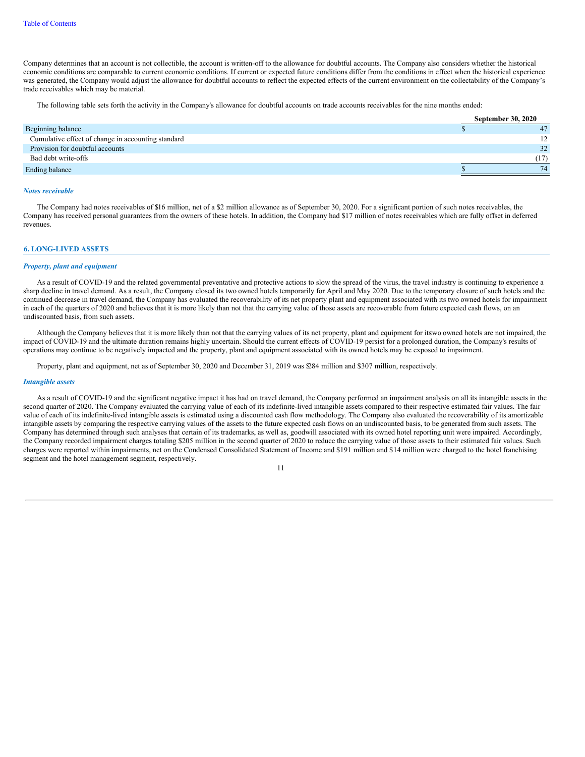Company determines that an account is not collectible, the account is written-off to the allowance for doubtful accounts. The Company also considers whether the historical economic conditions are comparable to current economic conditions. If current or expected future conditions differ from the conditions in effect when the historical experience was generated, the Company would adjust the allowance for doubtful accounts to reflect the expected effects of the current environment on the collectability of the Company's trade receivables which may be material.

The following table sets forth the activity in the Company's allowance for doubtful accounts on trade accounts receivables for the nine months ended:

| | September 30, 2020 |
|---|---|
| Beginning balance | $ 47 |
| Cumulative effect of change in accounting standard | 12 |
| Provision for doubtful accounts | 32 |
| Bad debt write-offs | (17) |
| Ending balance | $ 74 |

### *Notes receivable*

The Company had notes receivables of $16 million, net of a $2 million allowance as of September 30, 2020. For a significant portion of such notes receivables, the Company has received personal guarantees from the owners of these hotels. In addition, the Company had $17 million of notes receivables which are fully offset in deferred revenues.

## 6. LONG-LIVED ASSETS

### *Property, plant and equipment*

As a result of COVID-19 and the related governmental preventative and protective actions to slow the spread of the virus, the travel industry is continuing to experience a sharp decline in travel demand. As a result, the Company closed its two owned hotels temporarily for April and May 2020. Due to the temporary closure of such hotels and the continued decrease in travel demand, the Company has evaluated the recoverability of its net property plant and equipment associated with its two owned hotels for impairment in each of the quarters of 2020 and believes that it is more likely than not that the carrying value of those assets are recoverable from future expected cash flows, on an undiscounted basis, from such assets.

Although the Company believes that it is more likely than not that the carrying values of its net property, plant and equipment for its two owned hotels are not impaired, the impact of COVID-19 and the ultimate duration remains highly uncertain. Should the current effects of COVID-19 persist for a prolonged duration, the Company's results of operations may continue to be negatively impacted and the property, plant and equipment associated with its owned hotels may be exposed to impairment.

Property, plant and equipment, net as of September 30, 2020 and December 31, 2019 was $284 million and $307 million, respectively.

### *Intangible assets*

As a result of COVID-19 and the significant negative impact it has had on travel demand, the Company performed an impairment analysis on all its intangible assets in the second quarter of 2020. The Company evaluated the carrying value of each of its indefinite-lived intangible assets compared to their respective estimated fair values. The fair value of each of its indefinite-lived intangible assets is estimated using a discounted cash flow methodology. The Company also evaluated the recoverability of its amortizable intangible assets by comparing the respective carrying values of the assets to the future expected cash flows on an undiscounted basis, to be generated from such assets. The Company has determined through such analyses that certain of its trademarks, as well as, goodwill associated with its owned hotel reporting unit were impaired. Accordingly, the Company recorded impairment charges totaling $205 million in the second quarter of 2020 to reduce the carrying value of those assets to their estimated fair values. Such charges were reported within impairments, net on the Condensed Consolidated Statement of Income and $191 million and $14 million were charged to the hotel franchising segment and the hotel management segment, respectively.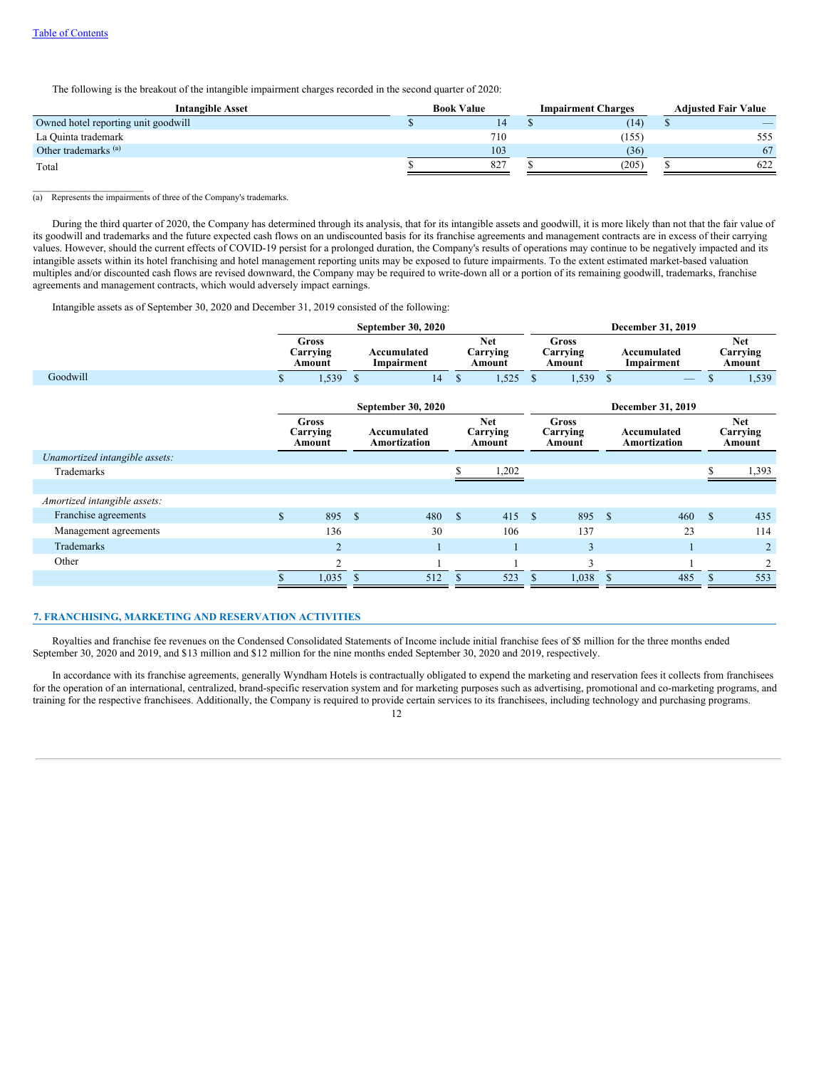The following is the breakout of the intangible impairment charges recorded in the second quarter of 2020:

| Intangible Asset | Book Value | Impairment Charges | Adjusted Fair Value |
|---|---|---|---|
| Owned hotel reporting unit goodwill | $ 14 | $ (14) | $ — |
| La Quinta trademark | 710 | (155) | 555 |
| Other trademarks [(a)] | 103 | (36) | 67 |
| Total | $ 827 | $ (205) | $ 622 |

(a) Represents the impairments of three of the Company's trademarks.

During the third quarter of 2020, the Company has determined through its analysis, that for its intangible assets and goodwill, it is more likely than not that the fair value of its goodwill and trademarks and the future expected cash flows on an undiscounted basis for its franchise agreements and management contracts are in excess of their carrying values. However, should the current effects of COVID-19 persist for a prolonged duration, the Company's results of operations may continue to be negatively impacted and its intangible assets within its hotel franchising and hotel management reporting units may be exposed to future impairments. To the extent estimated market-based valuation multiples and/or discounted cash flows are revised downward, the Company may be required to write-down all or a portion of its remaining goodwill, trademarks, franchise agreements and management contracts, which would adversely impact earnings.

Intangible assets as of September 30, 2020 and December 31, 2019 consisted of the following:

| | September 30, 2020 | | | December 31, 2019 | | |
|---|---|---|---|---|---|---|
| | Gross Carrying Amount | Accumulated Impairment | Net Carrying Amount | Gross Carrying Amount | Accumulated Impairment | Net Carrying Amount |
| Goodwill | $ 1,539 | $ 14 | $ 1,525 | $ 1,539 | $ — | $ 1,539 |

| | September 30, 2020 | | | December 31, 2019 | | |
|---|---|---|---|---|---|---|
| | Gross Carrying Amount | Accumulated Amortization | Net Carrying Amount | Gross Carrying Amount | Accumulated Amortization | Net Carrying Amount |
| *Unamortized intangible assets:* | | | | | | |
| Trademarks | | | $ 1,202 | | | $ 1,393 |
| | | | | | | |
| *Amortized intangible assets:* | | | | | | |
| Franchise agreements | $ 895 | $ 480 | $ 415 | $ 895 | $ 460 | $ 435 |
| Management agreements | 136 | 30 | 106 | 137 | 23 | 114 |
| Trademarks | 2 | 1 | 1 | 3 | 1 | 2 |
| Other | 2 | 1 | 1 | 3 | 1 | 2 |
| | $ 1,035 | $ 512 | $ 523 | $ 1,038 | $ 485 | $ 553 |

## 7. FRANCHISING, MARKETING AND RESERVATION ACTIVITIES

Royalties and franchise fee revenues on the Condensed Consolidated Statements of Income include initial franchise fees of $5 million for the three months ended September 30, 2020 and 2019, and $13 million and $12 million for the nine months ended September 30, 2020 and 2019, respectively.

In accordance with its franchise agreements, generally Wyndham Hotels is contractually obligated to expend the marketing and reservation fees it collects from franchisees for the operation of an international, centralized, brand-specific reservation system and for marketing purposes such as advertising, promotional and co-marketing programs, and training for the respective franchisees. Additionally, the Company is required to provide certain services to its franchisees, including technology and purchasing programs.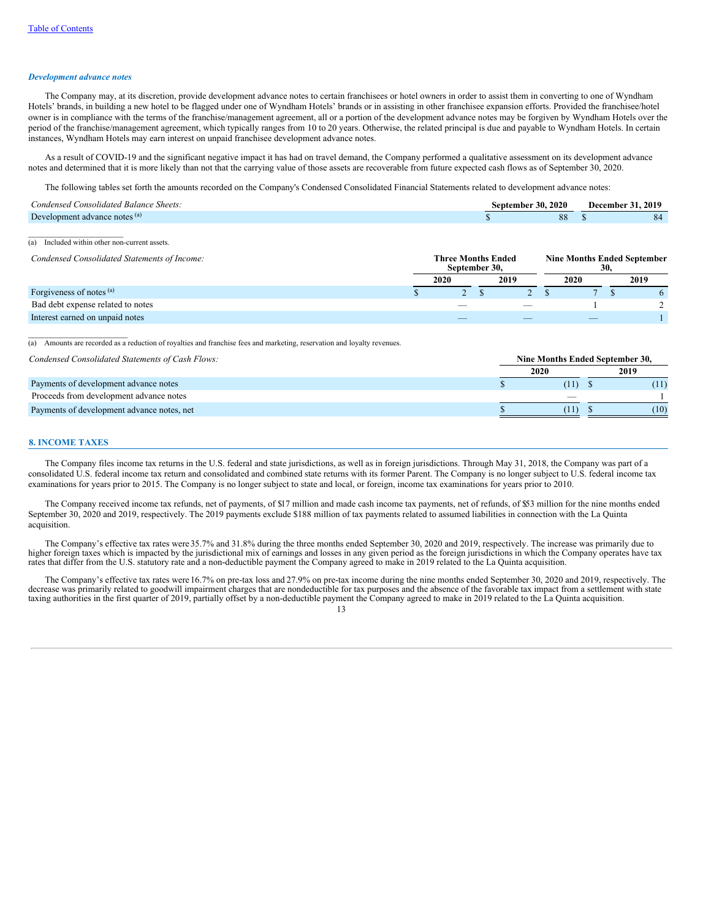### *Development advance notes*

The Company may, at its discretion, provide development advance notes to certain franchisees or hotel owners in order to assist them in converting to one of Wyndham Hotels' brands, in building a new hotel to be flagged under one of Wyndham Hotels' brands or in assisting in other franchisee expansion efforts. Provided the franchisee/hotel owner is in compliance with the terms of the franchise/management agreement, all or a portion of the development advance notes may be forgiven by Wyndham Hotels over the period of the franchise/management agreement, which typically ranges from 10 to 20 years. Otherwise, the related principal is due and payable to Wyndham Hotels. In certain instances, Wyndham Hotels may earn interest on unpaid franchisee development advance notes.

As a result of COVID-19 and the significant negative impact it has had on travel demand, the Company performed a qualitative assessment on its development advance notes and determined that it is more likely than not that the carrying value of those assets are recoverable from future expected cash flows as of September 30, 2020.

The following tables set forth the amounts recorded on the Company's Condensed Consolidated Financial Statements related to development advance notes:

| *Condensed Consolidated Balance Sheets:* | September 30, 2020 | December 31, 2019 |
|---|---|---|
| Development advance notes [(a)] | $ 88 | $ 84 |

(a) Included within other non-current assets.

| *Condensed Consolidated Statements of Income:* | Three Months Ended September 30, | | Nine Months Ended September 30, | |
|---|---|---|---|---|
| | 2020 | 2019 | 2020 | 2019 |
| Forgiveness of notes [(a)] | $ 2 | $ 2 | $ 7 | $ 6 |
| Bad debt expense related to notes | — | — | 1 | 2 |
| Interest earned on unpaid notes | — | — | — | 1 |

(a) Amounts are recorded as a reduction of royalties and franchise fees and marketing, reservation and loyalty revenues.

| *Condensed Consolidated Statements of Cash Flows:* | Nine Months Ended September 30, | |
|---|---|---|
| | 2020 | 2019 |
| Payments of development advance notes | $ (11) | $ (11) |
| Proceeds from development advance notes | — | 1 |
| Payments of development advance notes, net | $ (11) | $ (10) |

## 8. INCOME TAXES

The Company files income tax returns in the U.S. federal and state jurisdictions, as well as in foreign jurisdictions. Through May 31, 2018, the Company was part of a consolidated U.S. federal income tax return and consolidated and combined state returns with its former Parent. The Company is no longer subject to U.S. federal income tax examinations for years prior to 2015. The Company is no longer subject to state and local, or foreign, income tax examinations for years prior to 2010.

The Company received income tax refunds, net of payments, of $17 million and made cash income tax payments, net of refunds, of $53 million for the nine months ended September 30, 2020 and 2019, respectively. The 2019 payments exclude $188 million of tax payments related to assumed liabilities in connection with the La Quinta acquisition.

The Company's effective tax rates were 35.7% and 31.8% during the three months ended September 30, 2020 and 2019, respectively. The increase was primarily due to higher foreign taxes which is impacted by the jurisdictional mix of earnings and losses in any given period as the foreign jurisdictions in which the Company operates have tax rates that differ from the U.S. statutory rate and a non-deductible payment the Company agreed to make in 2019 related to the La Quinta acquisition.

The Company's effective tax rates were 16.7% on pre-tax loss and 27.9% on pre-tax income during the nine months ended September 30, 2020 and 2019, respectively. The decrease was primarily related to goodwill impairment charges that are nondeductible for tax purposes and the absence of the favorable tax impact from a settlement with state taxing authorities in the first quarter of 2019, partially offset by a non-deductible payment the Company agreed to make in 2019 related to the La Quinta acquisition.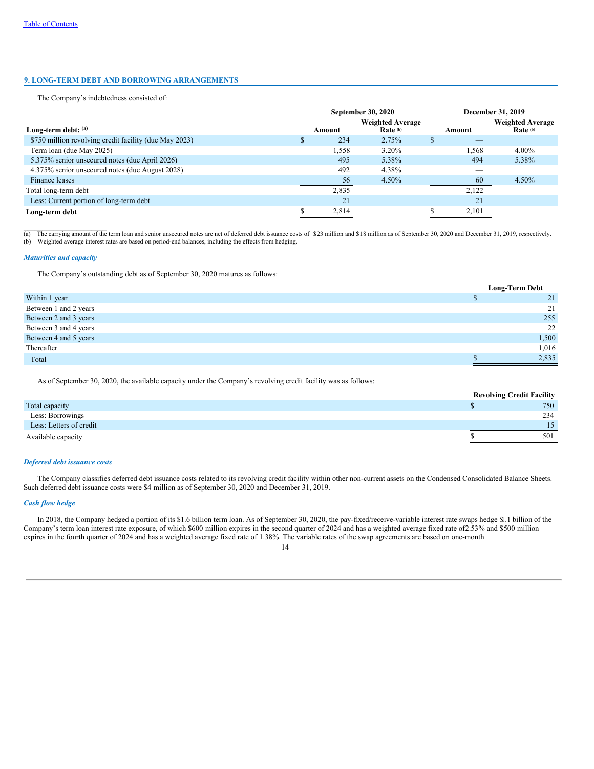## 9. LONG-TERM DEBT AND BORROWING ARRANGEMENTS

The Company's indebtedness consisted of:

| Long-term debt: (a) | September 30, 2020 Amount | September 30, 2020 Weighted Average Rate (b) | December 31, 2019 Amount | December 31, 2019 Weighted Average Rate (b) |
|---|---|---|---|---|
| $750 million revolving credit facility (due May 2023) | $ 234 | 2.75% | $ — | |
| Term loan (due May 2025) | 1,558 | 3.20% | 1,568 | 4.00% |
| 5.375% senior unsecured notes (due April 2026) | 495 | 5.38% | 494 | 5.38% |
| 4.375% senior unsecured notes (due August 2028) | 492 | 4.38% | — | |
| Finance leases | 56 | 4.50% | 60 | 4.50% |
| Total long-term debt | 2,835 | | 2,122 | |
| Less: Current portion of long-term debt | 21 | | 21 | |
| **Long-term debt** | $ 2,814 | | $ 2,101 | |

(a) The carrying amount of the term loan and senior unsecured notes are net of deferred debt issuance costs of $23 million and $18 million as of September 30, 2020 and December 31, 2019, respectively.
(b) Weighted average interest rates are based on period-end balances, including the effects from hedging.

### *Maturities and capacity*

The Company's outstanding debt as of September 30, 2020 matures as follows:

| | Long-Term Debt |
|---|---|
| Within 1 year | $ 21 |
| Between 1 and 2 years | 21 |
| Between 2 and 3 years | 255 |
| Between 3 and 4 years | 22 |
| Between 4 and 5 years | 1,500 |
| Thereafter | 1,016 |
| Total | $ 2,835 |

As of September 30, 2020, the available capacity under the Company's revolving credit facility was as follows:

| | Revolving Credit Facility |
|---|---|
| Total capacity | $ 750 |
| Less: Borrowings | 234 |
| Less: Letters of credit | 15 |
| Available capacity | $ 501 |

### *Deferred debt issuance costs*

The Company classifies deferred debt issuance costs related to its revolving credit facility within other non-current assets on the Condensed Consolidated Balance Sheets. Such deferred debt issuance costs were $4 million as of September 30, 2020 and December 31, 2019.

### *Cash flow hedge*

In 2018, the Company hedged a portion of its $1.6 billion term loan. As of September 30, 2020, the pay-fixed/receive-variable interest rate swaps hedge $1.1 billion of the Company's term loan interest rate exposure, of which $600 million expires in the second quarter of 2024 and has a weighted average fixed rate of 2.53% and $500 million expires in the fourth quarter of 2024 and has a weighted average fixed rate of 1.38%. The variable rates of the swap agreements are based on one-month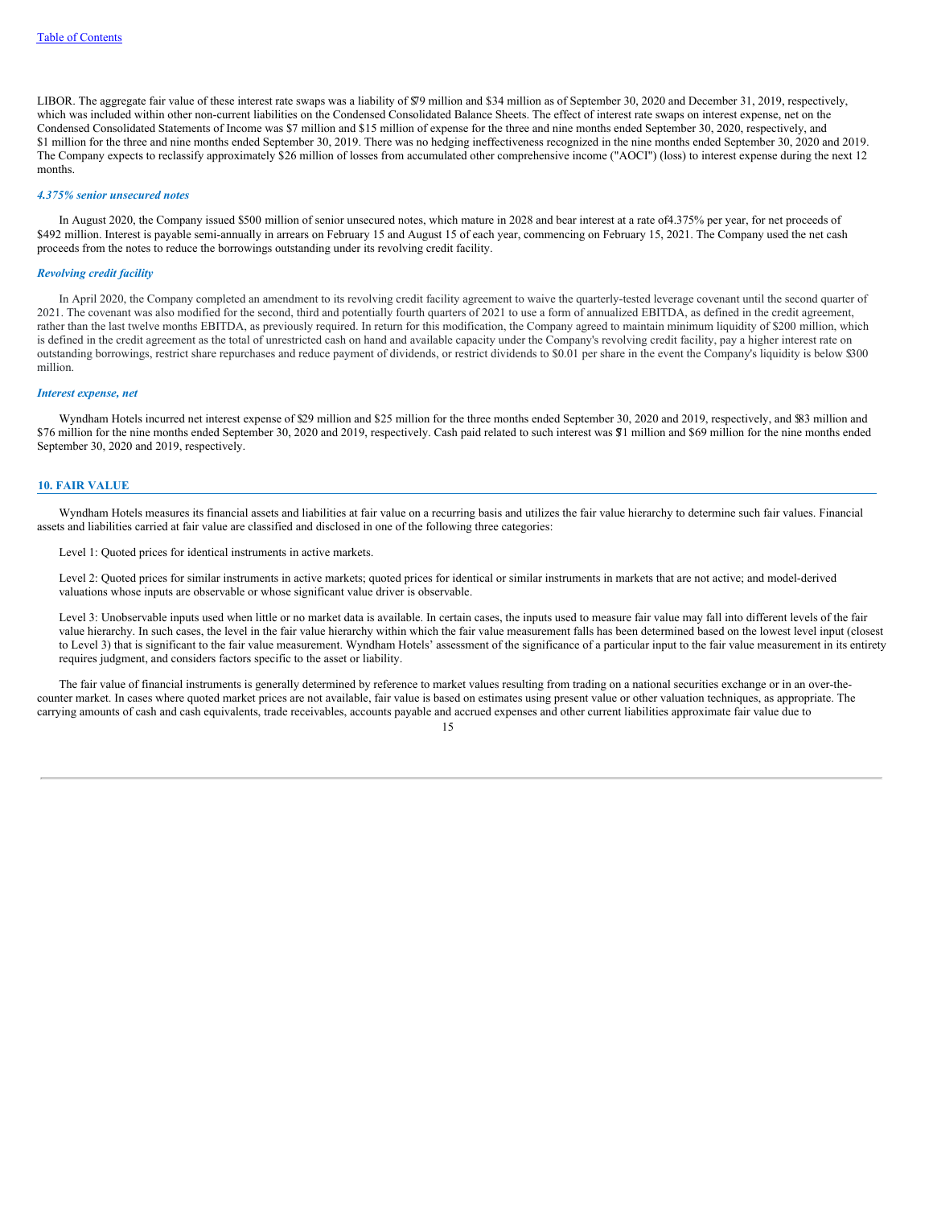LIBOR. The aggregate fair value of these interest rate swaps was a liability of $79 million and $34 million as of September 30, 2020 and December 31, 2019, respectively, which was included within other non-current liabilities on the Condensed Consolidated Balance Sheets. The effect of interest rate swaps on interest expense, net on the Condensed Consolidated Statements of Income was $7 million and $15 million of expense for the three and nine months ended September 30, 2020, respectively, and $1 million for the three and nine months ended September 30, 2019. There was no hedging ineffectiveness recognized in the nine months ended September 30, 2020 and 2019. The Company expects to reclassify approximately $26 million of losses from accumulated other comprehensive income ("AOCI") (loss) to interest expense during the next 12 months.

### *4.375% senior unsecured notes*

In August 2020, the Company issued $500 million of senior unsecured notes, which mature in 2028 and bear interest at a rate of 4.375% per year, for net proceeds of $492 million. Interest is payable semi-annually in arrears on February 15 and August 15 of each year, commencing on February 15, 2021. The Company used the net cash proceeds from the notes to reduce the borrowings outstanding under its revolving credit facility.

### *Revolving credit facility*

In April 2020, the Company completed an amendment to its revolving credit facility agreement to waive the quarterly-tested leverage covenant until the second quarter of 2021. The covenant was also modified for the second, third and potentially fourth quarters of 2021 to use a form of annualized EBITDA, as defined in the credit agreement, rather than the last twelve months EBITDA, as previously required. In return for this modification, the Company agreed to maintain minimum liquidity of $200 million, which is defined in the credit agreement as the total of unrestricted cash on hand and available capacity under the Company's revolving credit facility, pay a higher interest rate on outstanding borrowings, restrict share repurchases and reduce payment of dividends, or restrict dividends to $0.01 per share in the event the Company's liquidity is below $300 million.

### *Interest expense, net*

Wyndham Hotels incurred net interest expense of $29 million and $25 million for the three months ended September 30, 2020 and 2019, respectively, and $83 million and $76 million for the nine months ended September 30, 2020 and 2019, respectively. Cash paid related to such interest was $71 million and $69 million for the nine months ended September 30, 2020 and 2019, respectively.

## 10. FAIR VALUE

Wyndham Hotels measures its financial assets and liabilities at fair value on a recurring basis and utilizes the fair value hierarchy to determine such fair values. Financial assets and liabilities carried at fair value are classified and disclosed in one of the following three categories:

Level 1: Quoted prices for identical instruments in active markets.

Level 2: Quoted prices for similar instruments in active markets; quoted prices for identical or similar instruments in markets that are not active; and model-derived valuations whose inputs are observable or whose significant value driver is observable.

Level 3: Unobservable inputs used when little or no market data is available. In certain cases, the inputs used to measure fair value may fall into different levels of the fair value hierarchy. In such cases, the level in the fair value hierarchy within which the fair value measurement falls has been determined based on the lowest level input (closest to Level 3) that is significant to the fair value measurement. Wyndham Hotels' assessment of the significance of a particular input to the fair value measurement in its entirety requires judgment, and considers factors specific to the asset or liability.

The fair value of financial instruments is generally determined by reference to market values resulting from trading on a national securities exchange or in an over-the-counter market. In cases where quoted market prices are not available, fair value is based on estimates using present value or other valuation techniques, as appropriate. The carrying amounts of cash and cash equivalents, trade receivables, accounts payable and accrued expenses and other current liabilities approximate fair value due to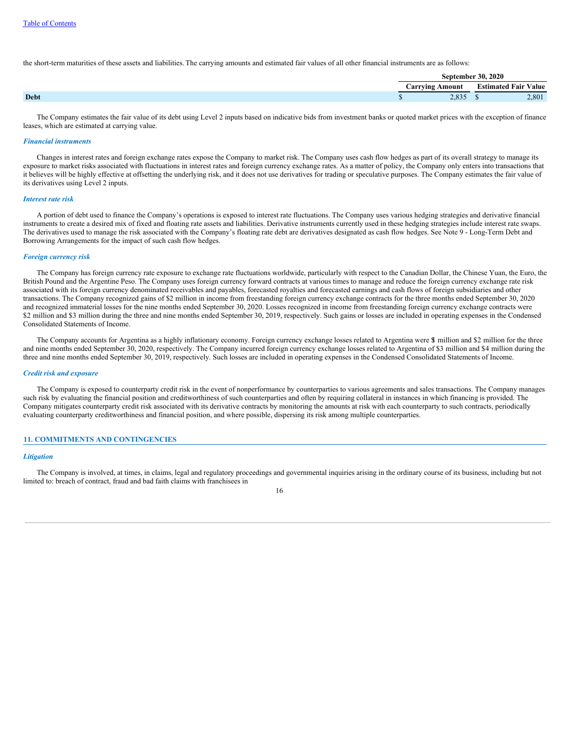the short-term maturities of these assets and liabilities. The carrying amounts and estimated fair values of all other financial instruments are as follows:

| | September 30, 2020 | |
|---|---|---|
| | Carrying Amount | Estimated Fair Value |
| **Debt** | $ 2,835 | $ 2,801 |

The Company estimates the fair value of its debt using Level 2 inputs based on indicative bids from investment banks or quoted market prices with the exception of finance leases, which are estimated at carrying value.

### *Financial instruments*

Changes in interest rates and foreign exchange rates expose the Company to market risk. The Company uses cash flow hedges as part of its overall strategy to manage its exposure to market risks associated with fluctuations in interest rates and foreign currency exchange rates. As a matter of policy, the Company only enters into transactions that it believes will be highly effective at offsetting the underlying risk, and it does not use derivatives for trading or speculative purposes. The Company estimates the fair value of its derivatives using Level 2 inputs.

### *Interest rate risk*

A portion of debt used to finance the Company's operations is exposed to interest rate fluctuations. The Company uses various hedging strategies and derivative financial instruments to create a desired mix of fixed and floating rate assets and liabilities. Derivative instruments currently used in these hedging strategies include interest rate swaps. The derivatives used to manage the risk associated with the Company's floating rate debt are derivatives designated as cash flow hedges. See Note 9 - Long-Term Debt and Borrowing Arrangements for the impact of such cash flow hedges.

### *Foreign currency risk*

The Company has foreign currency rate exposure to exchange rate fluctuations worldwide, particularly with respect to the Canadian Dollar, the Chinese Yuan, the Euro, the British Pound and the Argentine Peso. The Company uses foreign currency forward contracts at various times to manage and reduce the foreign currency exchange rate risk associated with its foreign currency denominated receivables and payables, forecasted royalties and forecasted earnings and cash flows of foreign subsidiaries and other transactions. The Company recognized gains of $2 million in income from freestanding foreign currency exchange contracts for the three months ended September 30, 2020 and recognized immaterial losses for the nine months ended September 30, 2020. Losses recognized in income from freestanding foreign currency exchange contracts were $2 million and $3 million during the three and nine months ended September 30, 2019, respectively. Such gains or losses are included in operating expenses in the Condensed Consolidated Statements of Income.

The Company accounts for Argentina as a highly inflationary economy. Foreign currency exchange losses related to Argentina were $1 million and $2 million for the three and nine months ended September 30, 2020, respectively. The Company incurred foreign currency exchange losses related to Argentina of $3 million and $4 million during the three and nine months ended September 30, 2019, respectively. Such losses are included in operating expenses in the Condensed Consolidated Statements of Income.

### *Credit risk and exposure*

The Company is exposed to counterparty credit risk in the event of nonperformance by counterparties to various agreements and sales transactions. The Company manages such risk by evaluating the financial position and creditworthiness of such counterparties and often by requiring collateral in instances in which financing is provided. The Company mitigates counterparty credit risk associated with its derivative contracts by monitoring the amounts at risk with each counterparty to such contracts, periodically evaluating counterparty creditworthiness and financial position, and where possible, dispersing its risk among multiple counterparties.

## 11. COMMITMENTS AND CONTINGENCIES

### *Litigation*

The Company is involved, at times, in claims, legal and regulatory proceedings and governmental inquiries arising in the ordinary course of its business, including but not limited to: breach of contract, fraud and bad faith claims with franchisees in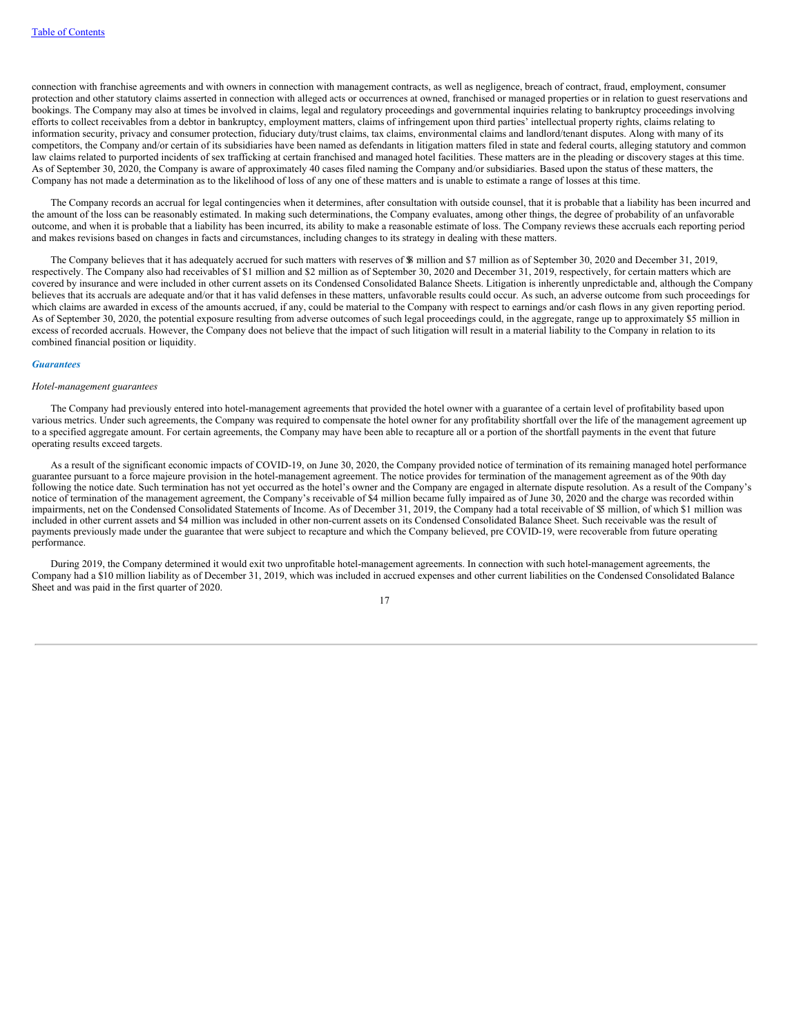connection with franchise agreements and with owners in connection with management contracts, as well as negligence, breach of contract, fraud, employment, consumer protection and other statutory claims asserted in connection with alleged acts or occurrences at owned, franchised or managed properties or in relation to guest reservations and bookings. The Company may also at times be involved in claims, legal and regulatory proceedings and governmental inquiries relating to bankruptcy proceedings involving efforts to collect receivables from a debtor in bankruptcy, employment matters, claims of infringement upon third parties' intellectual property rights, claims relating to information security, privacy and consumer protection, fiduciary duty/trust claims, tax claims, environmental claims and landlord/tenant disputes. Along with many of its competitors, the Company and/or certain of its subsidiaries have been named as defendants in litigation matters filed in state and federal courts, alleging statutory and common law claims related to purported incidents of sex trafficking at certain franchised and managed hotel facilities. These matters are in the pleading or discovery stages at this time. As of September 30, 2020, the Company is aware of approximately 40 cases filed naming the Company and/or subsidiaries. Based upon the status of these matters, the Company has not made a determination as to the likelihood of loss of any one of these matters and is unable to estimate a range of losses at this time.

The Company records an accrual for legal contingencies when it determines, after consultation with outside counsel, that it is probable that a liability has been incurred and the amount of the loss can be reasonably estimated. In making such determinations, the Company evaluates, among other things, the degree of probability of an unfavorable outcome, and when it is probable that a liability has been incurred, its ability to make a reasonable estimate of loss. The Company reviews these accruals each reporting period and makes revisions based on changes in facts and circumstances, including changes to its strategy in dealing with these matters.

The Company believes that it has adequately accrued for such matters with reserves of $8 million and $7 million as of September 30, 2020 and December 31, 2019, respectively. The Company also had receivables of $1 million and $2 million as of September 30, 2020 and December 31, 2019, respectively, for certain matters which are covered by insurance and were included in other current assets on its Condensed Consolidated Balance Sheets. Litigation is inherently unpredictable and, although the Company believes that its accruals are adequate and/or that it has valid defenses in these matters, unfavorable results could occur. As such, an adverse outcome from such proceedings for which claims are awarded in excess of the amounts accrued, if any, could be material to the Company with respect to earnings and/or cash flows in any given reporting period. As of September 30, 2020, the potential exposure resulting from adverse outcomes of such legal proceedings could, in the aggregate, range up to approximately $5 million in excess of recorded accruals. However, the Company does not believe that the impact of such litigation will result in a material liability to the Company in relation to its combined financial position or liquidity.

### ***Guarantees***

*Hotel-management guarantees*

The Company had previously entered into hotel-management agreements that provided the hotel owner with a guarantee of a certain level of profitability based upon various metrics. Under such agreements, the Company was required to compensate the hotel owner for any profitability shortfall over the life of the management agreement up to a specified aggregate amount. For certain agreements, the Company may have been able to recapture all or a portion of the shortfall payments in the event that future operating results exceed targets.

As a result of the significant economic impacts of COVID-19, on June 30, 2020, the Company provided notice of termination of its remaining managed hotel performance guarantee pursuant to a force majeure provision in the hotel-management agreement. The notice provides for termination of the management agreement as of the 90th day following the notice date. Such termination has not yet occurred as the hotel's owner and the Company are engaged in alternate dispute resolution. As a result of the Company's notice of termination of the management agreement, the Company's receivable of $4 million became fully impaired as of June 30, 2020 and the charge was recorded within impairments, net on the Condensed Consolidated Statements of Income. As of December 31, 2019, the Company had a total receivable of $5 million, of which $1 million was included in other current assets and $4 million was included in other non-current assets on its Condensed Consolidated Balance Sheet. Such receivable was the result of payments previously made under the guarantee that were subject to recapture and which the Company believed, pre COVID-19, were recoverable from future operating performance.

During 2019, the Company determined it would exit two unprofitable hotel-management agreements. In connection with such hotel-management agreements, the Company had a $10 million liability as of December 31, 2019, which was included in accrued expenses and other current liabilities on the Condensed Consolidated Balance Sheet and was paid in the first quarter of 2020.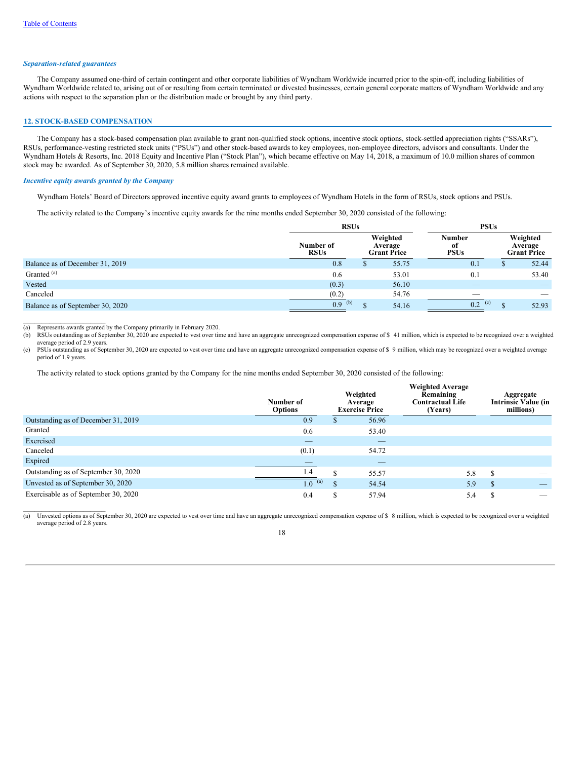*Separation-related guarantees*

The Company assumed one-third of certain contingent and other corporate liabilities of Wyndham Worldwide incurred prior to the spin-off, including liabilities of Wyndham Worldwide related to, arising out of or resulting from certain terminated or divested businesses, certain general corporate matters of Wyndham Worldwide and any actions with respect to the separation plan or the distribution made or brought by any third party.

## 12. STOCK-BASED COMPENSATION

The Company has a stock-based compensation plan available to grant non-qualified stock options, incentive stock options, stock-settled appreciation rights ("SSARs"), RSUs, performance-vesting restricted stock units ("PSUs") and other stock-based awards to key employees, non-employee directors, advisors and consultants. Under the Wyndham Hotels & Resorts, Inc. 2018 Equity and Incentive Plan ("Stock Plan"), which became effective on May 14, 2018, a maximum of 10.0 million shares of common stock may be awarded. As of September 30, 2020, 5.8 million shares remained available.

*Incentive equity awards granted by the Company*

Wyndham Hotels' Board of Directors approved incentive equity award grants to employees of Wyndham Hotels in the form of RSUs, stock options and PSUs.

The activity related to the Company's incentive equity awards for the nine months ended September 30, 2020 consisted of the following:

| | RSUs | | PSUs | |
|---|---|---|---|---|
| | Number of RSUs | Weighted Average Grant Price | Number of PSUs | Weighted Average Grant Price |
| Balance as of December 31, 2019 | 0.8 | $ 55.75 | 0.1 | $ 52.44 |
| Granted [a] | 0.6 | 53.01 | 0.1 | 53.40 |
| Vested | (0.3) | 56.10 | — | — |
| Canceled | (0.2) | 54.76 | — | — |
| Balance as of September 30, 2020 | 0.9 [b] | $ 54.16 | 0.2 [c] | $ 52.93 |

(a) Represents awards granted by the Company primarily in February 2020.

(b) RSUs outstanding as of September 30, 2020 are expected to vest over time and have an aggregate unrecognized compensation expense of $ 41 million, which is expected to be recognized over a weighted average period of 2.9 years.

(c) PSUs outstanding as of September 30, 2020 are expected to vest over time and have an aggregate unrecognized compensation expense of $ 9 million, which may be recognized over a weighted average period of 1.9 years.

The activity related to stock options granted by the Company for the nine months ended September 30, 2020 consisted of the following:

| | Number of Options | Weighted Average Exercise Price | Weighted Average Remaining Contractual Life (Years) | Aggregate Intrinsic Value (in millions) |
|---|---|---|---|---|
| Outstanding as of December 31, 2019 | 0.9 | $ 56.96 | | |
| Granted | 0.6 | 53.40 | | |
| Exercised | — | — | | |
| Canceled | (0.1) | 54.72 | | |
| Expired | — | — | | |
| Outstanding as of September 30, 2020 | 1.4 | $ 55.57 | 5.8 | $ — |
| Unvested as of September 30, 2020 | 1.0 [a] | $ 54.54 | 5.9 | $ — |
| Exercisable as of September 30, 2020 | 0.4 | $ 57.94 | 5.4 | $ — |

(a) Unvested options as of September 30, 2020 are expected to vest over time and have an aggregate unrecognized compensation expense of $ 8 million, which is expected to be recognized over a weighted average period of 2.8 years.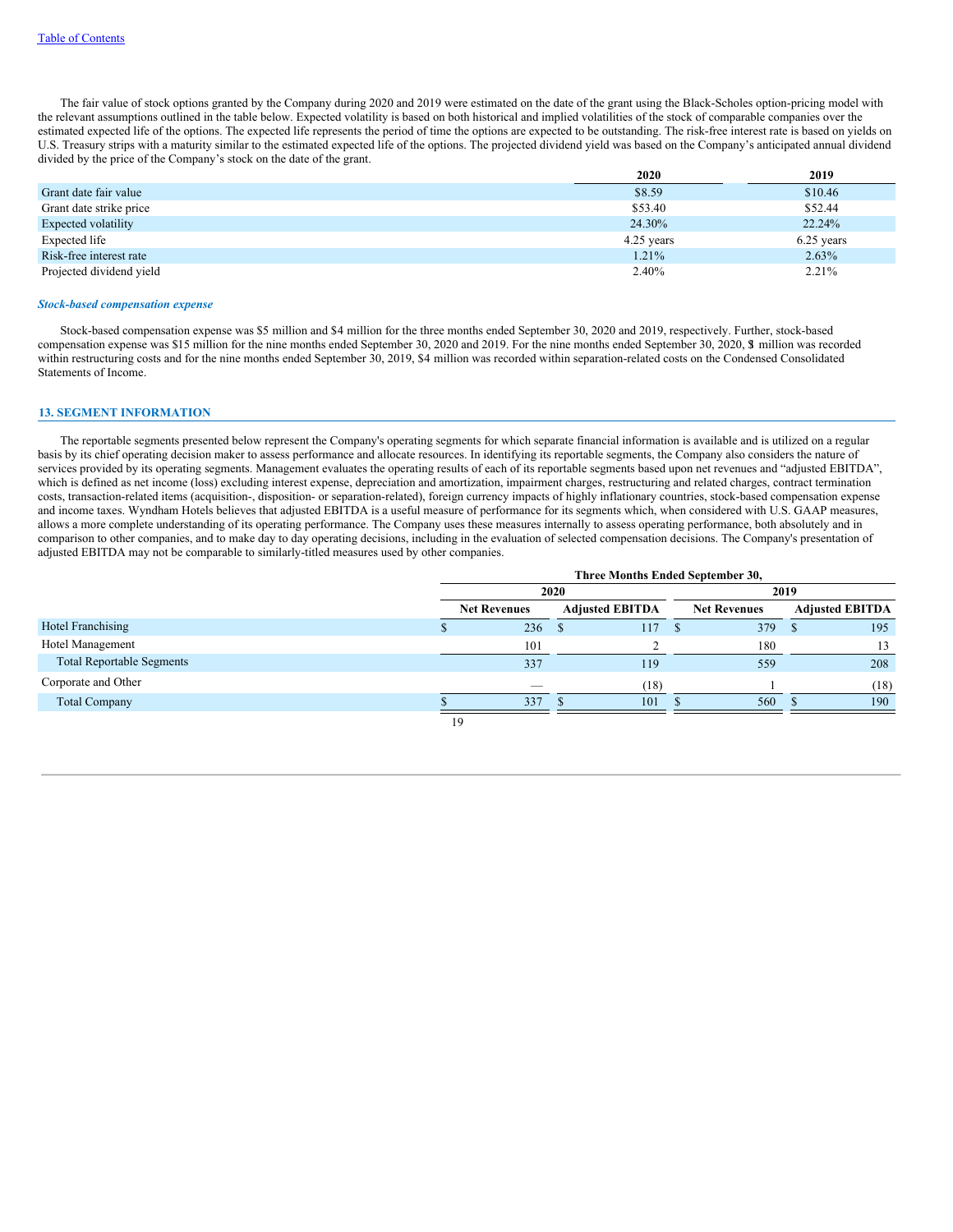The fair value of stock options granted by the Company during 2020 and 2019 were estimated on the date of the grant using the Black-Scholes option-pricing model with the relevant assumptions outlined in the table below. Expected volatility is based on both historical and implied volatilities of the stock of comparable companies over the estimated expected life of the options. The expected life represents the period of time the options are expected to be outstanding. The risk-free interest rate is based on yields on U.S. Treasury strips with a maturity similar to the estimated expected life of the options. The projected dividend yield was based on the Company's anticipated annual dividend divided by the price of the Company's stock on the date of the grant.

| | 2020 | 2019 |
|---|---|---|
| Grant date fair value | $8.59 | $10.46 |
| Grant date strike price | $53.40 | $52.44 |
| Expected volatility | 24.30% | 22.24% |
| Expected life | 4.25 years | 6.25 years |
| Risk-free interest rate | 1.21% | 2.63% |
| Projected dividend yield | 2.40% | 2.21% |

***Stock-based compensation expense***

Stock-based compensation expense was $5 million and $4 million for the three months ended September 30, 2020 and 2019, respectively. Further, stock-based compensation expense was $15 million for the nine months ended September 30, 2020 and 2019. For the nine months ended September 30, 2020, $1 million was recorded within restructuring costs and for the nine months ended September 30, 2019, $4 million was recorded within separation-related costs on the Condensed Consolidated Statements of Income.

## 13. SEGMENT INFORMATION

The reportable segments presented below represent the Company's operating segments for which separate financial information is available and is utilized on a regular basis by its chief operating decision maker to assess performance and allocate resources. In identifying its reportable segments, the Company also considers the nature of services provided by its operating segments. Management evaluates the operating results of each of its reportable segments based upon net revenues and "adjusted EBITDA", which is defined as net income (loss) excluding interest expense, depreciation and amortization, impairment charges, restructuring and related charges, contract termination costs, transaction-related items (acquisition-, disposition- or separation-related), foreign currency impacts of highly inflationary countries, stock-based compensation expense and income taxes. Wyndham Hotels believes that adjusted EBITDA is a useful measure of performance for its segments which, when considered with U.S. GAAP measures, allows a more complete understanding of its operating performance. The Company uses these measures internally to assess operating performance, both absolutely and in comparison to other companies, and to make day to day operating decisions, including in the evaluation of selected compensation decisions. The Company's presentation of adjusted EBITDA may not be comparable to similarly-titled measures used by other companies.

| | Three Months Ended September 30, | | | |
|---|---|---|---|---|
| | 2020 | | 2019 | |
| | Net Revenues | Adjusted EBITDA | Net Revenues | Adjusted EBITDA |
| Hotel Franchising | $ 236 | $ 117 | $ 379 | $ 195 |
| Hotel Management | 101 | 2 | 180 | 13 |
| Total Reportable Segments | 337 | 119 | 559 | 208 |
| Corporate and Other | — | (18) | 1 | (18) |
| Total Company | $ 337 | $ 101 | $ 560 | $ 190 |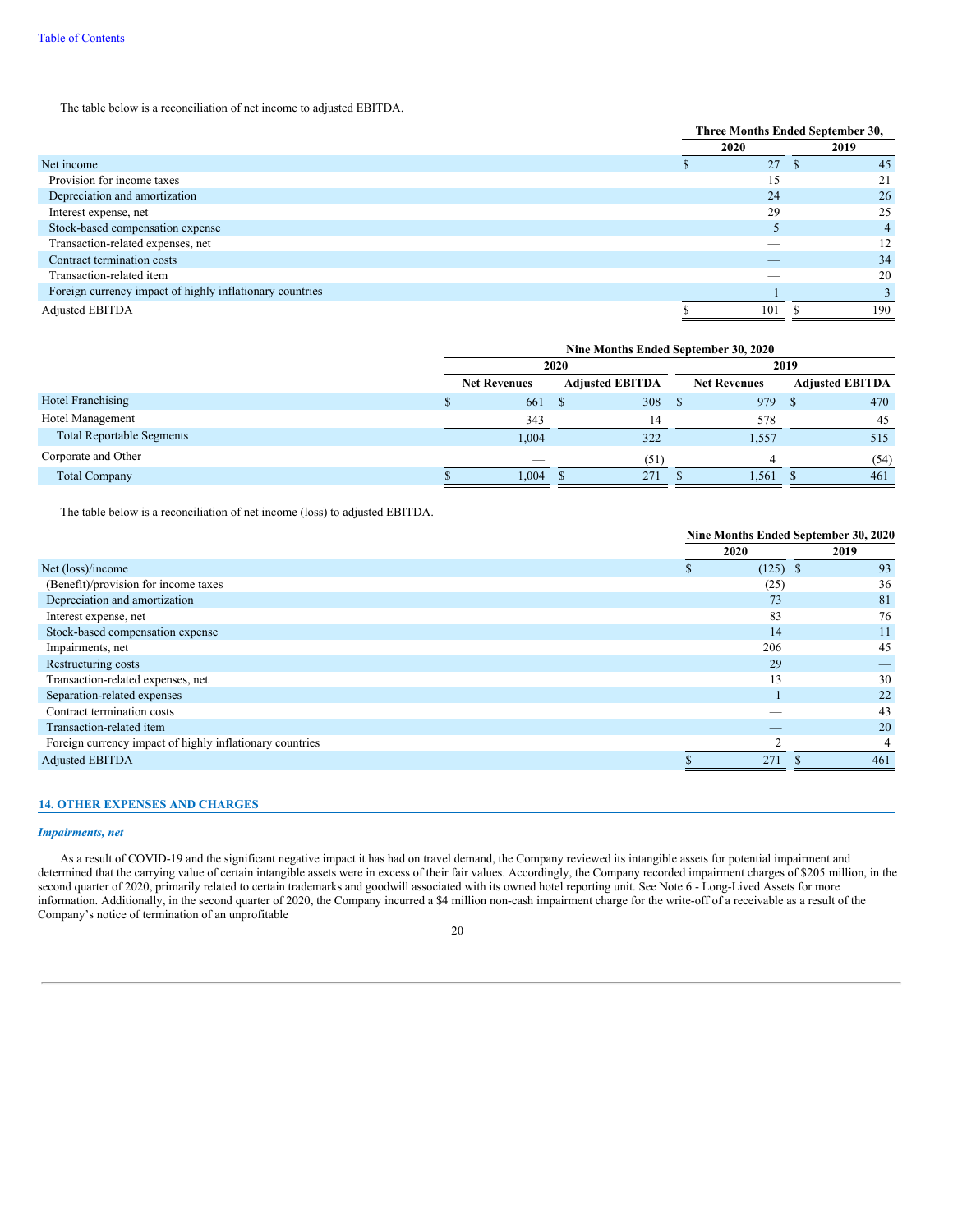The table below is a reconciliation of net income to adjusted EBITDA.

| | Three Months Ended September 30, | |
|---|---|---|
| | 2020 | 2019 |
| Net income | $ 27 | $ 45 |
| Provision for income taxes | 15 | 21 |
| Depreciation and amortization | 24 | 26 |
| Interest expense, net | 29 | 25 |
| Stock-based compensation expense | 5 | 4 |
| Transaction-related expenses, net | — | 12 |
| Contract termination costs | — | 34 |
| Transaction-related item | — | 20 |
| Foreign currency impact of highly inflationary countries | 1 | 3 |
| Adjusted EBITDA | $ 101 | $ 190 |

| | Nine Months Ended September 30, 2020 | | | |
|---|---|---|---|---|
| | 2020 | | 2019 | |
| | Net Revenues | Adjusted EBITDA | Net Revenues | Adjusted EBITDA |
| Hotel Franchising | $ 661 | $ 308 | $ 979 | $ 470 |
| Hotel Management | 343 | 14 | 578 | 45 |
| Total Reportable Segments | 1,004 | 322 | 1,557 | 515 |
| Corporate and Other | — | (51) | 4 | (54) |
| Total Company | $ 1,004 | $ 271 | $ 1,561 | $ 461 |

The table below is a reconciliation of net income (loss) to adjusted EBITDA.

| | Nine Months Ended September 30, 2020 | |
|---|---|---|
| | 2020 | 2019 |
| Net (loss)/income | $ (125) | $ 93 |
| (Benefit)/provision for income taxes | (25) | 36 |
| Depreciation and amortization | 73 | 81 |
| Interest expense, net | 83 | 76 |
| Stock-based compensation expense | 14 | 11 |
| Impairments, net | 206 | 45 |
| Restructuring costs | 29 | — |
| Transaction-related expenses, net | 13 | 30 |
| Separation-related expenses | 1 | 22 |
| Contract termination costs | — | 43 |
| Transaction-related item | — | 20 |
| Foreign currency impact of highly inflationary countries | 2 | 4 |
| Adjusted EBITDA | $ 271 | $ 461 |

## 14. OTHER EXPENSES AND CHARGES

### *Impairments, net*

As a result of COVID-19 and the significant negative impact it has had on travel demand, the Company reviewed its intangible assets for potential impairment and determined that the carrying value of certain intangible assets were in excess of their fair values. Accordingly, the Company recorded impairment charges of $205 million, in the second quarter of 2020, primarily related to certain trademarks and goodwill associated with its owned hotel reporting unit. See Note 6 - Long-Lived Assets for more information. Additionally, in the second quarter of 2020, the Company incurred a $4 million non-cash impairment charge for the write-off of a receivable as a result of the Company's notice of termination of an unprofitable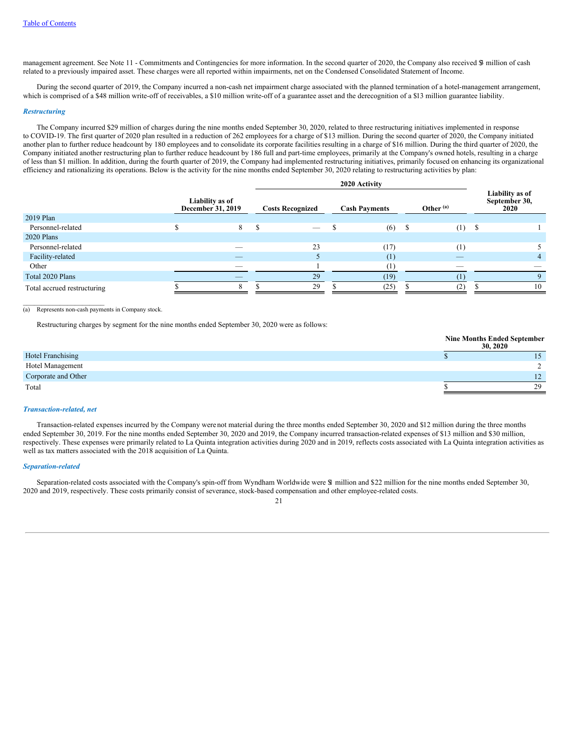management agreement. See Note 11 - Commitments and Contingencies for more information. In the second quarter of 2020, the Company also received $3 million of cash related to a previously impaired asset. These charges were all reported within impairments, net on the Condensed Consolidated Statement of Income.

During the second quarter of 2019, the Company incurred a non-cash net impairment charge associated with the planned termination of a hotel-management arrangement, which is comprised of a $48 million write-off of receivables, a $10 million write-off of a guarantee asset and the derecognition of a $13 million guarantee liability.

***Restructuring***

The Company incurred $29 million of charges during the nine months ended September 30, 2020, related to three restructuring initiatives implemented in response to COVID-19. The first quarter of 2020 plan resulted in a reduction of 262 employees for a charge of $13 million. During the second quarter of 2020, the Company initiated another plan to further reduce headcount by 180 employees and to consolidate its corporate facilities resulting in a charge of $16 million. During the third quarter of 2020, the Company initiated another restructuring plan to further reduce headcount by 186 full and part-time employees, primarily at the Company's owned hotels, resulting in a charge of less than $1 million. In addition, during the fourth quarter of 2019, the Company had implemented restructuring initiatives, primarily focused on enhancing its organizational efficiency and rationalizing its operations. Below is the activity for the nine months ended September 30, 2020 relating to restructuring activities by plan:

| | Liability as of December 31, 2019 | 2020 Activity | | | Liability as of September 30, 2020 |
|---|---|---|---|---|---|
| | | Costs Recognized | Cash Payments | Other [(a)] | |
| 2019 Plan | | | | | |
| Personnel-related | $ 8 | $ — | $ (6) | $ (1) | $ 1 |
| 2020 Plans | | | | | |
| Personnel-related | — | 23 | (17) | (1) | 5 |
| Facility-related | — | 5 | (1) | — | 4 |
| Other | — | 1 | (1) | — | — |
| Total 2020 Plans | — | 29 | (19) | (1) | 9 |
| Total accrued restructuring | $ 8 | $ 29 | $ (25) | $ (2) | $ 10 |

(a) Represents non-cash payments in Company stock.

Restructuring charges by segment for the nine months ended September 30, 2020 were as follows:

| | Nine Months Ended September 30, 2020 |
|---|---|
| Hotel Franchising | $ 15 |
| Hotel Management | 2 |
| Corporate and Other | 12 |
| Total | $ 29 |

***Transaction-related, net***

Transaction-related expenses incurred by the Company were not material during the three months ended September 30, 2020 and $12 million during the three months ended September 30, 2019. For the nine months ended September 30, 2020 and 2019, the Company incurred transaction-related expenses of $13 million and $30 million, respectively. These expenses were primarily related to La Quinta integration activities during 2020 and in 2019, reflects costs associated with La Quinta integration activities as well as tax matters associated with the 2018 acquisition of La Quinta.

***Separation-related***

Separation-related costs associated with the Company's spin-off from Wyndham Worldwide were $1 million and $22 million for the nine months ended September 30, 2020 and 2019, respectively. These costs primarily consist of severance, stock-based compensation and other employee-related costs.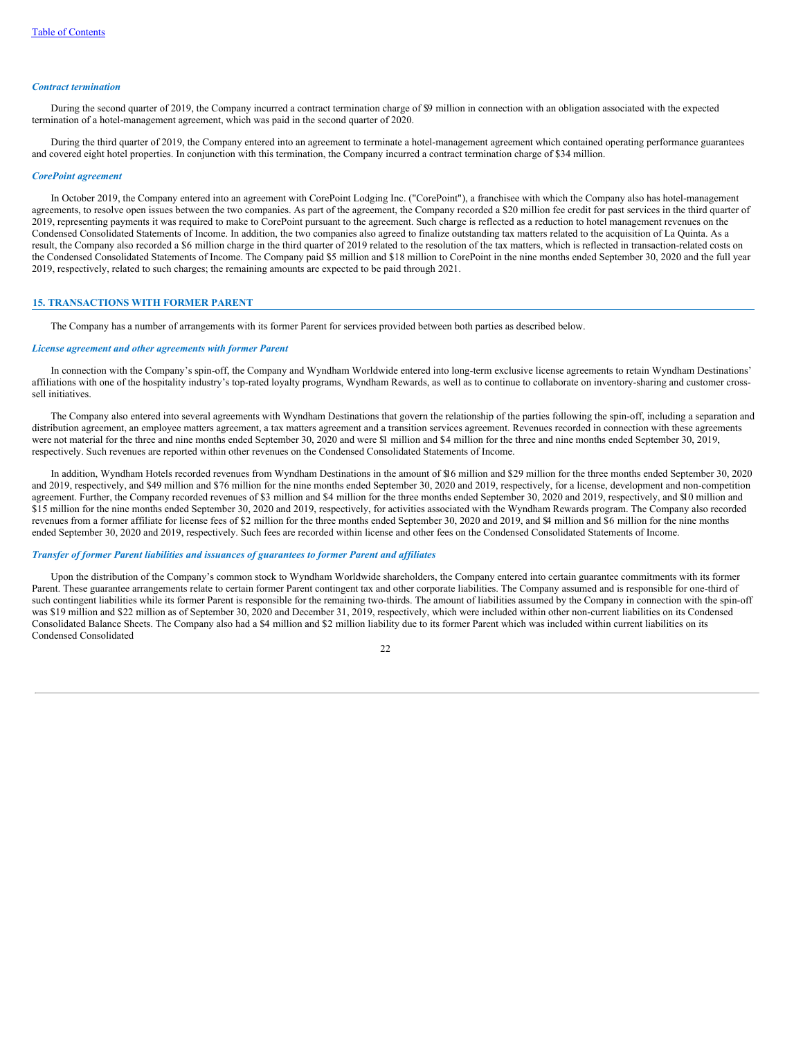### *Contract termination*

During the second quarter of 2019, the Company incurred a contract termination charge of $9 million in connection with an obligation associated with the expected termination of a hotel-management agreement, which was paid in the second quarter of 2020.

During the third quarter of 2019, the Company entered into an agreement to terminate a hotel-management agreement which contained operating performance guarantees and covered eight hotel properties. In conjunction with this termination, the Company incurred a contract termination charge of $34 million.

### *CorePoint agreement*

In October 2019, the Company entered into an agreement with CorePoint Lodging Inc. ("CorePoint"), a franchisee with which the Company also has hotel-management agreements, to resolve open issues between the two companies. As part of the agreement, the Company recorded a $20 million fee credit for past services in the third quarter of 2019, representing payments it was required to make to CorePoint pursuant to the agreement. Such charge is reflected as a reduction to hotel management revenues on the Condensed Consolidated Statements of Income. In addition, the two companies also agreed to finalize outstanding tax matters related to the acquisition of La Quinta. As a result, the Company also recorded a $6 million charge in the third quarter of 2019 related to the resolution of the tax matters, which is reflected in transaction-related costs on the Condensed Consolidated Statements of Income. The Company paid $5 million and $18 million to CorePoint in the nine months ended September 30, 2020 and the full year 2019, respectively, related to such charges; the remaining amounts are expected to be paid through 2021.

## 15. TRANSACTIONS WITH FORMER PARENT

The Company has a number of arrangements with its former Parent for services provided between both parties as described below.

### *License agreement and other agreements with former Parent*

In connection with the Company's spin-off, the Company and Wyndham Worldwide entered into long-term exclusive license agreements to retain Wyndham Destinations' affiliations with one of the hospitality industry's top-rated loyalty programs, Wyndham Rewards, as well as to continue to collaborate on inventory-sharing and customer cross-sell initiatives.

The Company also entered into several agreements with Wyndham Destinations that govern the relationship of the parties following the spin-off, including a separation and distribution agreement, an employee matters agreement, a tax matters agreement and a transition services agreement. Revenues recorded in connection with these agreements were not material for the three and nine months ended September 30, 2020 and were $1 million and $4 million for the three and nine months ended September 30, 2019, respectively. Such revenues are reported within other revenues on the Condensed Consolidated Statements of Income.

In addition, Wyndham Hotels recorded revenues from Wyndham Destinations in the amount of $16 million and $29 million for the three months ended September 30, 2020 and 2019, respectively, and $49 million and $76 million for the nine months ended September 30, 2020 and 2019, respectively, for a license, development and non-competition agreement. Further, the Company recorded revenues of $3 million and $4 million for the three months ended September 30, 2020 and 2019, respectively, and $10 million and $15 million for the nine months ended September 30, 2020 and 2019, respectively, for activities associated with the Wyndham Rewards program. The Company also recorded revenues from a former affiliate for license fees of $2 million for the three months ended September 30, 2020 and 2019, and $4 million and $6 million for the nine months ended September 30, 2020 and 2019, respectively. Such fees are recorded within license and other fees on the Condensed Consolidated Statements of Income.

### *Transfer of former Parent liabilities and issuances of guarantees to former Parent and affiliates*

Upon the distribution of the Company's common stock to Wyndham Worldwide shareholders, the Company entered into certain guarantee commitments with its former Parent. These guarantee arrangements relate to certain former Parent contingent tax and other corporate liabilities. The Company assumed and is responsible for one-third of such contingent liabilities while its former Parent is responsible for the remaining two-thirds. The amount of liabilities assumed by the Company in connection with the spin-off was $19 million and $22 million as of September 30, 2020 and December 31, 2019, respectively, which were included within other non-current liabilities on its Condensed Consolidated Balance Sheets. The Company also had a $4 million and $2 million liability due to its former Parent which was included within current liabilities on its Condensed Consolidated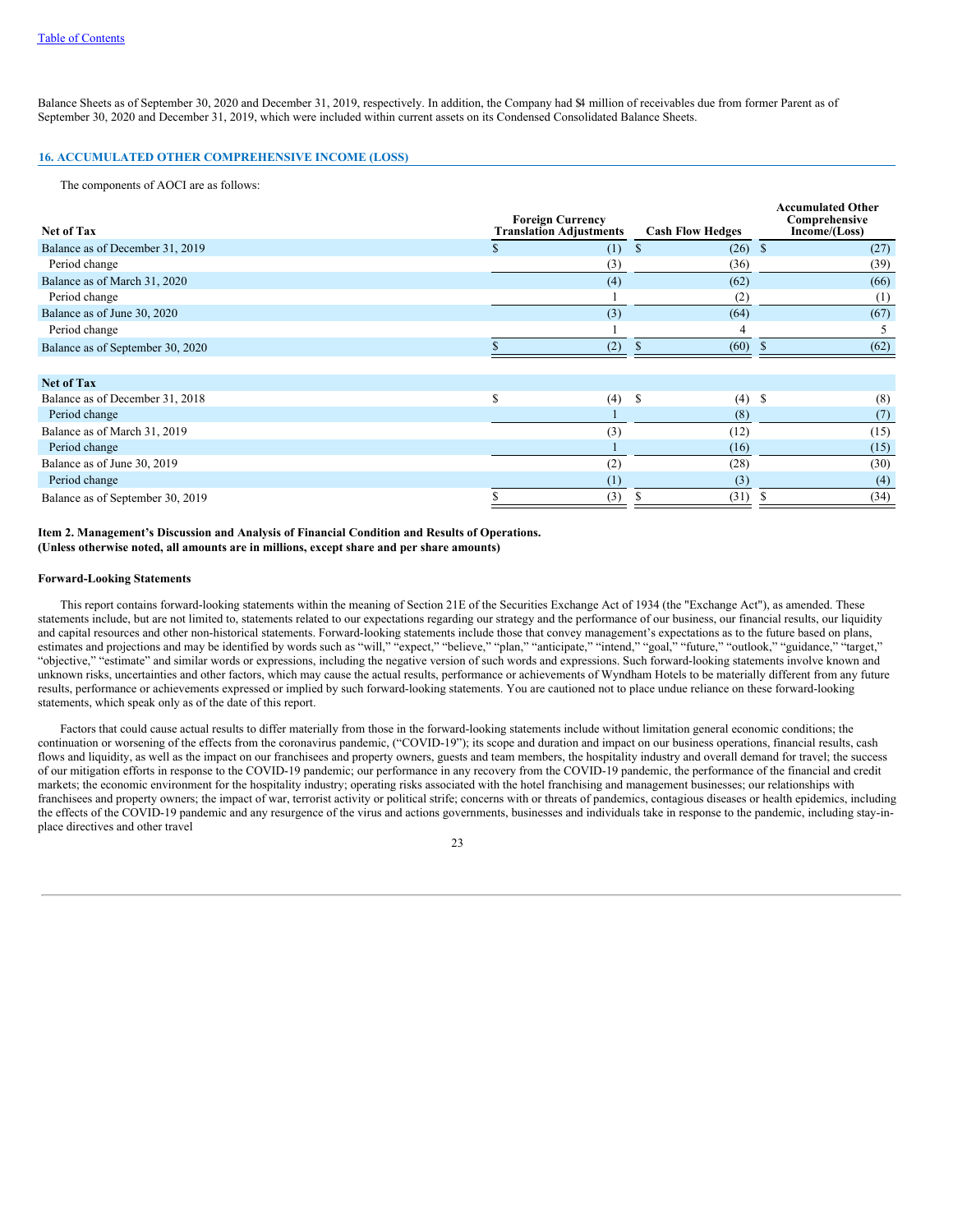Balance Sheets as of September 30, 2020 and December 31, 2019, respectively. In addition, the Company had $4 million of receivables due from former Parent as of September 30, 2020 and December 31, 2019, which were included within current assets on its Condensed Consolidated Balance Sheets.

## 16. ACCUMULATED OTHER COMPREHENSIVE INCOME (LOSS)

The components of AOCI are as follows:

| Net of Tax | Foreign Currency Translation Adjustments | Cash Flow Hedges | Accumulated Other Comprehensive Income/(Loss) |
|---|---|---|---|
| Balance as of December 31, 2019 | $ (1) | $ (26) | $ (27) |
| Period change | (3) | (36) | (39) |
| Balance as of March 31, 2020 | (4) | (62) | (66) |
| Period change | 1 | (2) | (1) |
| Balance as of June 30, 2020 | (3) | (64) | (67) |
| Period change | 1 | 4 | 5 |
| Balance as of September 30, 2020 | $ (2) | $ (60) | $ (62) |

| Net of Tax | Foreign Currency Translation Adjustments | Cash Flow Hedges | Accumulated Other Comprehensive Income/(Loss) |
|---|---|---|---|
| Balance as of December 31, 2018 | $ (4) | $ (4) | $ (8) |
| Period change | 1 | (8) | (7) |
| Balance as of March 31, 2019 | (3) | (12) | (15) |
| Period change | 1 | (16) | (15) |
| Balance as of June 30, 2019 | (2) | (28) | (30) |
| Period change | (1) | (3) | (4) |
| Balance as of September 30, 2019 | $ (3) | $ (31) | $ (34) |

## Item 2. Management's Discussion and Analysis of Financial Condition and Results of Operations.

**(Unless otherwise noted, all amounts are in millions, except share and per share amounts)**

### Forward-Looking Statements

This report contains forward-looking statements within the meaning of Section 21E of the Securities Exchange Act of 1934 (the "Exchange Act"), as amended. These statements include, but are not limited to, statements related to our expectations regarding our strategy and the performance of our business, our financial results, our liquidity and capital resources and other non-historical statements. Forward-looking statements include those that convey management's expectations as to the future based on plans, estimates and projections and may be identified by words such as "will," "expect," "believe," "plan," "anticipate," "intend," "goal," "future," "outlook," "guidance," "target," "objective," "estimate" and similar words or expressions, including the negative version of such words and expressions. Such forward-looking statements involve known and unknown risks, uncertainties and other factors, which may cause the actual results, performance or achievements of Wyndham Hotels to be materially different from any future results, performance or achievements expressed or implied by such forward-looking statements. You are cautioned not to place undue reliance on these forward-looking statements, which speak only as of the date of this report.

Factors that could cause actual results to differ materially from those in the forward-looking statements include without limitation general economic conditions; the continuation or worsening of the effects from the coronavirus pandemic, ("COVID-19"); its scope and duration and impact on our business operations, financial results, cash flows and liquidity, as well as the impact on our franchisees and property owners, guests and team members, the hospitality industry and overall demand for travel; the success of our mitigation efforts in response to the COVID-19 pandemic; our performance in any recovery from the COVID-19 pandemic, the performance of the financial and credit markets; the economic environment for the hospitality industry; operating risks associated with the hotel franchising and management businesses; our relationships with franchisees and property owners; the impact of war, terrorist activity or political strife; concerns with or threats of pandemics, contagious diseases or health epidemics, including the effects of the COVID-19 pandemic and any resurgence of the virus and actions governments, businesses and individuals take in response to the pandemic, including stay-in-place directives and other travel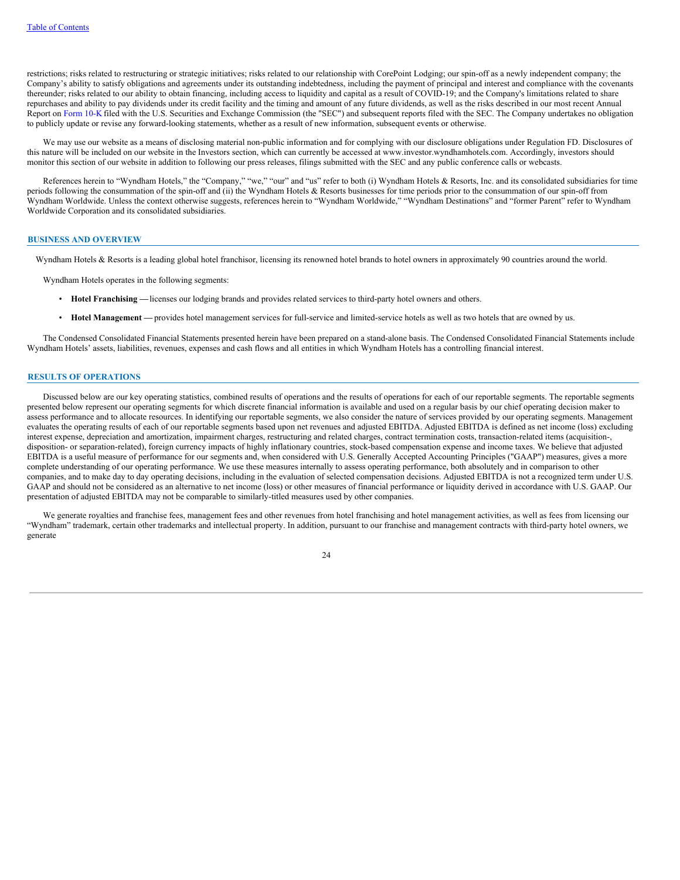restrictions; risks related to restructuring or strategic initiatives; risks related to our relationship with CorePoint Lodging; our spin-off as a newly independent company; the Company's ability to satisfy obligations and agreements under its outstanding indebtedness, including the payment of principal and interest and compliance with the covenants thereunder; risks related to our ability to obtain financing, including access to liquidity and capital as a result of COVID-19; and the Company's limitations related to share repurchases and ability to pay dividends under its credit facility and the timing and amount of any future dividends, as well as the risks described in our most recent Annual Report on Form 10-K filed with the U.S. Securities and Exchange Commission (the "SEC") and subsequent reports filed with the SEC. The Company undertakes no obligation to publicly update or revise any forward-looking statements, whether as a result of new information, subsequent events or otherwise.

We may use our website as a means of disclosing material non-public information and for complying with our disclosure obligations under Regulation FD. Disclosures of this nature will be included on our website in the Investors section, which can currently be accessed at www.investor.wyndhamhotels.com. Accordingly, investors should monitor this section of our website in addition to following our press releases, filings submitted with the SEC and any public conference calls or webcasts.

References herein to "Wyndham Hotels," the "Company," "we," "our" and "us" refer to both (i) Wyndham Hotels & Resorts, Inc. and its consolidated subsidiaries for time periods following the consummation of the spin-off and (ii) the Wyndham Hotels & Resorts businesses for time periods prior to the consummation of our spin-off from Wyndham Worldwide. Unless the context otherwise suggests, references herein to "Wyndham Worldwide," "Wyndham Destinations" and "former Parent" refer to Wyndham Worldwide Corporation and its consolidated subsidiaries.

## BUSINESS AND OVERVIEW

Wyndham Hotels & Resorts is a leading global hotel franchisor, licensing its renowned hotel brands to hotel owners in approximately 90 countries around the world.

Wyndham Hotels operates in the following segments:

- **Hotel Franchising —** licenses our lodging brands and provides related services to third-party hotel owners and others.
- **Hotel Management —** provides hotel management services for full-service and limited-service hotels as well as two hotels that are owned by us.

The Condensed Consolidated Financial Statements presented herein have been prepared on a stand-alone basis. The Condensed Consolidated Financial Statements include Wyndham Hotels' assets, liabilities, revenues, expenses and cash flows and all entities in which Wyndham Hotels has a controlling financial interest.

## RESULTS OF OPERATIONS

Discussed below are our key operating statistics, combined results of operations and the results of operations for each of our reportable segments. The reportable segments presented below represent our operating segments for which discrete financial information is available and used on a regular basis by our chief operating decision maker to assess performance and to allocate resources. In identifying our reportable segments, we also consider the nature of services provided by our operating segments. Management evaluates the operating results of each of our reportable segments based upon net revenues and adjusted EBITDA. Adjusted EBITDA is defined as net income (loss) excluding interest expense, depreciation and amortization, impairment charges, restructuring and related charges, contract termination costs, transaction-related items (acquisition-, disposition- or separation-related), foreign currency impacts of highly inflationary countries, stock-based compensation expense and income taxes. We believe that adjusted EBITDA is a useful measure of performance for our segments and, when considered with U.S. Generally Accepted Accounting Principles ("GAAP") measures, gives a more complete understanding of our operating performance. We use these measures internally to assess operating performance, both absolutely and in comparison to other companies, and to make day to day operating decisions, including in the evaluation of selected compensation decisions. Adjusted EBITDA is not a recognized term under U.S. GAAP and should not be considered as an alternative to net income (loss) or other measures of financial performance or liquidity derived in accordance with U.S. GAAP. Our presentation of adjusted EBITDA may not be comparable to similarly-titled measures used by other companies.

We generate royalties and franchise fees, management fees and other revenues from hotel franchising and hotel management activities, as well as fees from licensing our "Wyndham" trademark, certain other trademarks and intellectual property. In addition, pursuant to our franchise and management contracts with third-party hotel owners, we generate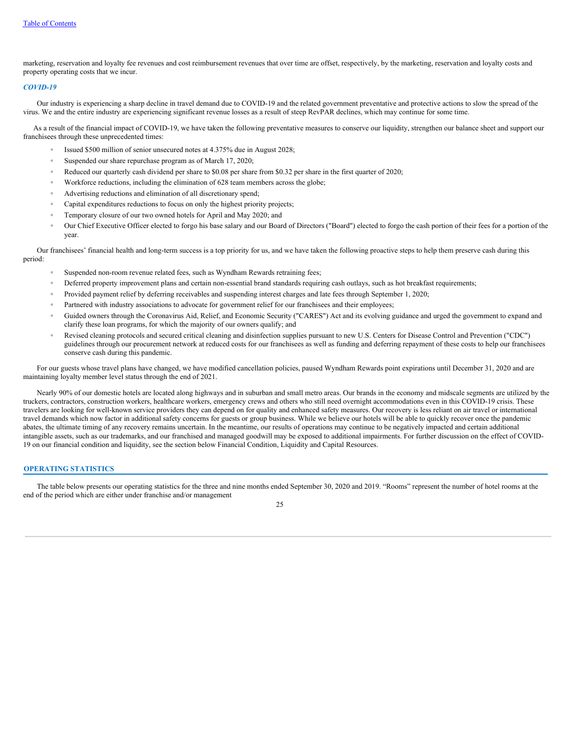marketing, reservation and loyalty fee revenues and cost reimbursement revenues that over time are offset, respectively, by the marketing, reservation and loyalty costs and property operating costs that we incur.

***COVID-19***

Our industry is experiencing a sharp decline in travel demand due to COVID-19 and the related government preventative and protective actions to slow the spread of the virus. We and the entire industry are experiencing significant revenue losses as a result of steep RevPAR declines, which may continue for some time.

As a result of the financial impact of COVID-19, we have taken the following preventative measures to conserve our liquidity, strengthen our balance sheet and support our franchisees through these unprecedented times:

- Issued $500 million of senior unsecured notes at 4.375% due in August 2028;
- Suspended our share repurchase program as of March 17, 2020;
- Reduced our quarterly cash dividend per share to $0.08 per share from $0.32 per share in the first quarter of 2020;
- Workforce reductions, including the elimination of 628 team members across the globe;
- Advertising reductions and elimination of all discretionary spend;
- Capital expenditures reductions to focus on only the highest priority projects;
- Temporary closure of our two owned hotels for April and May 2020; and
- Our Chief Executive Officer elected to forgo his base salary and our Board of Directors ("Board") elected to forgo the cash portion of their fees for a portion of the year.

Our franchisees' financial health and long-term success is a top priority for us, and we have taken the following proactive steps to help them preserve cash during this period:

- Suspended non-room revenue related fees, such as Wyndham Rewards retraining fees;
- Deferred property improvement plans and certain non-essential brand standards requiring cash outlays, such as hot breakfast requirements;
- Provided payment relief by deferring receivables and suspending interest charges and late fees through September 1, 2020;
- Partnered with industry associations to advocate for government relief for our franchisees and their employees;
- Guided owners through the Coronavirus Aid, Relief, and Economic Security ("CARES") Act and its evolving guidance and urged the government to expand and clarify these loan programs, for which the majority of our owners qualify; and
- Revised cleaning protocols and secured critical cleaning and disinfection supplies pursuant to new U.S. Centers for Disease Control and Prevention ("CDC") guidelines through our procurement network at reduced costs for our franchisees as well as funding and deferring repayment of these costs to help our franchisees conserve cash during this pandemic.

For our guests whose travel plans have changed, we have modified cancellation policies, paused Wyndham Rewards point expirations until December 31, 2020 and are maintaining loyalty member level status through the end of 2021.

Nearly 90% of our domestic hotels are located along highways and in suburban and small metro areas. Our brands in the economy and midscale segments are utilized by the truckers, contractors, construction workers, healthcare workers, emergency crews and others who still need overnight accommodations even in this COVID-19 crisis. These travelers are looking for well-known service providers they can depend on for quality and enhanced safety measures. Our recovery is less reliant on air travel or international travel demands which now factor in additional safety concerns for guests or group business. While we believe our hotels will be able to quickly recover once the pandemic abates, the ultimate timing of any recovery remains uncertain. In the meantime, our results of operations may continue to be negatively impacted and certain additional intangible assets, such as our trademarks, and our franchised and managed goodwill may be exposed to additional impairments. For further discussion on the effect of COVID-19 on our financial condition and liquidity, see the section below Financial Condition, Liquidity and Capital Resources.

## OPERATING STATISTICS

The table below presents our operating statistics for the three and nine months ended September 30, 2020 and 2019. "Rooms" represent the number of hotel rooms at the end of the period which are either under franchise and/or management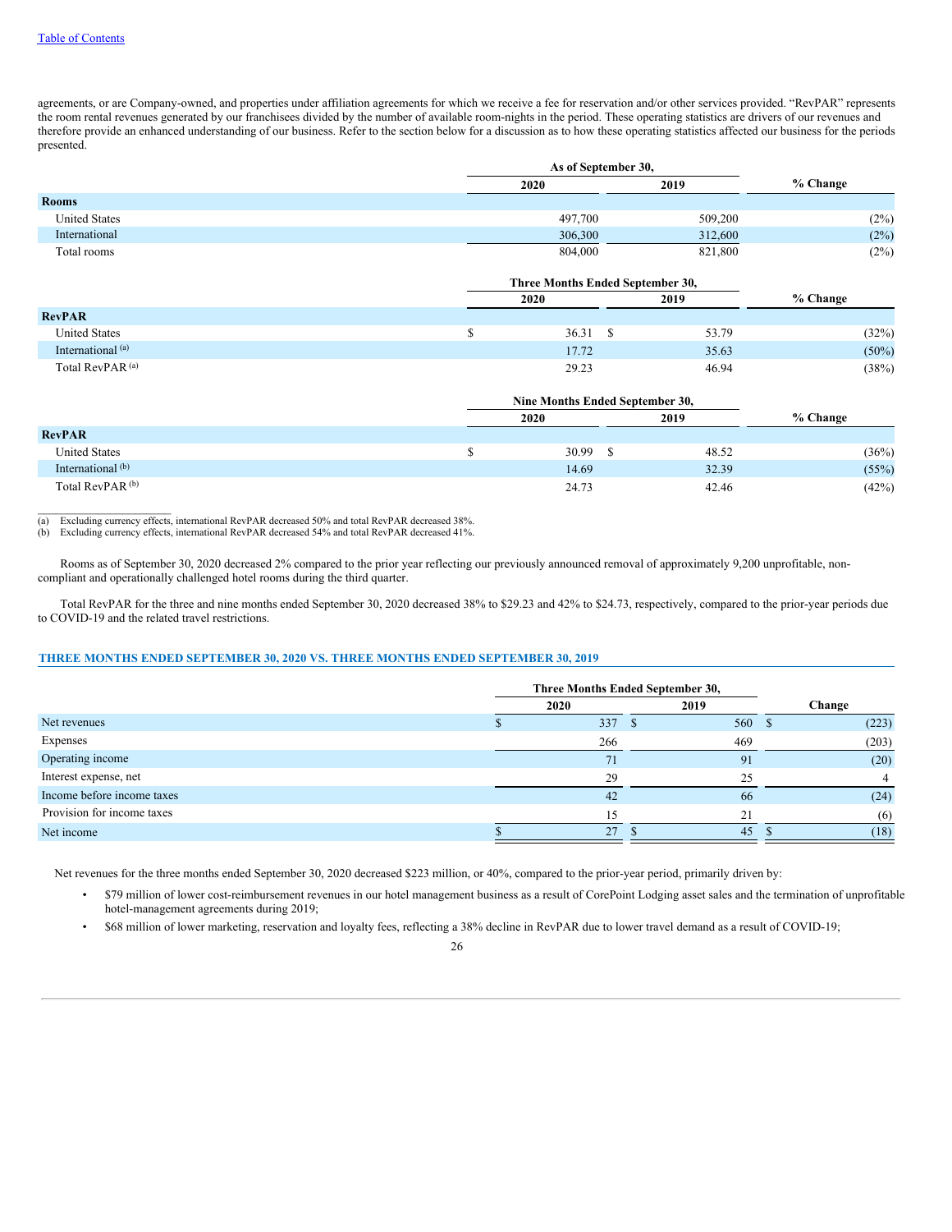agreements, or are Company-owned, and properties under affiliation agreements for which we receive a fee for reservation and/or other services provided. "RevPAR" represents the room rental revenues generated by our franchisees divided by the number of available room-nights in the period. These operating statistics are drivers of our revenues and therefore provide an enhanced understanding of our business. Refer to the section below for a discussion as to how these operating statistics affected our business for the periods presented.

| | As of September 30, | | |
|---|---|---|---|
| | 2020 | 2019 | % Change |
| **Rooms** | | | |
| United States | 497,700 | 509,200 | (2%) |
| International | 306,300 | 312,600 | (2%) |
| Total rooms | 804,000 | 821,800 | (2%) |

| | Three Months Ended September 30, | | |
|---|---|---|---|
| | 2020 | 2019 | % Change |
| **RevPAR** | | | |
| United States | $ 36.31 | $ 53.79 | (32%) |
| International [(a)] | 17.72 | 35.63 | (50%) |
| Total RevPAR [(a)] | 29.23 | 46.94 | (38%) |

| | Nine Months Ended September 30, | | |
|---|---|---|---|
| | 2020 | 2019 | % Change |
| **RevPAR** | | | |
| United States | $ 30.99 | $ 48.52 | (36%) |
| International [(b)] | 14.69 | 32.39 | (55%) |
| Total RevPAR [(b)] | 24.73 | 42.46 | (42%) |

(a) Excluding currency effects, international RevPAR decreased 50% and total RevPAR decreased 38%.
(b) Excluding currency effects, international RevPAR decreased 54% and total RevPAR decreased 41%.

Rooms as of September 30, 2020 decreased 2% compared to the prior year reflecting our previously announced removal of approximately 9,200 unprofitable, non-compliant and operationally challenged hotel rooms during the third quarter.

Total RevPAR for the three and nine months ended September 30, 2020 decreased 38% to $29.23 and 42% to $24.73, respectively, compared to the prior-year periods due to COVID-19 and the related travel restrictions.

## THREE MONTHS ENDED SEPTEMBER 30, 2020 VS. THREE MONTHS ENDED SEPTEMBER 30, 2019

| | Three Months Ended September 30, | | |
|---|---|---|---|
| | 2020 | 2019 | Change |
| Net revenues | $ 337 | $ 560 | $ (223) |
| Expenses | 266 | 469 | (203) |
| Operating income | 71 | 91 | (20) |
| Interest expense, net | 29 | 25 | 4 |
| Income before income taxes | 42 | 66 | (24) |
| Provision for income taxes | 15 | 21 | (6) |
| Net income | $ 27 | $ 45 | $ (18) |

Net revenues for the three months ended September 30, 2020 decreased $223 million, or 40%, compared to the prior-year period, primarily driven by:

- $79 million of lower cost-reimbursement revenues in our hotel management business as a result of CorePoint Lodging asset sales and the termination of unprofitable hotel-management agreements during 2019;
- $68 million of lower marketing, reservation and loyalty fees, reflecting a 38% decline in RevPAR due to lower travel demand as a result of COVID-19;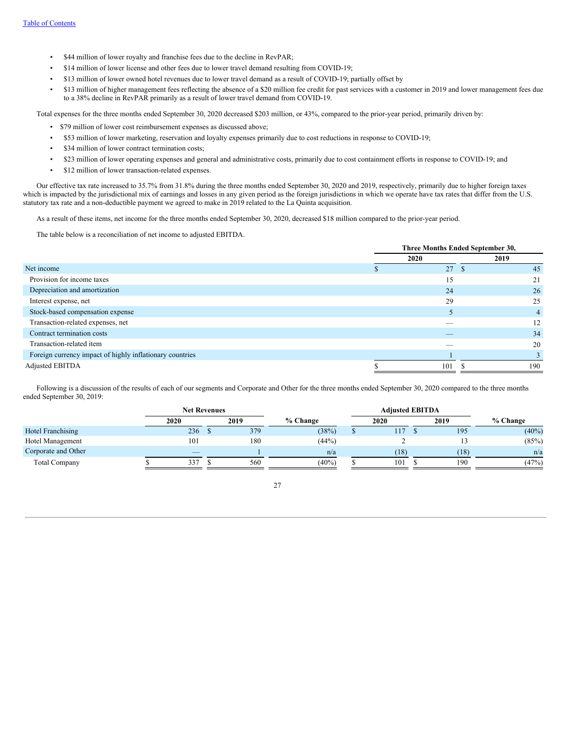- $44 million of lower royalty and franchise fees due to the decline in RevPAR;
- $14 million of lower license and other fees due to lower travel demand resulting from COVID-19;
- $13 million of lower owned hotel revenues due to lower travel demand as a result of COVID-19; partially offset by
- $13 million of higher management fees reflecting the absence of a $20 million fee credit for past services with a customer in 2019 and lower management fees due to a 38% decline in RevPAR primarily as a result of lower travel demand from COVID-19.

Total expenses for the three months ended September 30, 2020 decreased $203 million, or 43%, compared to the prior-year period, primarily driven by:

- $79 million of lower cost reimbursement expenses as discussed above;
- $53 million of lower marketing, reservation and loyalty expenses primarily due to cost reductions in response to COVID-19;
- $34 million of lower contract termination costs;
- $23 million of lower operating expenses and general and administrative costs, primarily due to cost containment efforts in response to COVID-19; and
- $12 million of lower transaction-related expenses.

Our effective tax rate increased to 35.7% from 31.8% during the three months ended September 30, 2020 and 2019, respectively, primarily due to higher foreign taxes which is impacted by the jurisdictional mix of earnings and losses in any given period as the foreign jurisdictions in which we operate have tax rates that differ from the U.S. statutory tax rate and a non-deductible payment we agreed to make in 2019 related to the La Quinta acquisition.

As a result of these items, net income for the three months ended September 30, 2020, decreased $18 million compared to the prior-year period.

The table below is a reconciliation of net income to adjusted EBITDA.

| | Three Months Ended September 30, | |
|---|---|---|
| | 2020 | 2019 |
| Net income | $ 27 | $ 45 |
| Provision for income taxes | 15 | 21 |
| Depreciation and amortization | 24 | 26 |
| Interest expense, net | 29 | 25 |
| Stock-based compensation expense | 5 | 4 |
| Transaction-related expenses, net | — | 12 |
| Contract termination costs | — | 34 |
| Transaction-related item | — | 20 |
| Foreign currency impact of highly inflationary countries | 1 | 3 |
| Adjusted EBITDA | $ 101 | $ 190 |

Following is a discussion of the results of each of our segments and Corporate and Other for the three months ended September 30, 2020 compared to the three months ended September 30, 2019:

| | Net Revenues | | | Adjusted EBITDA | | |
|---|---|---|---|---|---|---|
| | 2020 | 2019 | % Change | 2020 | 2019 | % Change |
| Hotel Franchising | 236 | $ 379 | (38%) | $ 117 | $ 195 | (40%) |
| Hotel Management | 101 | 180 | (44%) | 2 | 13 | (85%) |
| Corporate and Other | — | 1 | n/a | (18) | (18) | n/a |
| Total Company | $ 337 | $ 560 | (40%) | $ 101 | $ 190 | (47%) |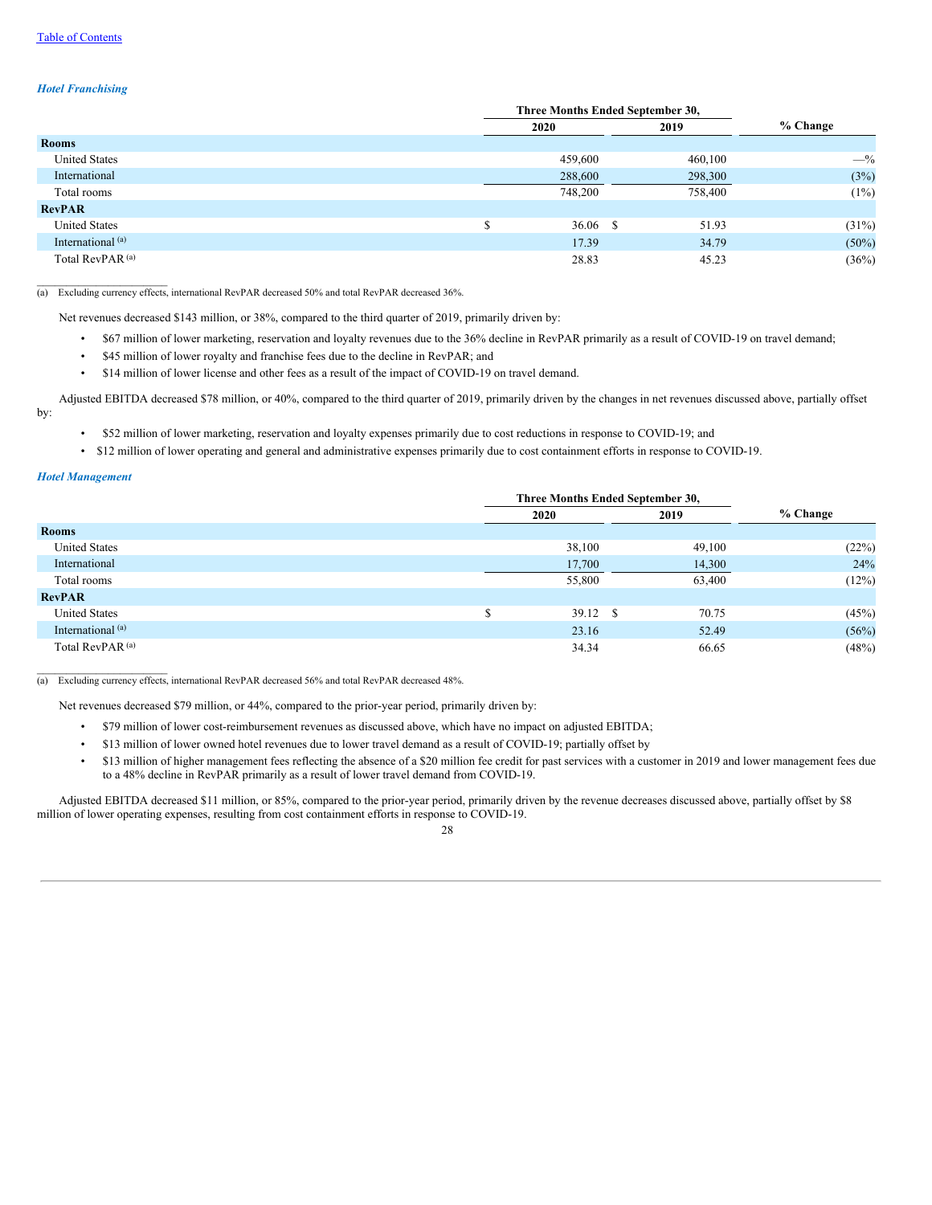### *Hotel Franchising*

| | Three Months Ended September 30, | | % Change |
|---|---|---|---|
| | 2020 | 2019 | |
| **Rooms** | | | |
| United States | 459,600 | 460,100 | —% |
| International | 288,600 | 298,300 | (3%) |
| Total rooms | 748,200 | 758,400 | (1%) |
| **RevPAR** | | | |
| United States | $ 36.06 | $ 51.93 | (31%) |
| International [(a)] | 17.39 | 34.79 | (50%) |
| Total RevPAR [(a)] | 28.83 | 45.23 | (36%) |

(a) Excluding currency effects, international RevPAR decreased 50% and total RevPAR decreased 36%.

Net revenues decreased $143 million, or 38%, compared to the third quarter of 2019, primarily driven by:

- $67 million of lower marketing, reservation and loyalty revenues due to the 36% decline in RevPAR primarily as a result of COVID-19 on travel demand;
- $45 million of lower royalty and franchise fees due to the decline in RevPAR; and
- $14 million of lower license and other fees as a result of the impact of COVID-19 on travel demand.

Adjusted EBITDA decreased $78 million, or 40%, compared to the third quarter of 2019, primarily driven by the changes in net revenues discussed above, partially offset by:

- $52 million of lower marketing, reservation and loyalty expenses primarily due to cost reductions in response to COVID-19; and
- $12 million of lower operating and general and administrative expenses primarily due to cost containment efforts in response to COVID-19.

### *Hotel Management*

| | Three Months Ended September 30, | | % Change |
|---|---|---|---|
| | 2020 | 2019 | |
| **Rooms** | | | |
| United States | 38,100 | 49,100 | (22%) |
| International | 17,700 | 14,300 | 24% |
| Total rooms | 55,800 | 63,400 | (12%) |
| **RevPAR** | | | |
| United States | $ 39.12 | $ 70.75 | (45%) |
| International [(a)] | 23.16 | 52.49 | (56%) |
| Total RevPAR [(a)] | 34.34 | 66.65 | (48%) |

(a) Excluding currency effects, international RevPAR decreased 56% and total RevPAR decreased 48%.

Net revenues decreased $79 million, or 44%, compared to the prior-year period, primarily driven by:

- $79 million of lower cost-reimbursement revenues as discussed above, which have no impact on adjusted EBITDA;
- $13 million of lower owned hotel revenues due to lower travel demand as a result of COVID-19; partially offset by
- $13 million of higher management fees reflecting the absence of a $20 million fee credit for past services with a customer in 2019 and lower management fees due to a 48% decline in RevPAR primarily as a result of lower travel demand from COVID-19.

Adjusted EBITDA decreased $11 million, or 85%, compared to the prior-year period, primarily driven by the revenue decreases discussed above, partially offset by $8 million of lower operating expenses, resulting from cost containment efforts in response to COVID-19.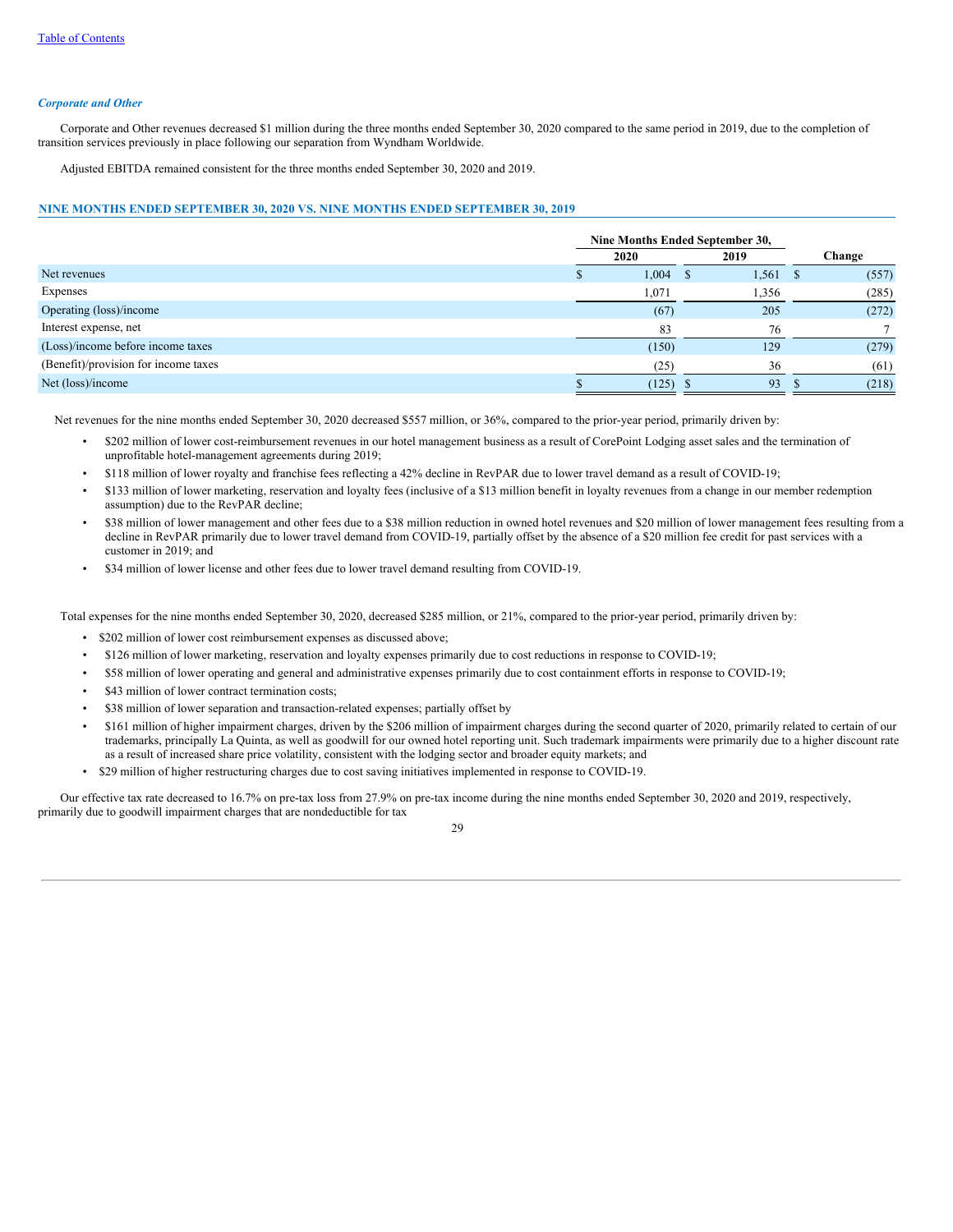*Corporate and Other*

Corporate and Other revenues decreased $1 million during the three months ended September 30, 2020 compared to the same period in 2019, due to the completion of transition services previously in place following our separation from Wyndham Worldwide.

Adjusted EBITDA remained consistent for the three months ended September 30, 2020 and 2019.

## NINE MONTHS ENDED SEPTEMBER 30, 2020 VS. NINE MONTHS ENDED SEPTEMBER 30, 2019

| | Nine Months Ended September 30, | | |
|---|---|---|---|
| | 2020 | 2019 | Change |
| Net revenues | $ 1,004 | $ 1,561 | $ (557) |
| Expenses | 1,071 | 1,356 | (285) |
| Operating (loss)/income | (67) | 205 | (272) |
| Interest expense, net | 83 | 76 | 7 |
| (Loss)/income before income taxes | (150) | 129 | (279) |
| (Benefit)/provision for income taxes | (25) | 36 | (61) |
| Net (loss)/income | $ (125) | $ 93 | $ (218) |

Net revenues for the nine months ended September 30, 2020 decreased $557 million, or 36%, compared to the prior-year period, primarily driven by:

- $202 million of lower cost-reimbursement revenues in our hotel management business as a result of CorePoint Lodging asset sales and the termination of unprofitable hotel-management agreements during 2019;
- $118 million of lower royalty and franchise fees reflecting a 42% decline in RevPAR due to lower travel demand as a result of COVID-19;
- $133 million of lower marketing, reservation and loyalty fees (inclusive of a $13 million benefit in loyalty revenues from a change in our member redemption assumption) due to the RevPAR decline;
- $38 million of lower management and other fees due to a $38 million reduction in owned hotel revenues and $20 million of lower management fees resulting from a decline in RevPAR primarily due to lower travel demand from COVID-19, partially offset by the absence of a $20 million fee credit for past services with a customer in 2019; and
- $34 million of lower license and other fees due to lower travel demand resulting from COVID-19.

Total expenses for the nine months ended September 30, 2020, decreased $285 million, or 21%, compared to the prior-year period, primarily driven by:

- $202 million of lower cost reimbursement expenses as discussed above;
- $126 million of lower marketing, reservation and loyalty expenses primarily due to cost reductions in response to COVID-19;
- $58 million of lower operating and general and administrative expenses primarily due to cost containment efforts in response to COVID-19;
- $43 million of lower contract termination costs;
- $38 million of lower separation and transaction-related expenses; partially offset by
- $161 million of higher impairment charges, driven by the $206 million of impairment charges during the second quarter of 2020, primarily related to certain of our trademarks, principally La Quinta, as well as goodwill for our owned hotel reporting unit. Such trademark impairments were primarily due to a higher discount rate as a result of increased share price volatility, consistent with the lodging sector and broader equity markets; and
- $29 million of higher restructuring charges due to cost saving initiatives implemented in response to COVID-19.

Our effective tax rate decreased to 16.7% on pre-tax loss from 27.9% on pre-tax income during the nine months ended September 30, 2020 and 2019, respectively, primarily due to goodwill impairment charges that are nondeductible for tax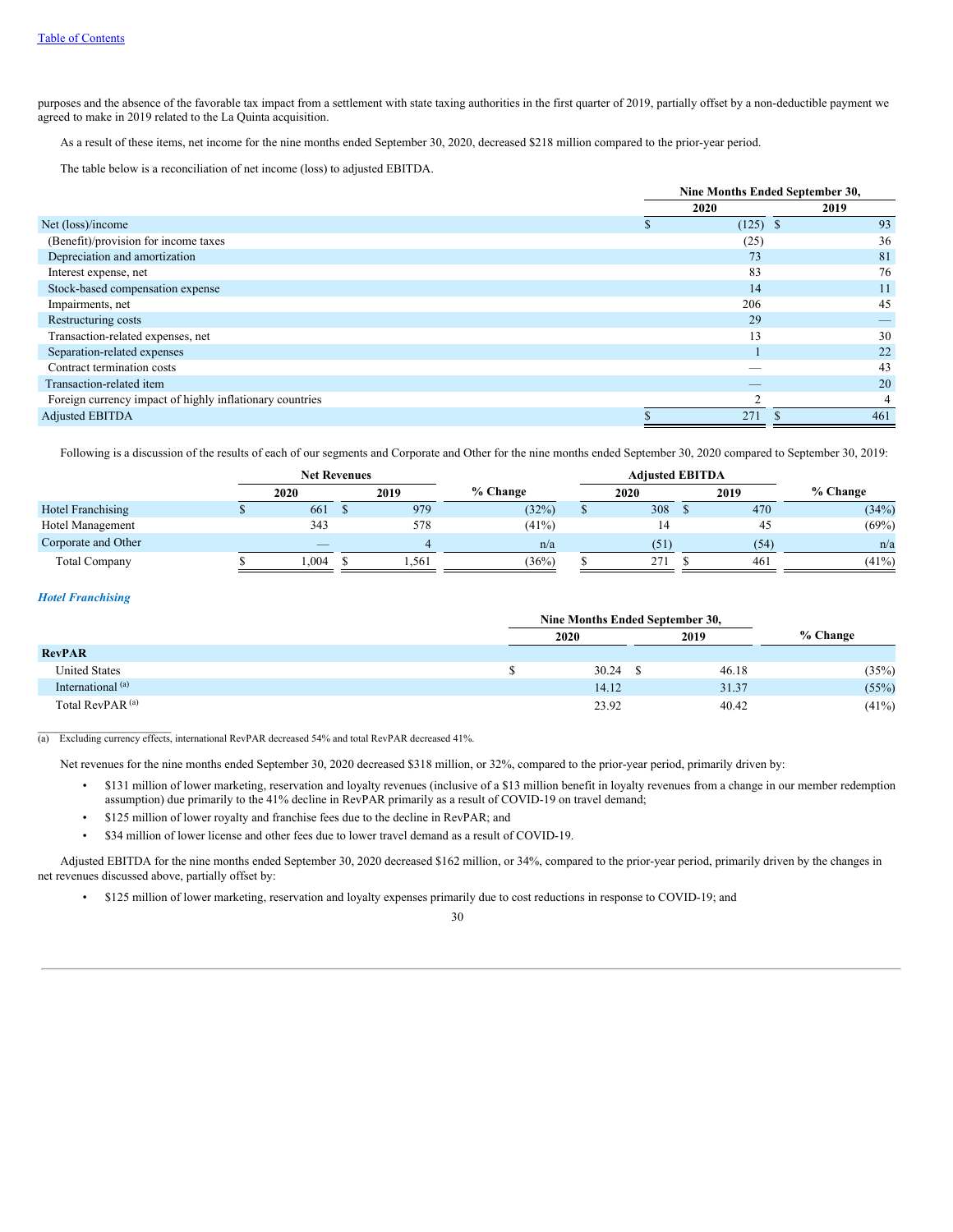purposes and the absence of the favorable tax impact from a settlement with state taxing authorities in the first quarter of 2019, partially offset by a non-deductible payment we agreed to make in 2019 related to the La Quinta acquisition.

As a result of these items, net income for the nine months ended September 30, 2020, decreased $218 million compared to the prior-year period.

The table below is a reconciliation of net income (loss) to adjusted EBITDA.

| | Nine Months Ended September 30, | |
|---|---|---|
| | 2020 | 2019 |
| Net (loss)/income | $ (125) | $ 93 |
| (Benefit)/provision for income taxes | (25) | 36 |
| Depreciation and amortization | 73 | 81 |
| Interest expense, net | 83 | 76 |
| Stock-based compensation expense | 14 | 11 |
| Impairments, net | 206 | 45 |
| Restructuring costs | 29 | — |
| Transaction-related expenses, net | 13 | 30 |
| Separation-related expenses | 1 | 22 |
| Contract termination costs | — | 43 |
| Transaction-related item | — | 20 |
| Foreign currency impact of highly inflationary countries | 2 | 4 |
| Adjusted EBITDA | $ 271 | $ 461 |

Following is a discussion of the results of each of our segments and Corporate and Other for the nine months ended September 30, 2020 compared to September 30, 2019:

| | Net Revenues | | | Adjusted EBITDA | | |
|---|---|---|---|---|---|---|
| | 2020 | 2019 | % Change | 2020 | 2019 | % Change |
| Hotel Franchising | $ 661 | $ 979 | (32%) | $ 308 | $ 470 | (34%) |
| Hotel Management | 343 | 578 | (41%) | 14 | 45 | (69%) |
| Corporate and Other | — | 4 | n/a | (51) | (54) | n/a |
| Total Company | $ 1,004 | $ 1,561 | (36%) | $ 271 | $ 461 | (41%) |

***Hotel Franchising***

| | Nine Months Ended September 30, | | |
|---|---|---|---|
| | 2020 | 2019 | % Change |
| **RevPAR** | | | |
| United States | $ 30.24 | $ 46.18 | (35%) |
| International [(a)] | 14.12 | 31.37 | (55%) |
| Total RevPAR [(a)] | 23.92 | 40.42 | (41%) |

(a) Excluding currency effects, international RevPAR decreased 54% and total RevPAR decreased 41%.

Net revenues for the nine months ended September 30, 2020 decreased $318 million, or 32%, compared to the prior-year period, primarily driven by:

- $131 million of lower marketing, reservation and loyalty revenues (inclusive of a $13 million benefit in loyalty revenues from a change in our member redemption assumption) due primarily to the 41% decline in RevPAR primarily as a result of COVID-19 on travel demand;
- $125 million of lower royalty and franchise fees due to the decline in RevPAR; and
- $34 million of lower license and other fees due to lower travel demand as a result of COVID-19.

Adjusted EBITDA for the nine months ended September 30, 2020 decreased $162 million, or 34%, compared to the prior-year period, primarily driven by the changes in net revenues discussed above, partially offset by:

- $125 million of lower marketing, reservation and loyalty expenses primarily due to cost reductions in response to COVID-19; and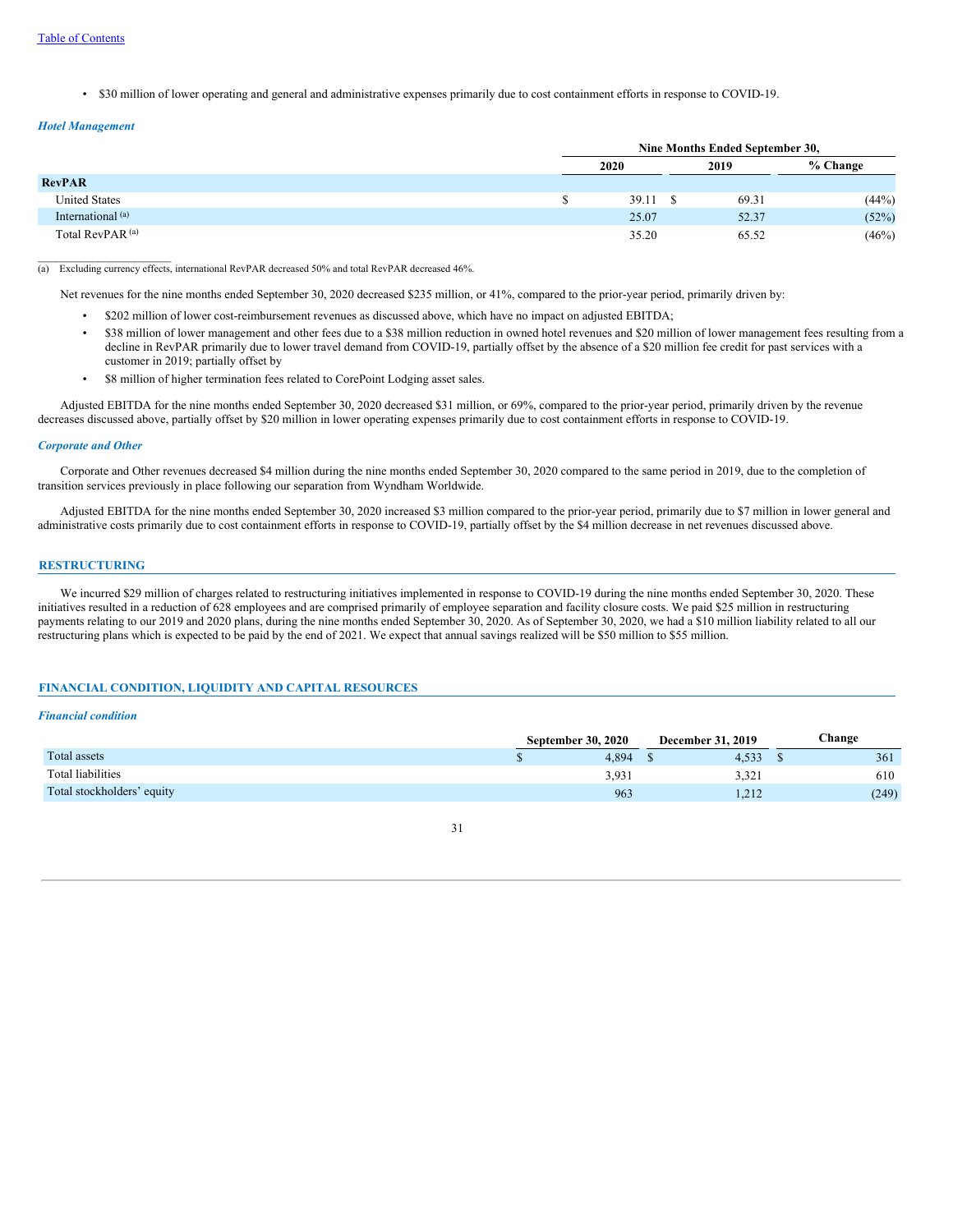- $30 million of lower operating and general and administrative expenses primarily due to cost containment efforts in response to COVID-19.

### *Hotel Management*

| | Nine Months Ended September 30, | | |
|---|---|---|---|
| | 2020 | 2019 | % Change |
| **RevPAR** | | | |
| United States | $ 39.11 | $ 69.31 | (44%) |
| International [(a)] | 25.07 | 52.37 | (52%) |
| Total RevPAR [(a)] | 35.20 | 65.52 | (46%) |

(a) Excluding currency effects, international RevPAR decreased 50% and total RevPAR decreased 46%.

Net revenues for the nine months ended September 30, 2020 decreased $235 million, or 41%, compared to the prior-year period, primarily driven by:

- $202 million of lower cost-reimbursement revenues as discussed above, which have no impact on adjusted EBITDA;
- $38 million of lower management and other fees due to a $38 million reduction in owned hotel revenues and $20 million of lower management fees resulting from a decline in RevPAR primarily due to lower travel demand from COVID-19, partially offset by the absence of a $20 million fee credit for past services with a customer in 2019; partially offset by
- $8 million of higher termination fees related to CorePoint Lodging asset sales.

Adjusted EBITDA for the nine months ended September 30, 2020 decreased $31 million, or 69%, compared to the prior-year period, primarily driven by the revenue decreases discussed above, partially offset by $20 million in lower operating expenses primarily due to cost containment efforts in response to COVID-19.

### *Corporate and Other*

Corporate and Other revenues decreased $4 million during the nine months ended September 30, 2020 compared to the same period in 2019, due to the completion of transition services previously in place following our separation from Wyndham Worldwide.

Adjusted EBITDA for the nine months ended September 30, 2020 increased $3 million compared to the prior-year period, primarily due to $7 million in lower general and administrative costs primarily due to cost containment efforts in response to COVID-19, partially offset by the $4 million decrease in net revenues discussed above.

## RESTRUCTURING

We incurred $29 million of charges related to restructuring initiatives implemented in response to COVID-19 during the nine months ended September 30, 2020. These initiatives resulted in a reduction of 628 employees and are comprised primarily of employee separation and facility closure costs. We paid $25 million in restructuring payments relating to our 2019 and 2020 plans, during the nine months ended September 30, 2020. As of September 30, 2020, we had a $10 million liability related to all our restructuring plans which is expected to be paid by the end of 2021. We expect that annual savings realized will be $50 million to $55 million.

## FINANCIAL CONDITION, LIQUIDITY AND CAPITAL RESOURCES

### *Financial condition*

| | September 30, 2020 | December 31, 2019 | Change |
|---|---|---|---|
| Total assets | $ 4,894 | $ 4,533 | $ 361 |
| Total liabilities | 3,931 | 3,321 | 610 |
| Total stockholders' equity | 963 | 1,212 | (249) |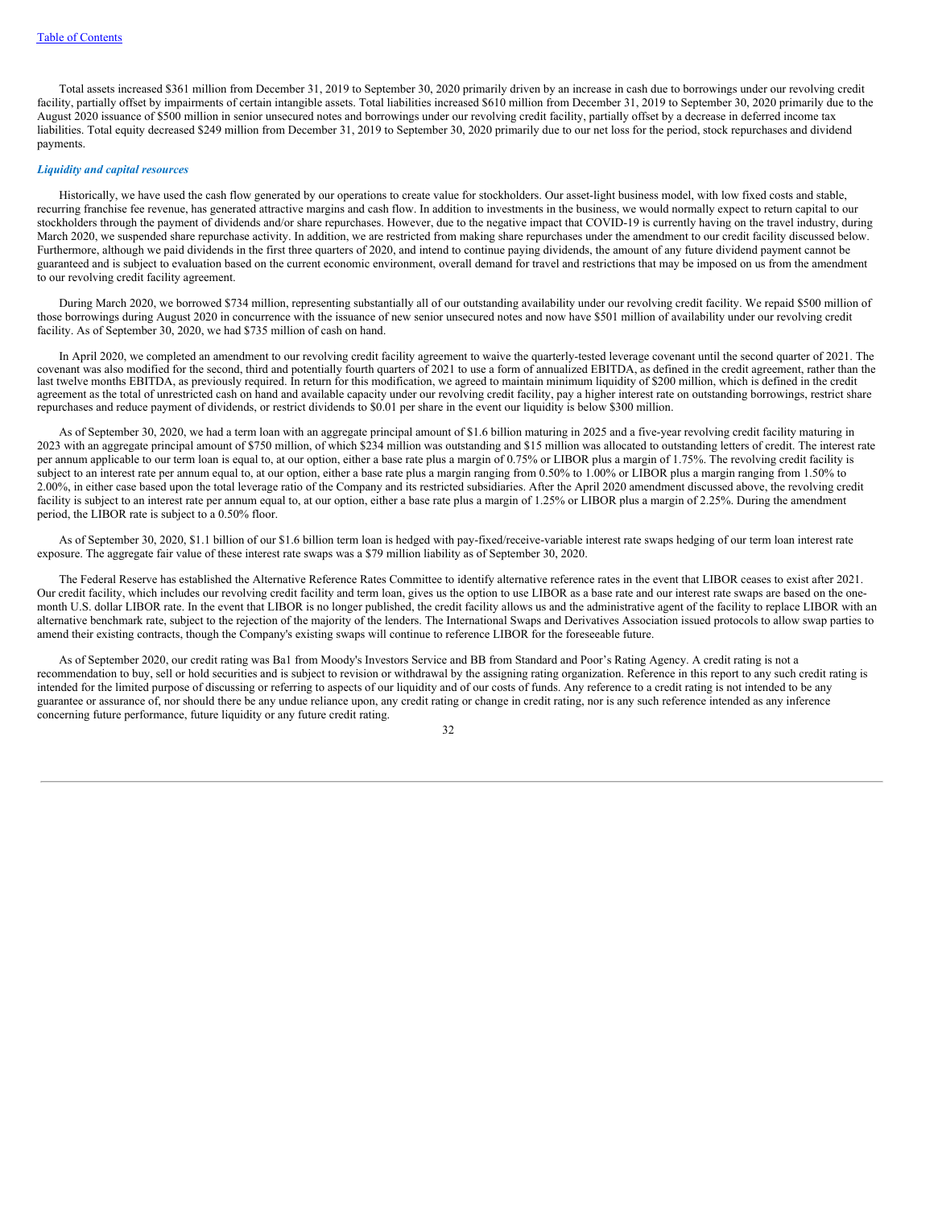Total assets increased $361 million from December 31, 2019 to September 30, 2020 primarily driven by an increase in cash due to borrowings under our revolving credit facility, partially offset by impairments of certain intangible assets. Total liabilities increased $610 million from December 31, 2019 to September 30, 2020 primarily due to the August 2020 issuance of $500 million in senior unsecured notes and borrowings under our revolving credit facility, partially offset by a decrease in deferred income tax liabilities. Total equity decreased $249 million from December 31, 2019 to September 30, 2020 primarily due to our net loss for the period, stock repurchases and dividend payments.

***Liquidity and capital resources***

Historically, we have used the cash flow generated by our operations to create value for stockholders. Our asset-light business model, with low fixed costs and stable, recurring franchise fee revenue, has generated attractive margins and cash flow. In addition to investments in the business, we would normally expect to return capital to our stockholders through the payment of dividends and/or share repurchases. However, due to the negative impact that COVID-19 is currently having on the travel industry, during March 2020, we suspended share repurchase activity. In addition, we are restricted from making share repurchases under the amendment to our credit facility discussed below. Furthermore, although we paid dividends in the first three quarters of 2020, and intend to continue paying dividends, the amount of any future dividend payment cannot be guaranteed and is subject to evaluation based on the current economic environment, overall demand for travel and restrictions that may be imposed on us from the amendment to our revolving credit facility agreement.

During March 2020, we borrowed $734 million, representing substantially all of our outstanding availability under our revolving credit facility. We repaid $500 million of those borrowings during August 2020 in concurrence with the issuance of new senior unsecured notes and now have $501 million of availability under our revolving credit facility. As of September 30, 2020, we had $735 million of cash on hand.

In April 2020, we completed an amendment to our revolving credit facility agreement to waive the quarterly-tested leverage covenant until the second quarter of 2021. The covenant was also modified for the second, third and potentially fourth quarters of 2021 to use a form of annualized EBITDA, as defined in the credit agreement, rather than the last twelve months EBITDA, as previously required. In return for this modification, we agreed to maintain minimum liquidity of $200 million, which is defined in the credit agreement as the total of unrestricted cash on hand and available capacity under our revolving credit facility, pay a higher interest rate on outstanding borrowings, restrict share repurchases and reduce payment of dividends, or restrict dividends to $0.01 per share in the event our liquidity is below $300 million.

As of September 30, 2020, we had a term loan with an aggregate principal amount of $1.6 billion maturing in 2025 and a five-year revolving credit facility maturing in 2023 with an aggregate principal amount of $750 million, of which $234 million was outstanding and $15 million was allocated to outstanding letters of credit. The interest rate per annum applicable to our term loan is equal to, at our option, either a base rate plus a margin of 0.75% or LIBOR plus a margin of 1.75%. The revolving credit facility is subject to an interest rate per annum equal to, at our option, either a base rate plus a margin ranging from 0.50% to 1.00% or LIBOR plus a margin ranging from 1.50% to 2.00%, in either case based upon the total leverage ratio of the Company and its restricted subsidiaries. After the April 2020 amendment discussed above, the revolving credit facility is subject to an interest rate per annum equal to, at our option, either a base rate plus a margin of 1.25% or LIBOR plus a margin of 2.25%. During the amendment period, the LIBOR rate is subject to a 0.50% floor.

As of September 30, 2020, $1.1 billion of our $1.6 billion term loan is hedged with pay-fixed/receive-variable interest rate swaps hedging of our term loan interest rate exposure. The aggregate fair value of these interest rate swaps was a $79 million liability as of September 30, 2020.

The Federal Reserve has established the Alternative Reference Rates Committee to identify alternative reference rates in the event that LIBOR ceases to exist after 2021. Our credit facility, which includes our revolving credit facility and term loan, gives us the option to use LIBOR as a base rate and our interest rate swaps are based on the one-month U.S. dollar LIBOR rate. In the event that LIBOR is no longer published, the credit facility allows us and the administrative agent of the facility to replace LIBOR with an alternative benchmark rate, subject to the rejection of the majority of the lenders. The International Swaps and Derivatives Association issued protocols to allow swap parties to amend their existing contracts, though the Company's existing swaps will continue to reference LIBOR for the foreseeable future.

As of September 2020, our credit rating was Ba1 from Moody's Investors Service and BB from Standard and Poor's Rating Agency. A credit rating is not a recommendation to buy, sell or hold securities and is subject to revision or withdrawal by the assigning rating organization. Reference in this report to any such credit rating is intended for the limited purpose of discussing or referring to aspects of our liquidity and of our costs of funds. Any reference to a credit rating is not intended to be any guarantee or assurance of, nor should there be any undue reliance upon, any credit rating or change in credit rating, nor is any such reference intended as any inference concerning future performance, future liquidity or any future credit rating.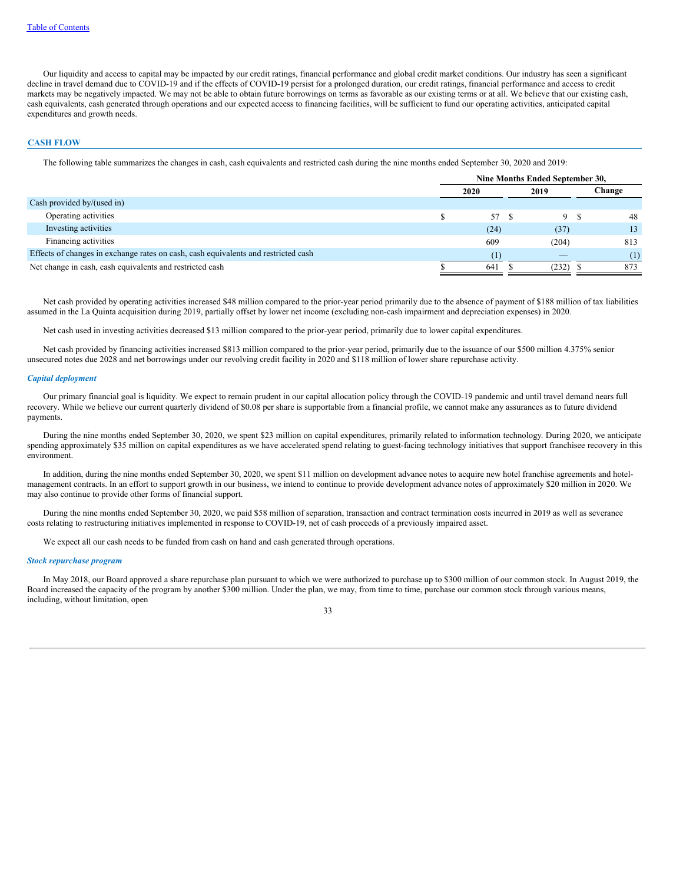Our liquidity and access to capital may be impacted by our credit ratings, financial performance and global credit market conditions. Our industry has seen a significant decline in travel demand due to COVID-19 and if the effects of COVID-19 persist for a prolonged duration, our credit ratings, financial performance and access to credit markets may be negatively impacted. We may not be able to obtain future borrowings on terms as favorable as our existing terms or at all. We believe that our existing cash, cash equivalents, cash generated through operations and our expected access to financing facilities, will be sufficient to fund our operating activities, anticipated capital expenditures and growth needs.

## CASH FLOW

The following table summarizes the changes in cash, cash equivalents and restricted cash during the nine months ended September 30, 2020 and 2019:

| | Nine Months Ended September 30, | | |
|---|---|---|---|
| | 2020 | 2019 | Change |
| Cash provided by/(used in) | | | |
| Operating activities | $ 57 | $ 9 | $ 48 |
| Investing activities | (24) | (37) | 13 |
| Financing activities | 609 | (204) | 813 |
| Effects of changes in exchange rates on cash, cash equivalents and restricted cash | (1) | — | (1) |
| Net change in cash, cash equivalents and restricted cash | $ 641 | $ (232) | $ 873 |

Net cash provided by operating activities increased $48 million compared to the prior-year period primarily due to the absence of payment of $188 million of tax liabilities assumed in the La Quinta acquisition during 2019, partially offset by lower net income (excluding non-cash impairment and depreciation expenses) in 2020.

Net cash used in investing activities decreased $13 million compared to the prior-year period, primarily due to lower capital expenditures.

Net cash provided by financing activities increased $813 million compared to the prior-year period, primarily due to the issuance of our $500 million 4.375% senior unsecured notes due 2028 and net borrowings under our revolving credit facility in 2020 and $118 million of lower share repurchase activity.

### *Capital deployment*

Our primary financial goal is liquidity. We expect to remain prudent in our capital allocation policy through the COVID-19 pandemic and until travel demand nears full recovery. While we believe our current quarterly dividend of $0.08 per share is supportable from a financial profile, we cannot make any assurances as to future dividend payments.

During the nine months ended September 30, 2020, we spent $23 million on capital expenditures, primarily related to information technology. During 2020, we anticipate spending approximately $35 million on capital expenditures as we have accelerated spend relating to guest-facing technology initiatives that support franchisee recovery in this environment.

In addition, during the nine months ended September 30, 2020, we spent $11 million on development advance notes to acquire new hotel franchise agreements and hotel-management contracts. In an effort to support growth in our business, we intend to continue to provide development advance notes of approximately $20 million in 2020. We may also continue to provide other forms of financial support.

During the nine months ended September 30, 2020, we paid $58 million of separation, transaction and contract termination costs incurred in 2019 as well as severance costs relating to restructuring initiatives implemented in response to COVID-19, net of cash proceeds of a previously impaired asset.

We expect all our cash needs to be funded from cash on hand and cash generated through operations.

### *Stock repurchase program*

In May 2018, our Board approved a share repurchase plan pursuant to which we were authorized to purchase up to $300 million of our common stock. In August 2019, the Board increased the capacity of the program by another $300 million. Under the plan, we may, from time to time, purchase our common stock through various means, including, without limitation, open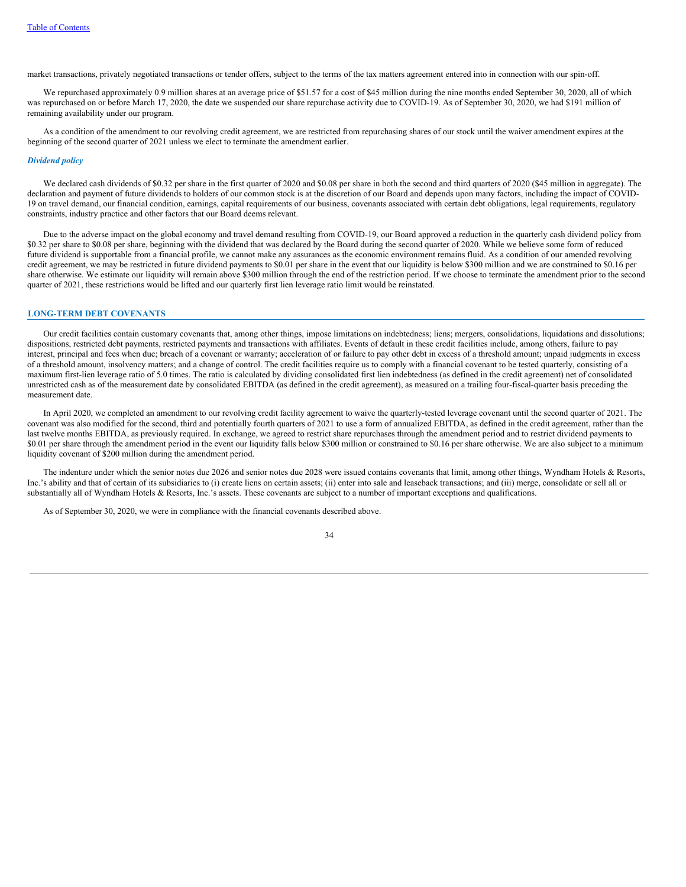market transactions, privately negotiated transactions or tender offers, subject to the terms of the tax matters agreement entered into in connection with our spin-off.

We repurchased approximately 0.9 million shares at an average price of $51.57 for a cost of $45 million during the nine months ended September 30, 2020, all of which was repurchased on or before March 17, 2020, the date we suspended our share repurchase activity due to COVID-19. As of September 30, 2020, we had $191 million of remaining availability under our program.

As a condition of the amendment to our revolving credit agreement, we are restricted from repurchasing shares of our stock until the waiver amendment expires at the beginning of the second quarter of 2021 unless we elect to terminate the amendment earlier.

***Dividend policy***

We declared cash dividends of $0.32 per share in the first quarter of 2020 and $0.08 per share in both the second and third quarters of 2020 ($45 million in aggregate). The declaration and payment of future dividends to holders of our common stock is at the discretion of our Board and depends upon many factors, including the impact of COVID-19 on travel demand, our financial condition, earnings, capital requirements of our business, covenants associated with certain debt obligations, legal requirements, regulatory constraints, industry practice and other factors that our Board deems relevant.

Due to the adverse impact on the global economy and travel demand resulting from COVID-19, our Board approved a reduction in the quarterly cash dividend policy from $0.32 per share to $0.08 per share, beginning with the dividend that was declared by the Board during the second quarter of 2020. While we believe some form of reduced future dividend is supportable from a financial profile, we cannot make any assurances as the economic environment remains fluid. As a condition of our amended revolving credit agreement, we may be restricted in future dividend payments to $0.01 per share in the event that our liquidity is below $300 million and we are constrained to $0.16 per share otherwise. We estimate our liquidity will remain above $300 million through the end of the restriction period. If we choose to terminate the amendment prior to the second quarter of 2021, these restrictions would be lifted and our quarterly first lien leverage ratio limit would be reinstated.

## LONG-TERM DEBT COVENANTS

Our credit facilities contain customary covenants that, among other things, impose limitations on indebtedness; liens; mergers, consolidations, liquidations and dissolutions; dispositions, restricted debt payments, restricted payments and transactions with affiliates. Events of default in these credit facilities include, among others, failure to pay interest, principal and fees when due; breach of a covenant or warranty; acceleration of or failure to pay other debt in excess of a threshold amount; unpaid judgments in excess of a threshold amount, insolvency matters; and a change of control. The credit facilities require us to comply with a financial covenant to be tested quarterly, consisting of a maximum first-lien leverage ratio of 5.0 times. The ratio is calculated by dividing consolidated first lien indebtedness (as defined in the credit agreement) net of consolidated unrestricted cash as of the measurement date by consolidated EBITDA (as defined in the credit agreement), as measured on a trailing four-fiscal-quarter basis preceding the measurement date.

In April 2020, we completed an amendment to our revolving credit facility agreement to waive the quarterly-tested leverage covenant until the second quarter of 2021. The covenant was also modified for the second, third and potentially fourth quarters of 2021 to use a form of annualized EBITDA, as defined in the credit agreement, rather than the last twelve months EBITDA, as previously required. In exchange, we agreed to restrict share repurchases through the amendment period and to restrict dividend payments to $0.01 per share through the amendment period in the event our liquidity falls below $300 million or constrained to $0.16 per share otherwise. We are also subject to a minimum liquidity covenant of $200 million during the amendment period.

The indenture under which the senior notes due 2026 and senior notes due 2028 were issued contains covenants that limit, among other things, Wyndham Hotels & Resorts, Inc.'s ability and that of certain of its subsidiaries to (i) create liens on certain assets; (ii) enter into sale and leaseback transactions; and (iii) merge, consolidate or sell all or substantially all of Wyndham Hotels & Resorts, Inc.'s assets. These covenants are subject to a number of important exceptions and qualifications.

As of September 30, 2020, we were in compliance with the financial covenants described above.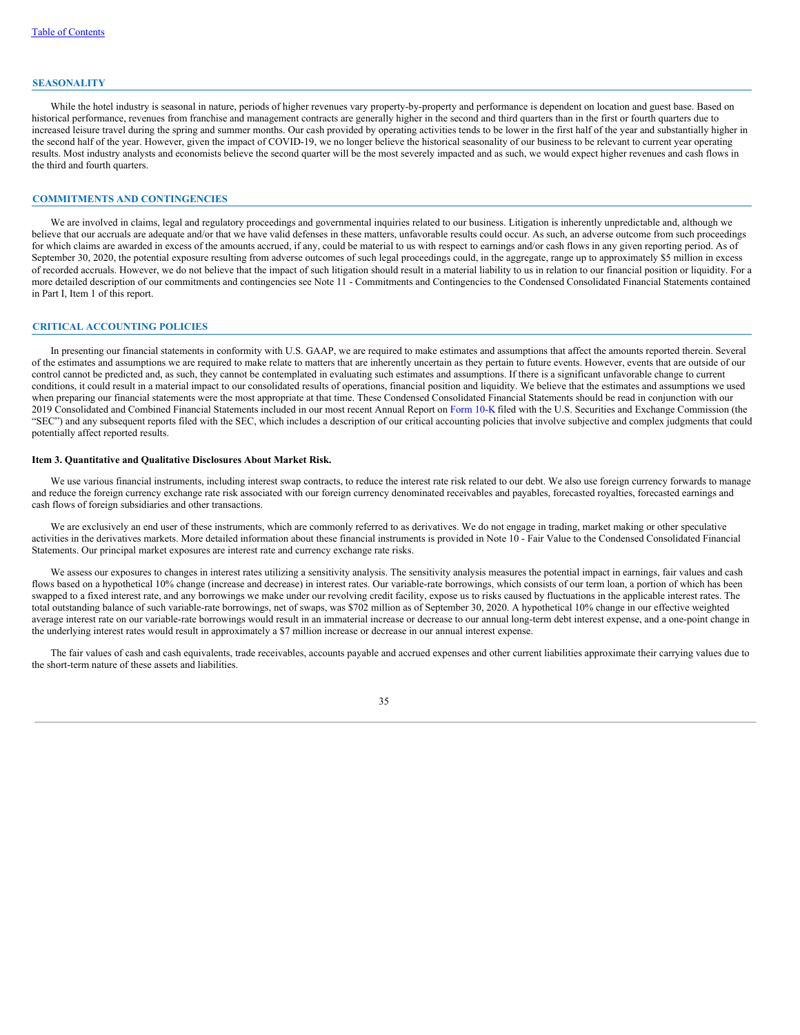## SEASONALITY

While the hotel industry is seasonal in nature, periods of higher revenues vary property-by-property and performance is dependent on location and guest base. Based on historical performance, revenues from franchise and management contracts are generally higher in the second and third quarters than in the first or fourth quarters due to increased leisure travel during the spring and summer months. Our cash provided by operating activities tends to be lower in the first half of the year and substantially higher in the second half of the year. However, given the impact of COVID-19, we no longer believe the historical seasonality of our business to be relevant to current year operating results. Most industry analysts and economists believe the second quarter will be the most severely impacted and as such, we would expect higher revenues and cash flows in the third and fourth quarters.

## COMMITMENTS AND CONTINGENCIES

We are involved in claims, legal and regulatory proceedings and governmental inquiries related to our business. Litigation is inherently unpredictable and, although we believe that our accruals are adequate and/or that we have valid defenses in these matters, unfavorable results could occur. As such, an adverse outcome from such proceedings for which claims are awarded in excess of the amounts accrued, if any, could be material to us with respect to earnings and/or cash flows in any given reporting period. As of September 30, 2020, the potential exposure resulting from adverse outcomes of such legal proceedings could, in the aggregate, range up to approximately $5 million in excess of recorded accruals. However, we do not believe that the impact of such litigation should result in a material liability to us in relation to our financial position or liquidity. For a more detailed description of our commitments and contingencies see Note 11 - Commitments and Contingencies to the Condensed Consolidated Financial Statements contained in Part I, Item 1 of this report.

## CRITICAL ACCOUNTING POLICIES

In presenting our financial statements in conformity with U.S. GAAP, we are required to make estimates and assumptions that affect the amounts reported therein. Several of the estimates and assumptions we are required to make relate to matters that are inherently uncertain as they pertain to future events. However, events that are outside of our control cannot be predicted and, as such, they cannot be contemplated in evaluating such estimates and assumptions. If there is a significant unfavorable change to current conditions, it could result in a material impact to our consolidated results of operations, financial position and liquidity. We believe that the estimates and assumptions we used when preparing our financial statements were the most appropriate at that time. These Condensed Consolidated Financial Statements should be read in conjunction with our 2019 Consolidated and Combined Financial Statements included in our most recent Annual Report on Form 10-K filed with the U.S. Securities and Exchange Commission (the "SEC") and any subsequent reports filed with the SEC, which includes a description of our critical accounting policies that involve subjective and complex judgments that could potentially affect reported results.

### Item 3. Quantitative and Qualitative Disclosures About Market Risk.

We use various financial instruments, including interest swap contracts, to reduce the interest rate risk related to our debt. We also use foreign currency forwards to manage and reduce the foreign currency exchange rate risk associated with our foreign currency denominated receivables and payables, forecasted royalties, forecasted earnings and cash flows of foreign subsidiaries and other transactions.

We are exclusively an end user of these instruments, which are commonly referred to as derivatives. We do not engage in trading, market making or other speculative activities in the derivatives markets. More detailed information about these financial instruments is provided in Note 10 - Fair Value to the Condensed Consolidated Financial Statements. Our principal market exposures are interest rate and currency exchange rate risks.

We assess our exposures to changes in interest rates utilizing a sensitivity analysis. The sensitivity analysis measures the potential impact in earnings, fair values and cash flows based on a hypothetical 10% change (increase and decrease) in interest rates. Our variable-rate borrowings, which consists of our term loan, a portion of which has been swapped to a fixed interest rate, and any borrowings we make under our revolving credit facility, expose us to risks caused by fluctuations in the applicable interest rates. The total outstanding balance of such variable-rate borrowings, net of swaps, was $702 million as of September 30, 2020. A hypothetical 10% change in our effective weighted average interest rate on our variable-rate borrowings would result in an immaterial increase or decrease to our annual long-term debt interest expense, and a one-point change in the underlying interest rates would result in approximately a $7 million increase or decrease in our annual interest expense.

The fair values of cash and cash equivalents, trade receivables, accounts payable and accrued expenses and other current liabilities approximate their carrying values due to the short-term nature of these assets and liabilities.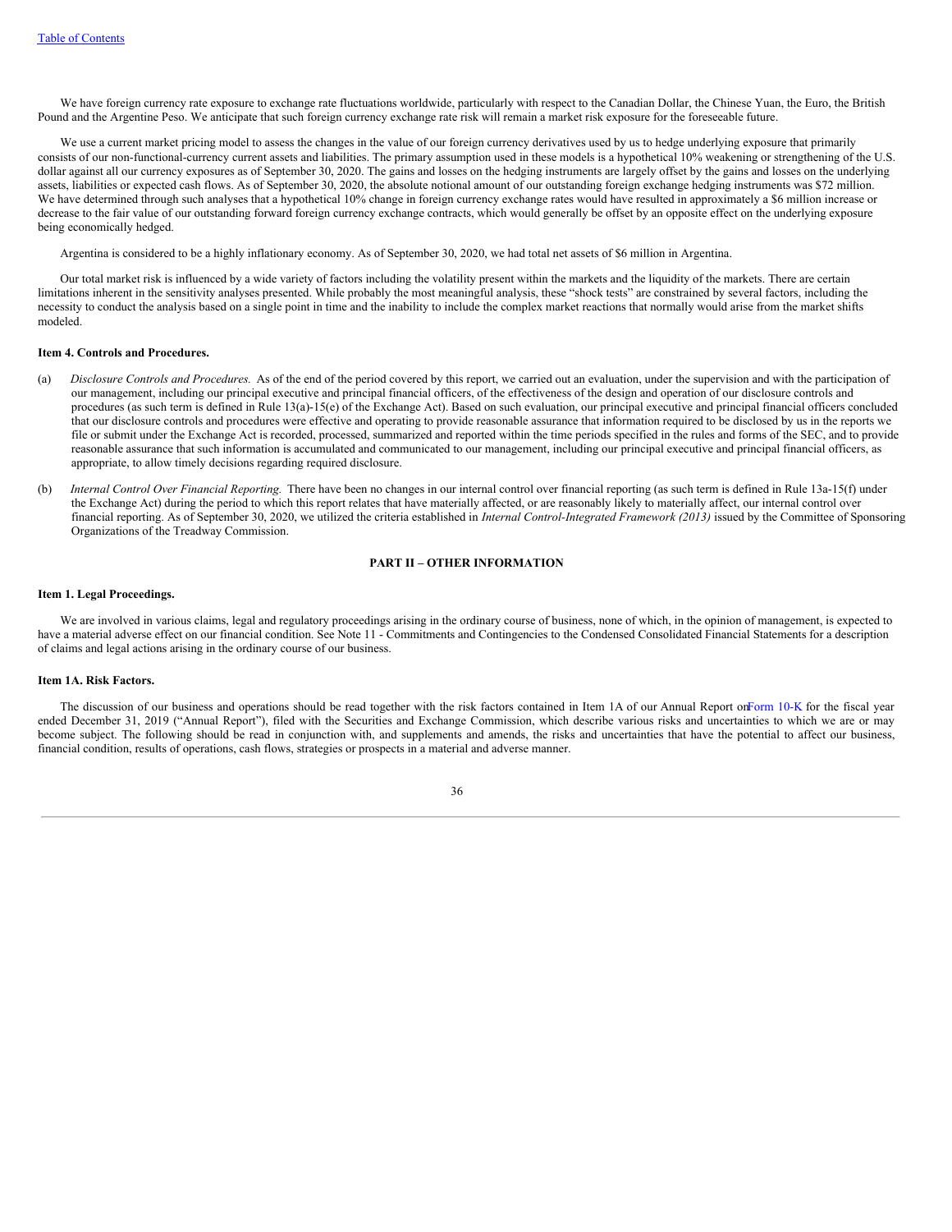We have foreign currency rate exposure to exchange rate fluctuations worldwide, particularly with respect to the Canadian Dollar, the Chinese Yuan, the Euro, the British Pound and the Argentine Peso. We anticipate that such foreign currency exchange rate risk will remain a market risk exposure for the foreseeable future.

We use a current market pricing model to assess the changes in the value of our foreign currency derivatives used by us to hedge underlying exposure that primarily consists of our non-functional-currency current assets and liabilities. The primary assumption used in these models is a hypothetical 10% weakening or strengthening of the U.S. dollar against all our currency exposures as of September 30, 2020. The gains and losses on the hedging instruments are largely offset by the gains and losses on the underlying assets, liabilities or expected cash flows. As of September 30, 2020, the absolute notional amount of our outstanding foreign exchange hedging instruments was $72 million. We have determined through such analyses that a hypothetical 10% change in foreign currency exchange rates would have resulted in approximately a $6 million increase or decrease to the fair value of our outstanding forward foreign currency exchange contracts, which would generally be offset by an opposite effect on the underlying exposure being economically hedged.

Argentina is considered to be a highly inflationary economy. As of September 30, 2020, we had total net assets of $6 million in Argentina.

Our total market risk is influenced by a wide variety of factors including the volatility present within the markets and the liquidity of the markets. There are certain limitations inherent in the sensitivity analyses presented. While probably the most meaningful analysis, these "shock tests" are constrained by several factors, including the necessity to conduct the analysis based on a single point in time and the inability to include the complex market reactions that normally would arise from the market shifts modeled.

## Item 4. Controls and Procedures.

(a) *Disclosure Controls and Procedures.* As of the end of the period covered by this report, we carried out an evaluation, under the supervision and with the participation of our management, including our principal executive and principal financial officers, of the effectiveness of the design and operation of our disclosure controls and procedures (as such term is defined in Rule 13(a)-15(e) of the Exchange Act). Based on such evaluation, our principal executive and principal financial officers concluded that our disclosure controls and procedures were effective and operating to provide reasonable assurance that information required to be disclosed by us in the reports we file or submit under the Exchange Act is recorded, processed, summarized and reported within the time periods specified in the rules and forms of the SEC, and to provide reasonable assurance that such information is accumulated and communicated to our management, including our principal executive and principal financial officers, as appropriate, to allow timely decisions regarding required disclosure.

(b) *Internal Control Over Financial Reporting.* There have been no changes in our internal control over financial reporting (as such term is defined in Rule 13a-15(f) under the Exchange Act) during the period to which this report relates that have materially affected, or are reasonably likely to materially affect, our internal control over financial reporting. As of September 30, 2020, we utilized the criteria established in *Internal Control-Integrated Framework (2013)* issued by the Committee of Sponsoring Organizations of the Treadway Commission.

# PART II – OTHER INFORMATION

## Item 1. Legal Proceedings.

We are involved in various claims, legal and regulatory proceedings arising in the ordinary course of business, none of which, in the opinion of management, is expected to have a material adverse effect on our financial condition. See Note 11 - Commitments and Contingencies to the Condensed Consolidated Financial Statements for a description of claims and legal actions arising in the ordinary course of our business.

## Item 1A. Risk Factors.

The discussion of our business and operations should be read together with the risk factors contained in Item 1A of our Annual Report on Form 10-K for the fiscal year ended December 31, 2019 ("Annual Report"), filed with the Securities and Exchange Commission, which describe various risks and uncertainties to which we are or may become subject. The following should be read in conjunction with, and supplements and amends, the risks and uncertainties that have the potential to affect our business, financial condition, results of operations, cash flows, strategies or prospects in a material and adverse manner.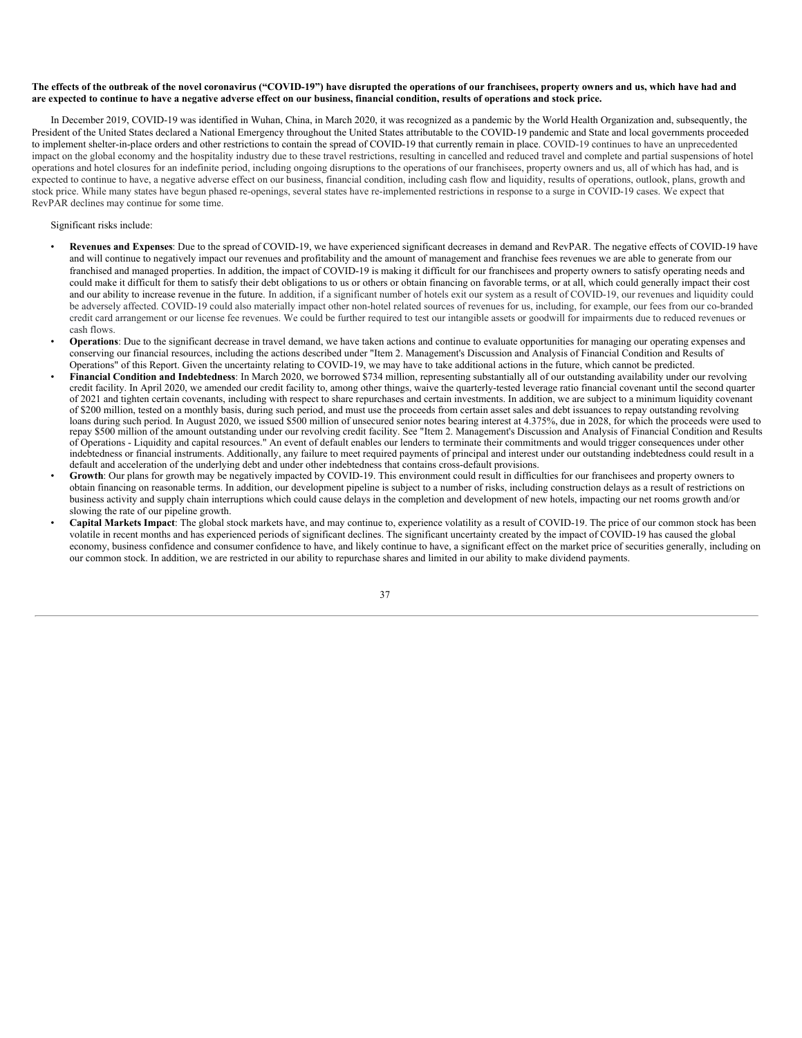**The effects of the outbreak of the novel coronavirus ("COVID-19") have disrupted the operations of our franchisees, property owners and us, which have had and are expected to continue to have a negative adverse effect on our business, financial condition, results of operations and stock price.**

In December 2019, COVID-19 was identified in Wuhan, China, in March 2020, it was recognized as a pandemic by the World Health Organization and, subsequently, the President of the United States declared a National Emergency throughout the United States attributable to the COVID-19 pandemic and State and local governments proceeded to implement shelter-in-place orders and other restrictions to contain the spread of COVID-19 that currently remain in place. COVID-19 continues to have an unprecedented impact on the global economy and the hospitality industry due to these travel restrictions, resulting in cancelled and reduced travel and complete and partial suspensions of hotel operations and hotel closures for an indefinite period, including ongoing disruptions to the operations of our franchisees, property owners and us, all of which has had, and is expected to continue to have, a negative adverse effect on our business, financial condition, including cash flow and liquidity, results of operations, outlook, plans, growth and stock price. While many states have begun phased re-openings, several states have re-implemented restrictions in response to a surge in COVID-19 cases. We expect that RevPAR declines may continue for some time.

Significant risks include:

- **Revenues and Expenses**: Due to the spread of COVID-19, we have experienced significant decreases in demand and RevPAR. The negative effects of COVID-19 have and will continue to negatively impact our revenues and profitability and the amount of management and franchise fees revenues we are able to generate from our franchised and managed properties. In addition, the impact of COVID-19 is making it difficult for our franchisees and property owners to satisfy operating needs and could make it difficult for them to satisfy their debt obligations to us or others or obtain financing on favorable terms, or at all, which could generally impact their cost and our ability to increase revenue in the future. In addition, if a significant number of hotels exit our system as a result of COVID-19, our revenues and liquidity could be adversely affected. COVID-19 could also materially impact other non-hotel related sources of revenues for us, including, for example, our fees from our co-branded credit card arrangement or our license fee revenues. We could be further required to test our intangible assets or goodwill for impairments due to reduced revenues or cash flows.
- **Operations**: Due to the significant decrease in travel demand, we have taken actions and continue to evaluate opportunities for managing our operating expenses and conserving our financial resources, including the actions described under "Item 2. Management's Discussion and Analysis of Financial Condition and Results of Operations" of this Report. Given the uncertainty relating to COVID-19, we may have to take additional actions in the future, which cannot be predicted.
- **Financial Condition and Indebtedness**: In March 2020, we borrowed \$734 million, representing substantially all of our outstanding availability under our revolving credit facility. In April 2020, we amended our credit facility to, among other things, waive the quarterly-tested leverage ratio financial covenant until the second quarter of 2021 and tighten certain covenants, including with respect to share repurchases and certain investments. In addition, we are subject to a minimum liquidity covenant of \$200 million, tested on a monthly basis, during such period, and must use the proceeds from certain asset sales and debt issuances to repay outstanding revolving loans during such period. In August 2020, we issued \$500 million of unsecured senior notes bearing interest at 4.375%, due in 2028, for which the proceeds were used to repay \$500 million of the amount outstanding under our revolving credit facility. See "Item 2. Management's Discussion and Analysis of Financial Condition and Results of Operations - Liquidity and capital resources." An event of default enables our lenders to terminate their commitments and would trigger consequences under other indebtedness or financial instruments. Additionally, any failure to meet required payments of principal and interest under our outstanding indebtedness could result in a default and acceleration of the underlying debt and under other indebtedness that contains cross-default provisions.
- **Growth**: Our plans for growth may be negatively impacted by COVID-19. This environment could result in difficulties for our franchisees and property owners to obtain financing on reasonable terms. In addition, our development pipeline is subject to a number of risks, including construction delays as a result of restrictions on business activity and supply chain interruptions which could cause delays in the completion and development of new hotels, impacting our net rooms growth and/or slowing the rate of our pipeline growth.
- **Capital Markets Impact**: The global stock markets have, and may continue to, experience volatility as a result of COVID-19. The price of our common stock has been volatile in recent months and has experienced periods of significant declines. The significant uncertainty created by the impact of COVID-19 has caused the global economy, business confidence and consumer confidence to have, and likely continue to have, a significant effect on the market price of securities generally, including on our common stock. In addition, we are restricted in our ability to repurchase shares and limited in our ability to make dividend payments.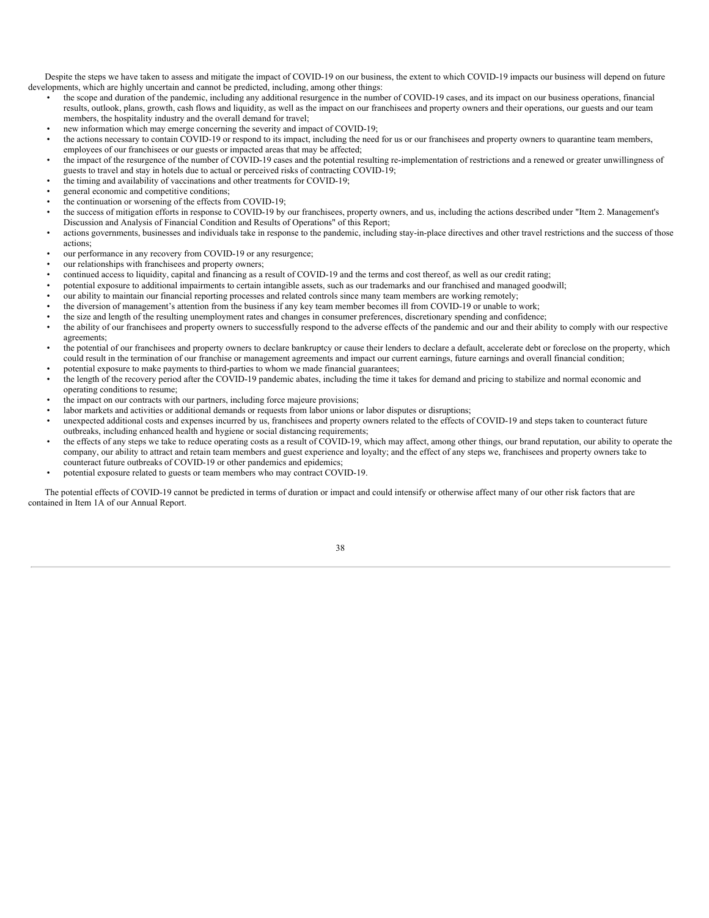Despite the steps we have taken to assess and mitigate the impact of COVID-19 on our business, the extent to which COVID-19 impacts our business will depend on future developments, which are highly uncertain and cannot be predicted, including, among other things:

- the scope and duration of the pandemic, including any additional resurgence in the number of COVID-19 cases, and its impact on our business operations, financial results, outlook, plans, growth, cash flows and liquidity, as well as the impact on our franchisees and property owners and their operations, our guests and our team members, the hospitality industry and the overall demand for travel;
- new information which may emerge concerning the severity and impact of COVID-19;
- the actions necessary to contain COVID-19 or respond to its impact, including the need for us or our franchisees and property owners to quarantine team members, employees of our franchisees or our guests or impacted areas that may be affected;
- the impact of the resurgence of the number of COVID-19 cases and the potential resulting re-implementation of restrictions and a renewed or greater unwillingness of guests to travel and stay in hotels due to actual or perceived risks of contracting COVID-19;
- the timing and availability of vaccinations and other treatments for COVID-19;
- general economic and competitive conditions;
- the continuation or worsening of the effects from COVID-19;
- the success of mitigation efforts in response to COVID-19 by our franchisees, property owners, and us, including the actions described under "Item 2. Management's Discussion and Analysis of Financial Condition and Results of Operations" of this Report;
- actions governments, businesses and individuals take in response to the pandemic, including stay-in-place directives and other travel restrictions and the success of those actions;
- our performance in any recovery from COVID-19 or any resurgence;
- our relationships with franchisees and property owners;
- continued access to liquidity, capital and financing as a result of COVID-19 and the terms and cost thereof, as well as our credit rating;
- potential exposure to additional impairments to certain intangible assets, such as our trademarks and our franchised and managed goodwill;
- our ability to maintain our financial reporting processes and related controls since many team members are working remotely;
- the diversion of management's attention from the business if any key team member becomes ill from COVID-19 or unable to work;
- the size and length of the resulting unemployment rates and changes in consumer preferences, discretionary spending and confidence;
- the ability of our franchisees and property owners to successfully respond to the adverse effects of the pandemic and our and their ability to comply with our respective agreements;
- the potential of our franchisees and property owners to declare bankruptcy or cause their lenders to declare a default, accelerate debt or foreclose on the property, which could result in the termination of our franchise or management agreements and impact our current earnings, future earnings and overall financial condition;
- potential exposure to make payments to third-parties to whom we made financial guarantees;
- the length of the recovery period after the COVID-19 pandemic abates, including the time it takes for demand and pricing to stabilize and normal economic and operating conditions to resume;
- the impact on our contracts with our partners, including force majeure provisions;
- labor markets and activities or additional demands or requests from labor unions or labor disputes or disruptions;
- unexpected additional costs and expenses incurred by us, franchisees and property owners related to the effects of COVID-19 and steps taken to counteract future outbreaks, including enhanced health and hygiene or social distancing requirements;
- the effects of any steps we take to reduce operating costs as a result of COVID-19, which may affect, among other things, our brand reputation, our ability to operate the company, our ability to attract and retain team members and guest experience and loyalty; and the effect of any steps we, franchisees and property owners take to counteract future outbreaks of COVID-19 or other pandemics and epidemics;
- potential exposure related to guests or team members who may contract COVID-19.

The potential effects of COVID-19 cannot be predicted in terms of duration or impact and could intensify or otherwise affect many of our other risk factors that are contained in Item 1A of our Annual Report.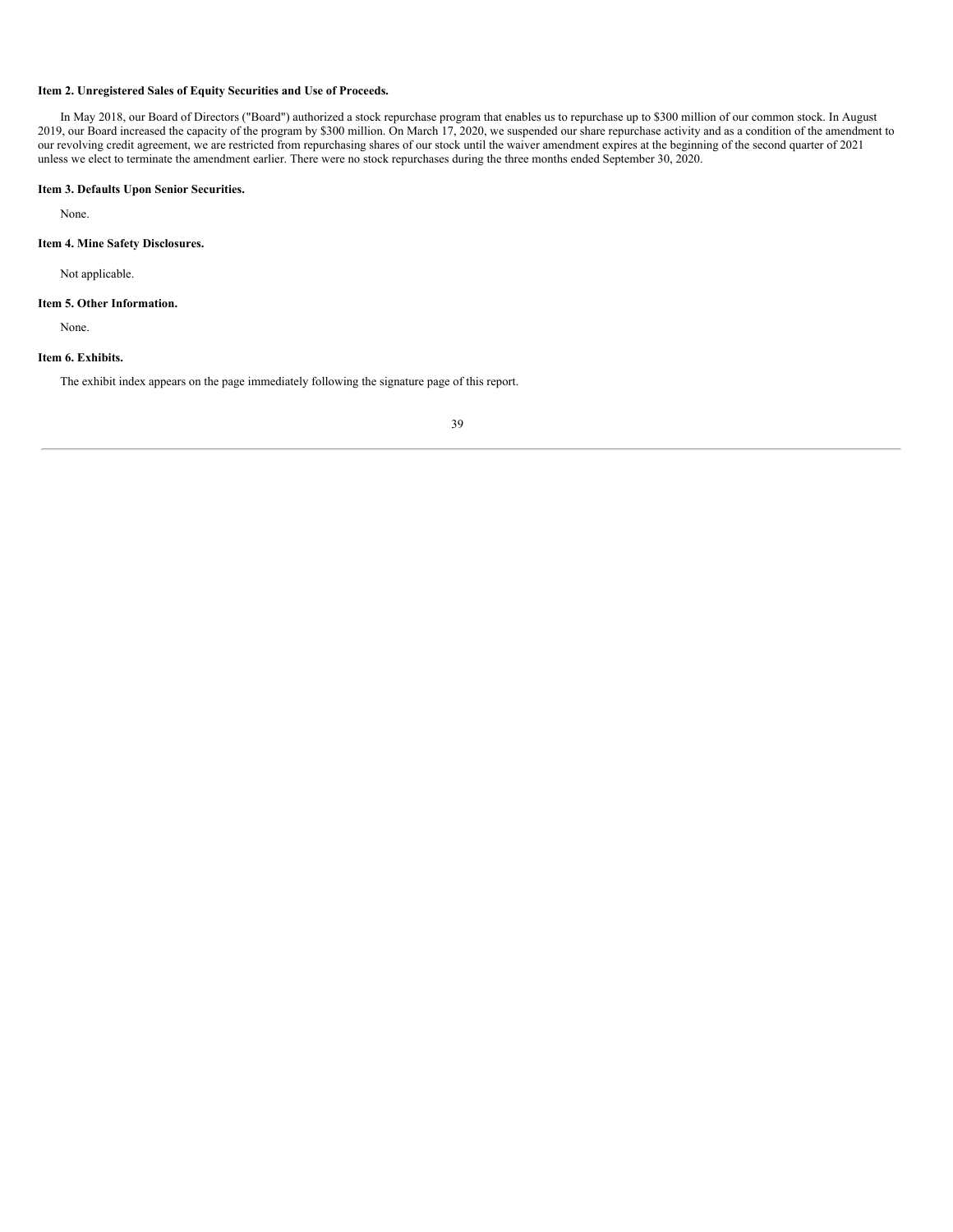**Item 2. Unregistered Sales of Equity Securities and Use of Proceeds.**

In May 2018, our Board of Directors ("Board") authorized a stock repurchase program that enables us to repurchase up to $300 million of our common stock. In August 2019, our Board increased the capacity of the program by $300 million. On March 17, 2020, we suspended our share repurchase activity and as a condition of the amendment to our revolving credit agreement, we are restricted from repurchasing shares of our stock until the waiver amendment expires at the beginning of the second quarter of 2021 unless we elect to terminate the amendment earlier. There were no stock repurchases during the three months ended September 30, 2020.

**Item 3. Defaults Upon Senior Securities.**

None.

**Item 4. Mine Safety Disclosures.**

Not applicable.

**Item 5. Other Information.**

None.

**Item 6. Exhibits.**

The exhibit index appears on the page immediately following the signature page of this report.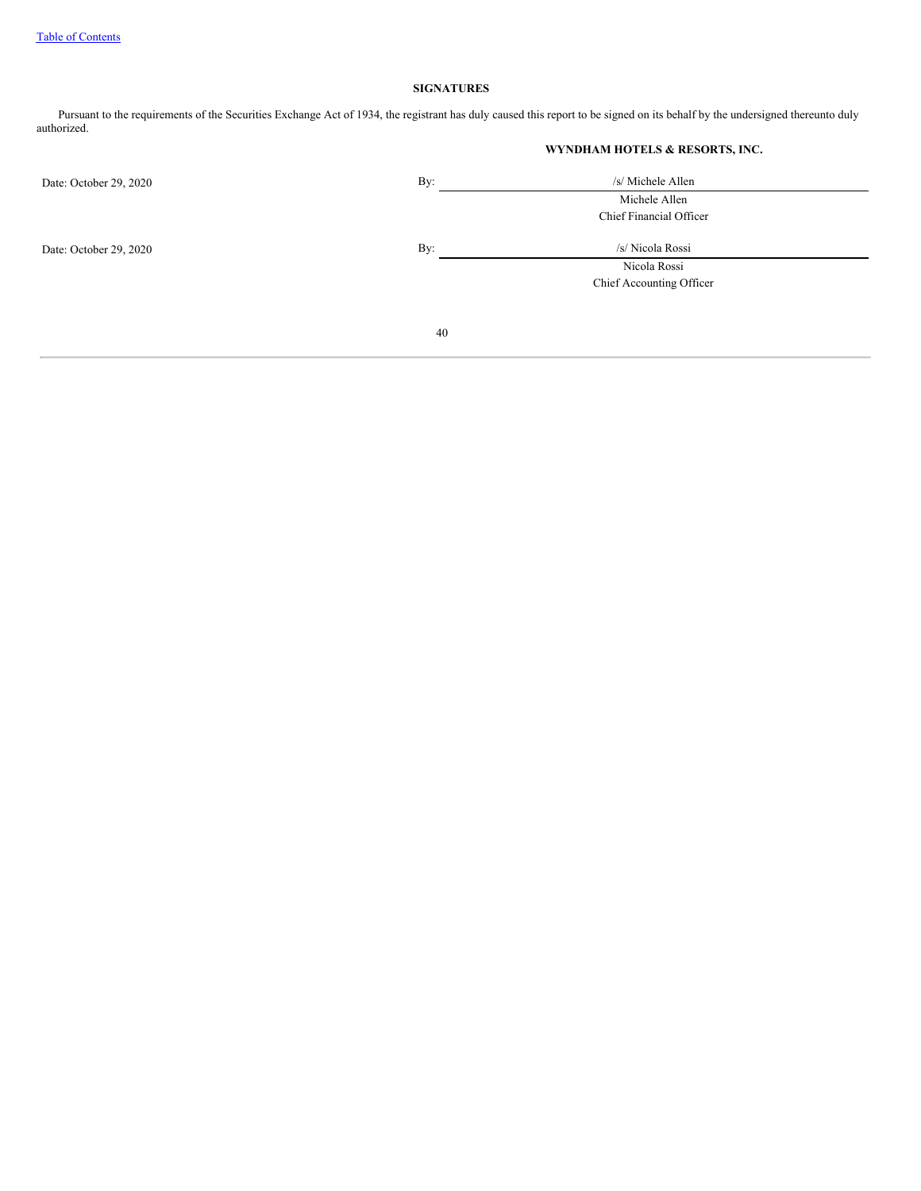## SIGNATURES

Pursuant to the requirements of the Securities Exchange Act of 1934, the registrant has duly caused this report to be signed on its behalf by the undersigned thereunto duly authorized.

**WYNDHAM HOTELS & RESORTS, INC.**

| | | |
|---|---|---|
| Date: October 29, 2020 | By: | /s/ Michele Allen |
| | | Michele Allen |
| | | Chief Financial Officer |
| Date: October 29, 2020 | By: | /s/ Nicola Rossi |
| | | Nicola Rossi |
| | | Chief Accounting Officer |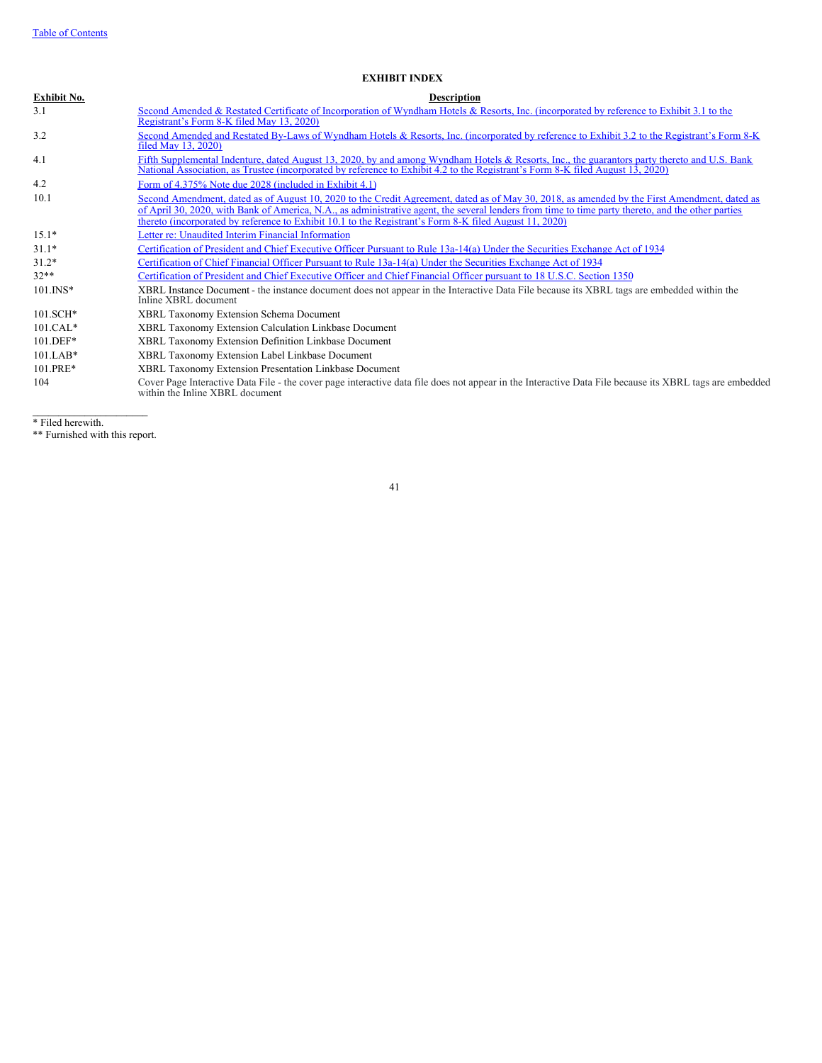Table of Contents

**EXHIBIT INDEX**

| Exhibit No. | Description |
| --- | --- |
| 3.1 | Second Amended & Restated Certificate of Incorporation of Wyndham Hotels & Resorts, Inc. (incorporated by reference to Exhibit 3.1 to the Registrant's Form 8-K filed May 13, 2020) |
| 3.2 | Second Amended and Restated By-Laws of Wyndham Hotels & Resorts, Inc. (incorporated by reference to Exhibit 3.2 to the Registrant's Form 8-K filed May 13, 2020) |
| 4.1 | Fifth Supplemental Indenture, dated August 13, 2020, by and among Wyndham Hotels & Resorts, Inc., the guarantors party thereto and U.S. Bank National Association, as Trustee (incorporated by reference to Exhibit 4.2 to the Registrant's Form 8-K filed August 13, 2020) |
| 4.2 | Form of 4.375% Note due 2028 (included in Exhibit 4.1) |
| 10.1 | Second Amendment, dated as of August 10, 2020 to the Credit Agreement, dated as of May 30, 2018, as amended by the First Amendment, dated as of April 30, 2020, with Bank of America, N.A., as administrative agent, the several lenders from time to time party thereto, and the other parties thereto (incorporated by reference to Exhibit 10.1 to the Registrant's Form 8-K filed August 11, 2020) |
| 15.1* | Letter re: Unaudited Interim Financial Information |
| 31.1* | Certification of President and Chief Executive Officer Pursuant to Rule 13a-14(a) Under the Securities Exchange Act of 1934 |
| 31.2* | Certification of Chief Financial Officer Pursuant to Rule 13a-14(a) Under the Securities Exchange Act of 1934 |
| 32** | Certification of President and Chief Executive Officer and Chief Financial Officer pursuant to 18 U.S.C. Section 1350 |
| 101.INS* | XBRL Instance Document - the instance document does not appear in the Interactive Data File because its XBRL tags are embedded within the Inline XBRL document |
| 101.SCH* | XBRL Taxonomy Extension Schema Document |
| 101.CAL* | XBRL Taxonomy Extension Calculation Linkbase Document |
| 101.DEF* | XBRL Taxonomy Extension Definition Linkbase Document |
| 101.LAB* | XBRL Taxonomy Extension Label Linkbase Document |
| 101.PRE* | XBRL Taxonomy Extension Presentation Linkbase Document |
| 104 | Cover Page Interactive Data File - the cover page interactive data file does not appear in the Interactive Data File because its XBRL tags are embedded within the Inline XBRL document |

* Filed herewith.

** Furnished with this report.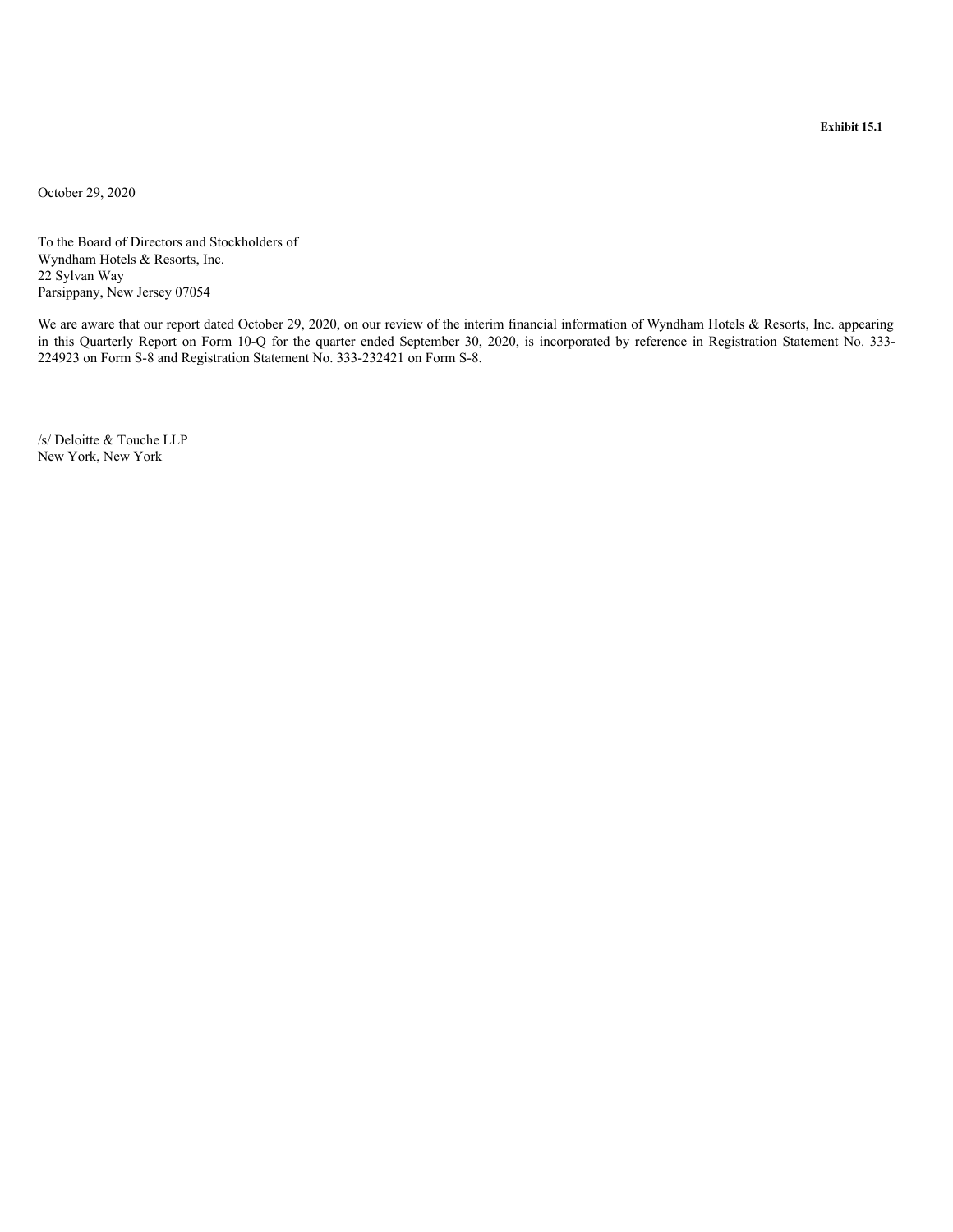**Exhibit 15.1**

October 29, 2020

To the Board of Directors and Stockholders of
Wyndham Hotels & Resorts, Inc.
22 Sylvan Way
Parsippany, New Jersey 07054

We are aware that our report dated October 29, 2020, on our review of the interim financial information of Wyndham Hotels & Resorts, Inc. appearing in this Quarterly Report on Form 10-Q for the quarter ended September 30, 2020, is incorporated by reference in Registration Statement No. 333-224923 on Form S-8 and Registration Statement No. 333-232421 on Form S-8.

/s/ Deloitte & Touche LLP
New York, New York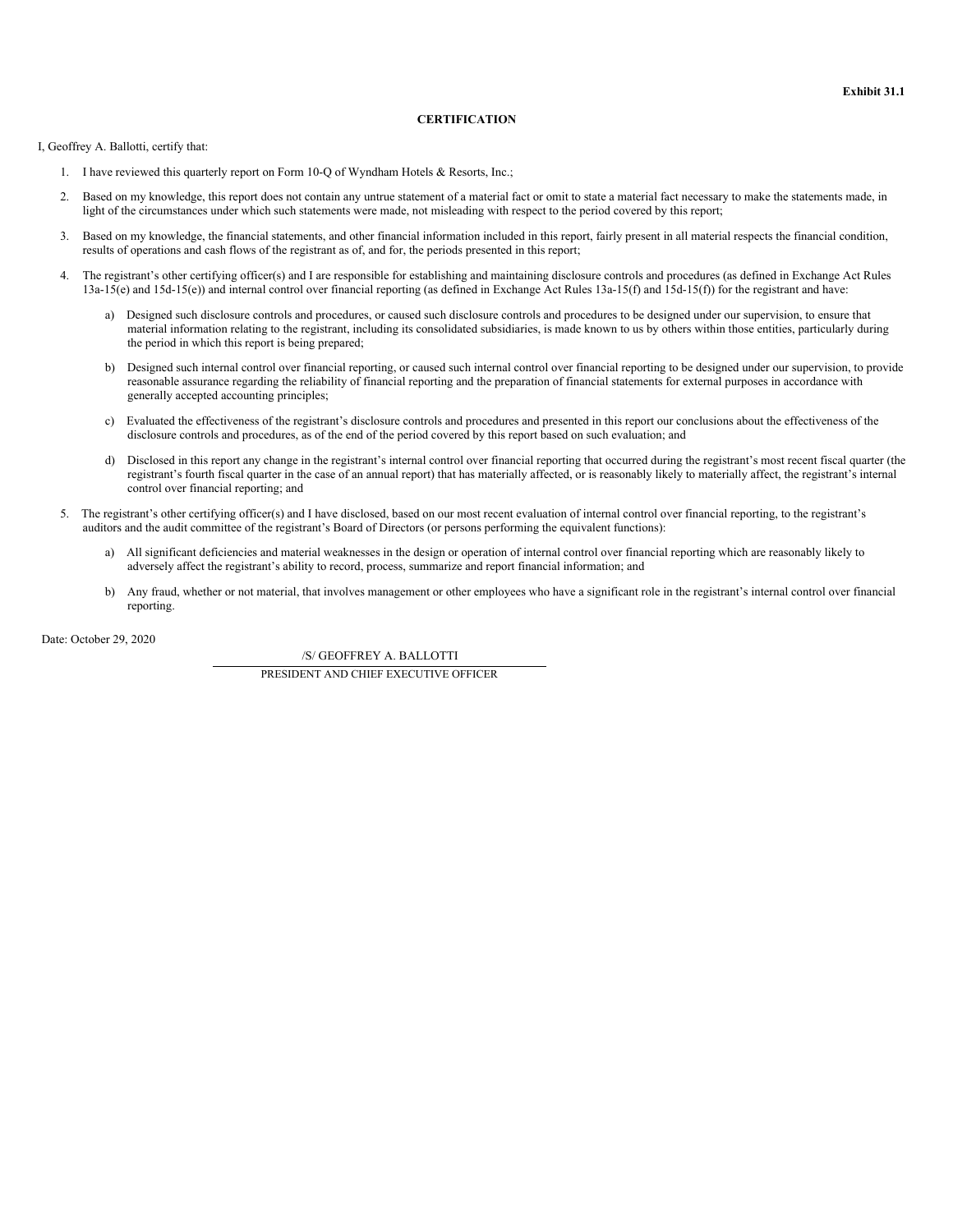Exhibit 31.1

# CERTIFICATION

I, Geoffrey A. Ballotti, certify that:

1. I have reviewed this quarterly report on Form 10-Q of Wyndham Hotels & Resorts, Inc.;
2. Based on my knowledge, this report does not contain any untrue statement of a material fact or omit to state a material fact necessary to make the statements made, in light of the circumstances under which such statements were made, not misleading with respect to the period covered by this report;
3. Based on my knowledge, the financial statements, and other financial information included in this report, fairly present in all material respects the financial condition, results of operations and cash flows of the registrant as of, and for, the periods presented in this report;
4. The registrant's other certifying officer(s) and I are responsible for establishing and maintaining disclosure controls and procedures (as defined in Exchange Act Rules 13a-15(e) and 15d-15(e)) and internal control over financial reporting (as defined in Exchange Act Rules 13a-15(f) and 15d-15(f)) for the registrant and have:
   a) Designed such disclosure controls and procedures, or caused such disclosure controls and procedures to be designed under our supervision, to ensure that material information relating to the registrant, including its consolidated subsidiaries, is made known to us by others within those entities, particularly during the period in which this report is being prepared;
   b) Designed such internal control over financial reporting, or caused such internal control over financial reporting to be designed under our supervision, to provide reasonable assurance regarding the reliability of financial reporting and the preparation of financial statements for external purposes in accordance with generally accepted accounting principles;
   c) Evaluated the effectiveness of the registrant's disclosure controls and procedures and presented in this report our conclusions about the effectiveness of the disclosure controls and procedures, as of the end of the period covered by this report based on such evaluation; and
   d) Disclosed in this report any change in the registrant's internal control over financial reporting that occurred during the registrant's most recent fiscal quarter (the registrant's fourth fiscal quarter in the case of an annual report) that has materially affected, or is reasonably likely to materially affect, the registrant's internal control over financial reporting; and
5. The registrant's other certifying officer(s) and I have disclosed, based on our most recent evaluation of internal control over financial reporting, to the registrant's auditors and the audit committee of the registrant's Board of Directors (or persons performing the equivalent functions):
   a) All significant deficiencies and material weaknesses in the design or operation of internal control over financial reporting which are reasonably likely to adversely affect the registrant's ability to record, process, summarize and report financial information; and
   b) Any fraud, whether or not material, that involves management or other employees who have a significant role in the registrant's internal control over financial reporting.

Date: October 29, 2020

/S/ GEOFFREY A. BALLOTTI

PRESIDENT AND CHIEF EXECUTIVE OFFICER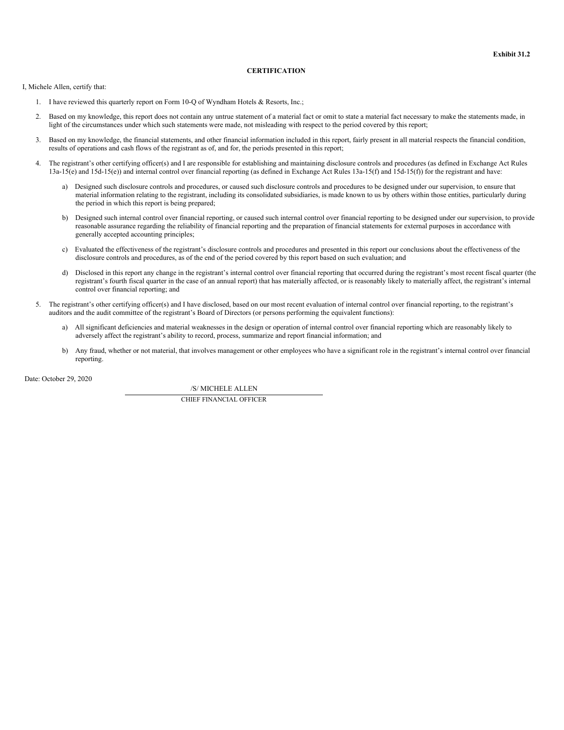**Exhibit 31.2**

**CERTIFICATION**

I, Michele Allen, certify that:

1. I have reviewed this quarterly report on Form 10-Q of Wyndham Hotels & Resorts, Inc.;

2. Based on my knowledge, this report does not contain any untrue statement of a material fact or omit to state a material fact necessary to make the statements made, in light of the circumstances under which such statements were made, not misleading with respect to the period covered by this report;

3. Based on my knowledge, the financial statements, and other financial information included in this report, fairly present in all material respects the financial condition, results of operations and cash flows of the registrant as of, and for, the periods presented in this report;

4. The registrant's other certifying officer(s) and I are responsible for establishing and maintaining disclosure controls and procedures (as defined in Exchange Act Rules 13a-15(e) and 15d-15(e)) and internal control over financial reporting (as defined in Exchange Act Rules 13a-15(f) and 15d-15(f)) for the registrant and have:

   a) Designed such disclosure controls and procedures, or caused such disclosure controls and procedures to be designed under our supervision, to ensure that material information relating to the registrant, including its consolidated subsidiaries, is made known to us by others within those entities, particularly during the period in which this report is being prepared;

   b) Designed such internal control over financial reporting, or caused such internal control over financial reporting to be designed under our supervision, to provide reasonable assurance regarding the reliability of financial reporting and the preparation of financial statements for external purposes in accordance with generally accepted accounting principles;

   c) Evaluated the effectiveness of the registrant's disclosure controls and procedures and presented in this report our conclusions about the effectiveness of the disclosure controls and procedures, as of the end of the period covered by this report based on such evaluation; and

   d) Disclosed in this report any change in the registrant's internal control over financial reporting that occurred during the registrant's most recent fiscal quarter (the registrant's fourth fiscal quarter in the case of an annual report) that has materially affected, or is reasonably likely to materially affect, the registrant's internal control over financial reporting; and

5. The registrant's other certifying officer(s) and I have disclosed, based on our most recent evaluation of internal control over financial reporting, to the registrant's auditors and the audit committee of the registrant's Board of Directors (or persons performing the equivalent functions):

   a) All significant deficiencies and material weaknesses in the design or operation of internal control over financial reporting which are reasonably likely to adversely affect the registrant's ability to record, process, summarize and report financial information; and

   b) Any fraud, whether or not material, that involves management or other employees who have a significant role in the registrant's internal control over financial reporting.

Date: October 29, 2020

/S/ MICHELE ALLEN

CHIEF FINANCIAL OFFICER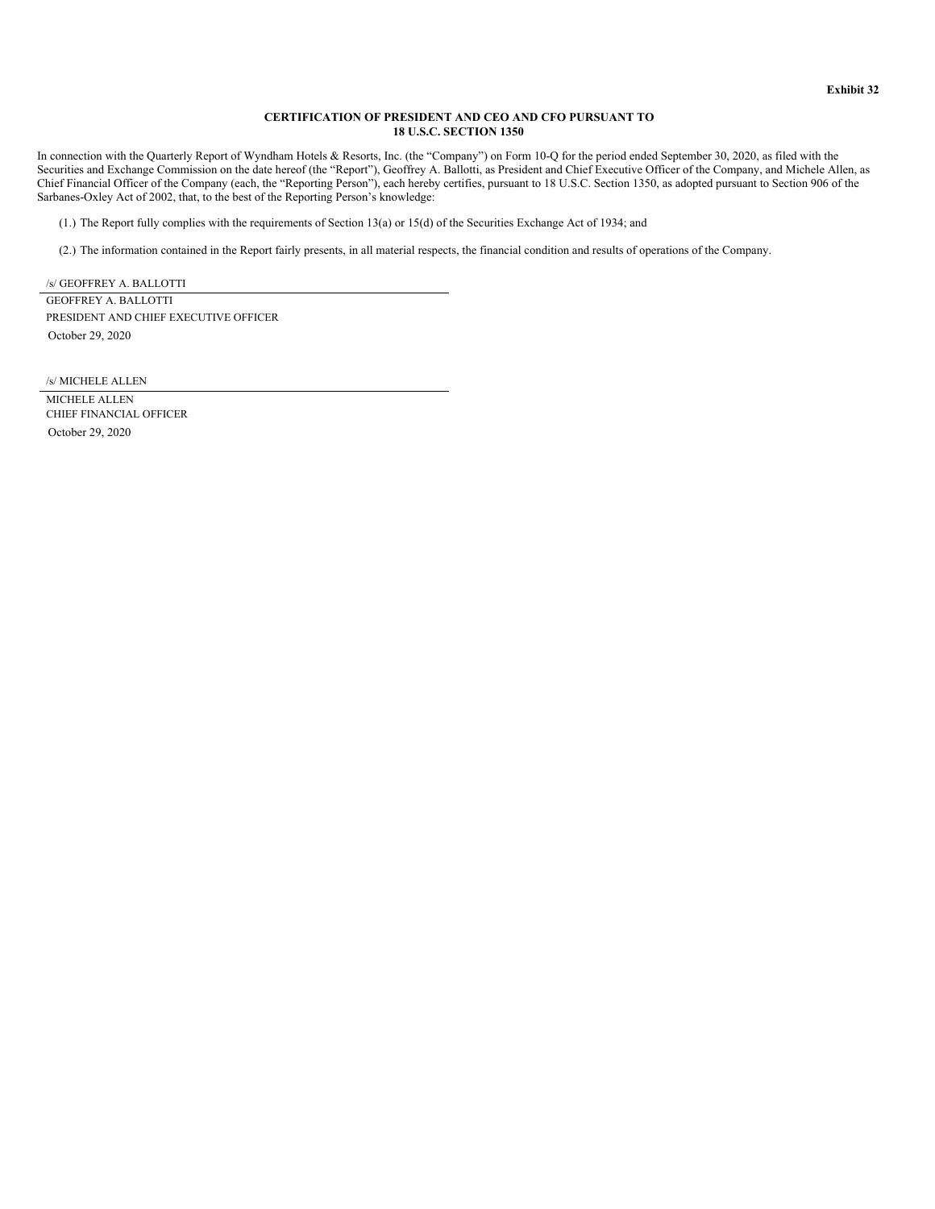**Exhibit 32**

**CERTIFICATION OF PRESIDENT AND CEO AND CFO PURSUANT TO**
**18 U.S.C. SECTION 1350**

In connection with the Quarterly Report of Wyndham Hotels & Resorts, Inc. (the "Company") on Form 10-Q for the period ended September 30, 2020, as filed with the Securities and Exchange Commission on the date hereof (the "Report"), Geoffrey A. Ballotti, as President and Chief Executive Officer of the Company, and Michele Allen, as Chief Financial Officer of the Company (each, the "Reporting Person"), each hereby certifies, pursuant to 18 U.S.C. Section 1350, as adopted pursuant to Section 906 of the Sarbanes-Oxley Act of 2002, that, to the best of the Reporting Person's knowledge:

(1.) The Report fully complies with the requirements of Section 13(a) or 15(d) of the Securities Exchange Act of 1934; and

(2.) The information contained in the Report fairly presents, in all material respects, the financial condition and results of operations of the Company.

/s/ GEOFFREY A. BALLOTTI

GEOFFREY A. BALLOTTI
PRESIDENT AND CHIEF EXECUTIVE OFFICER
October 29, 2020

/s/ MICHELE ALLEN

MICHELE ALLEN
CHIEF FINANCIAL OFFICER
October 29, 2020